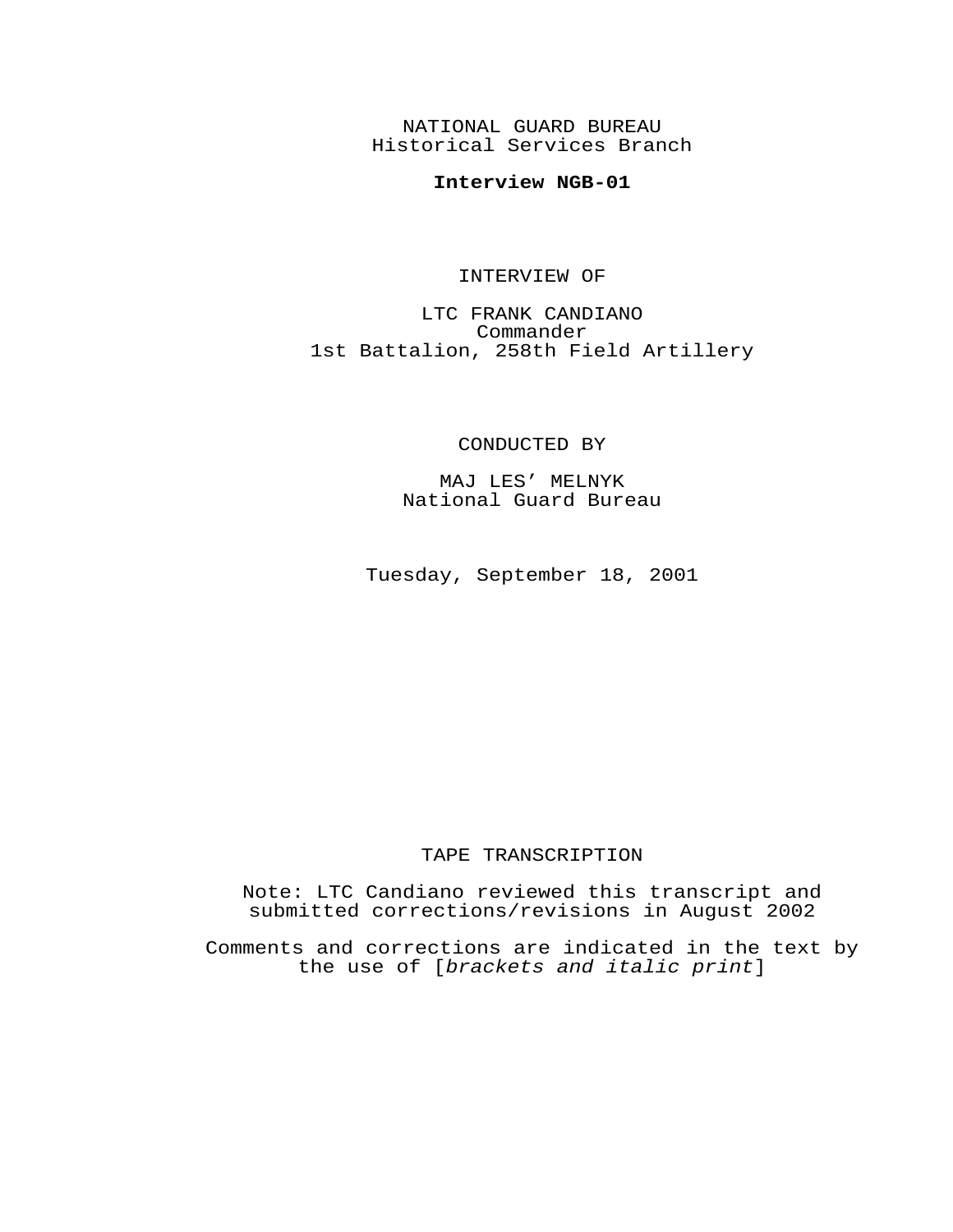NATIONAL GUARD BUREAU
Historical Services Branch

**Interview NGB-01**

INTERVIEW OF

LTC FRANK CANDIANO
Commander
1st Battalion, 258th Field Artillery

CONDUCTED BY

MAJ LES' MELNYK
National Guard Bureau

Tuesday, September 18, 2001

TAPE TRANSCRIPTION

Note: LTC Candiano reviewed this transcript and submitted corrections/revisions in August 2002

Comments and corrections are indicated in the text by the use of [*brackets and italic print*]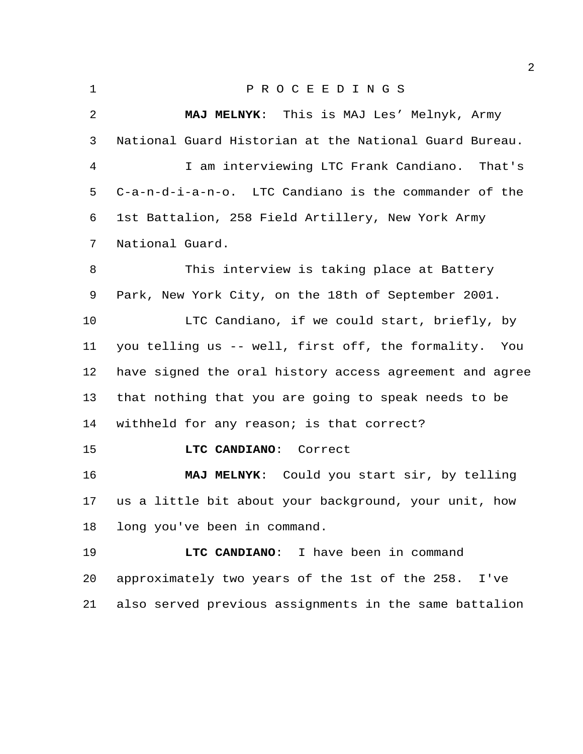P R O C E E D I N G S

**MAJ MELNYK**: This is MAJ Les' Melnyk, Army National Guard Historian at the National Guard Bureau.

I am interviewing LTC Frank Candiano. That's C-a-n-d-i-a-n-o. LTC Candiano is the commander of the 1st Battalion, 258 Field Artillery, New York Army National Guard.

This interview is taking place at Battery Park, New York City, on the 18th of September 2001.

LTC Candiano, if we could start, briefly, by you telling us -- well, first off, the formality. You have signed the oral history access agreement and agree that nothing that you are going to speak needs to be withheld for any reason; is that correct?

**LTC CANDIANO**: Correct

**MAJ MELNYK**: Could you start sir, by telling us a little bit about your background, your unit, how long you've been in command.

**LTC CANDIANO**: I have been in command approximately two years of the 1st of the 258. I've also served previous assignments in the same battalion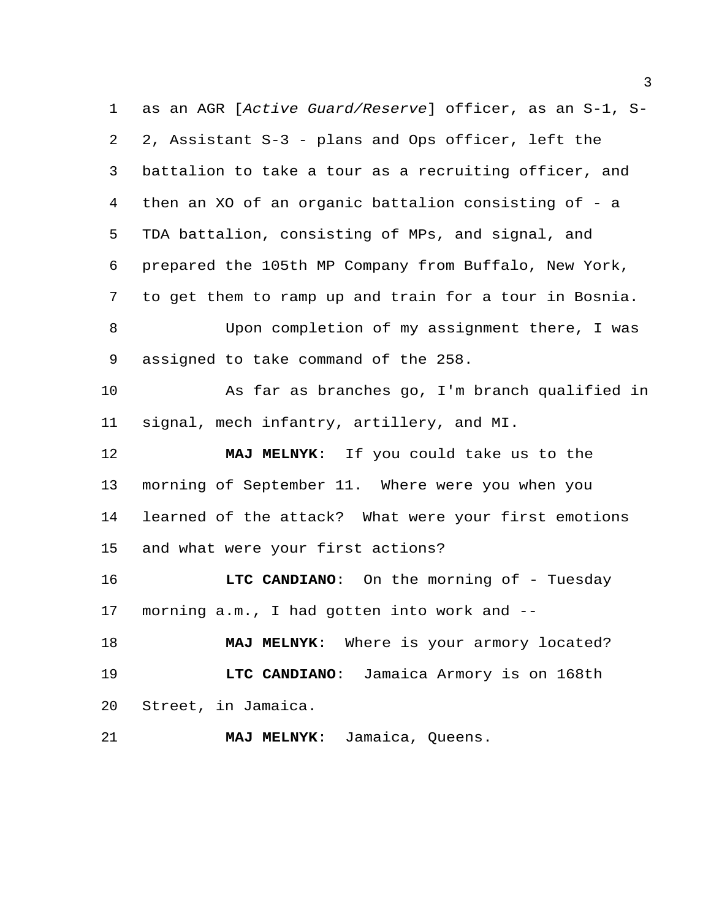as an AGR [*Active Guard/Reserve*] officer, as an S-1, S-2, Assistant S-3 - plans and Ops officer, left the battalion to take a tour as a recruiting officer, and then an XO of an organic battalion consisting of - a TDA battalion, consisting of MPs, and signal, and prepared the 105th MP Company from Buffalo, New York, to get them to ramp up and train for a tour in Bosnia.

Upon completion of my assignment there, I was assigned to take command of the 258.

As far as branches go, I'm branch qualified in signal, mech infantry, artillery, and MI.

**MAJ MELNYK**: If you could take us to the morning of September 11. Where were you when you learned of the attack? What were your first emotions and what were your first actions?

**LTC CANDIANO**: On the morning of - Tuesday morning a.m., I had gotten into work and --

**MAJ MELNYK**: Where is your armory located?

**LTC CANDIANO**: Jamaica Armory is on 168th Street, in Jamaica.

**MAJ MELNYK**: Jamaica, Queens.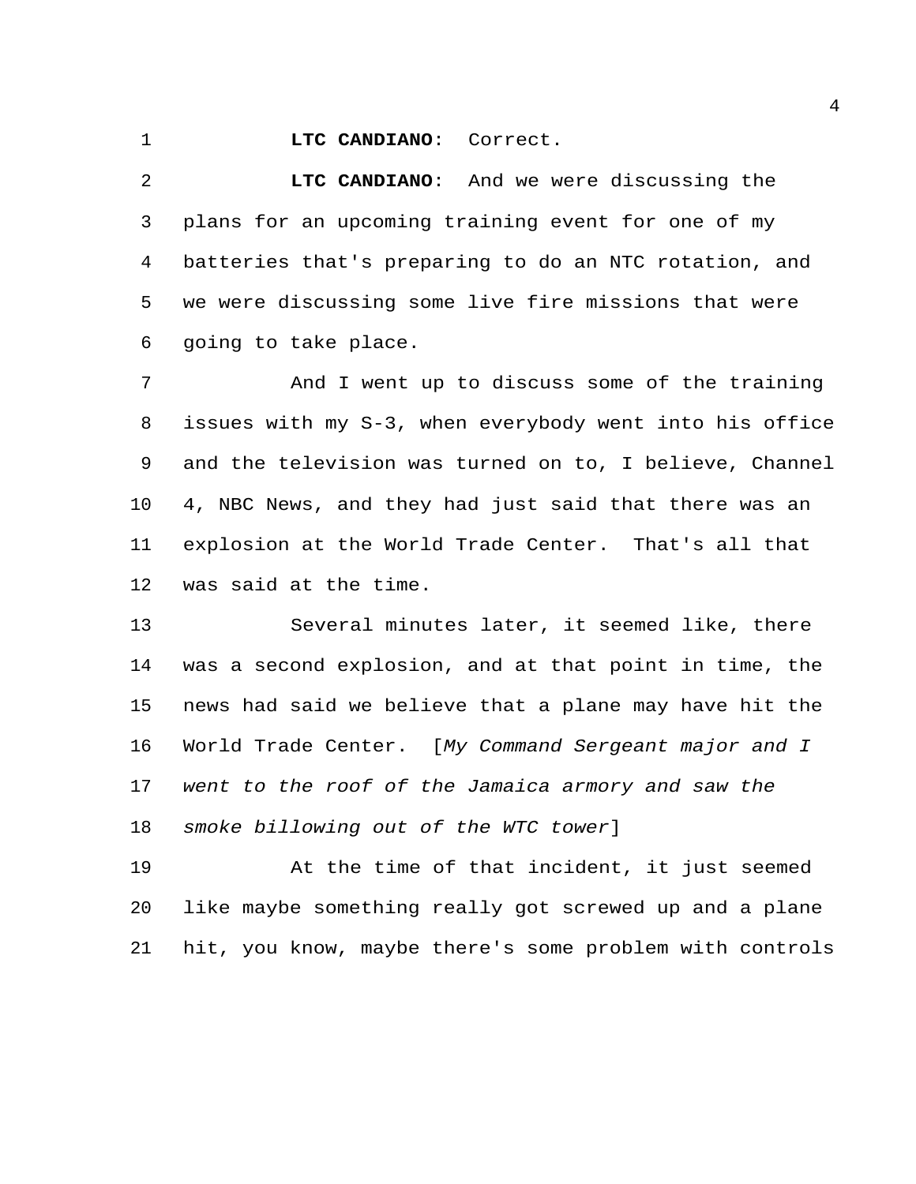**LTC CANDIANO**: Correct.

**LTC CANDIANO**: And we were discussing the plans for an upcoming training event for one of my batteries that's preparing to do an NTC rotation, and we were discussing some live fire missions that were going to take place.

And I went up to discuss some of the training issues with my S-3, when everybody went into his office and the television was turned on to, I believe, Channel 4, NBC News, and they had just said that there was an explosion at the World Trade Center. That's all that was said at the time.

Several minutes later, it seemed like, there was a second explosion, and at that point in time, the news had said we believe that a plane may have hit the World Trade Center. [*My Command Sergeant major and I went to the roof of the Jamaica armory and saw the smoke billowing out of the WTC tower*]

At the time of that incident, it just seemed like maybe something really got screwed up and a plane hit, you know, maybe there's some problem with controls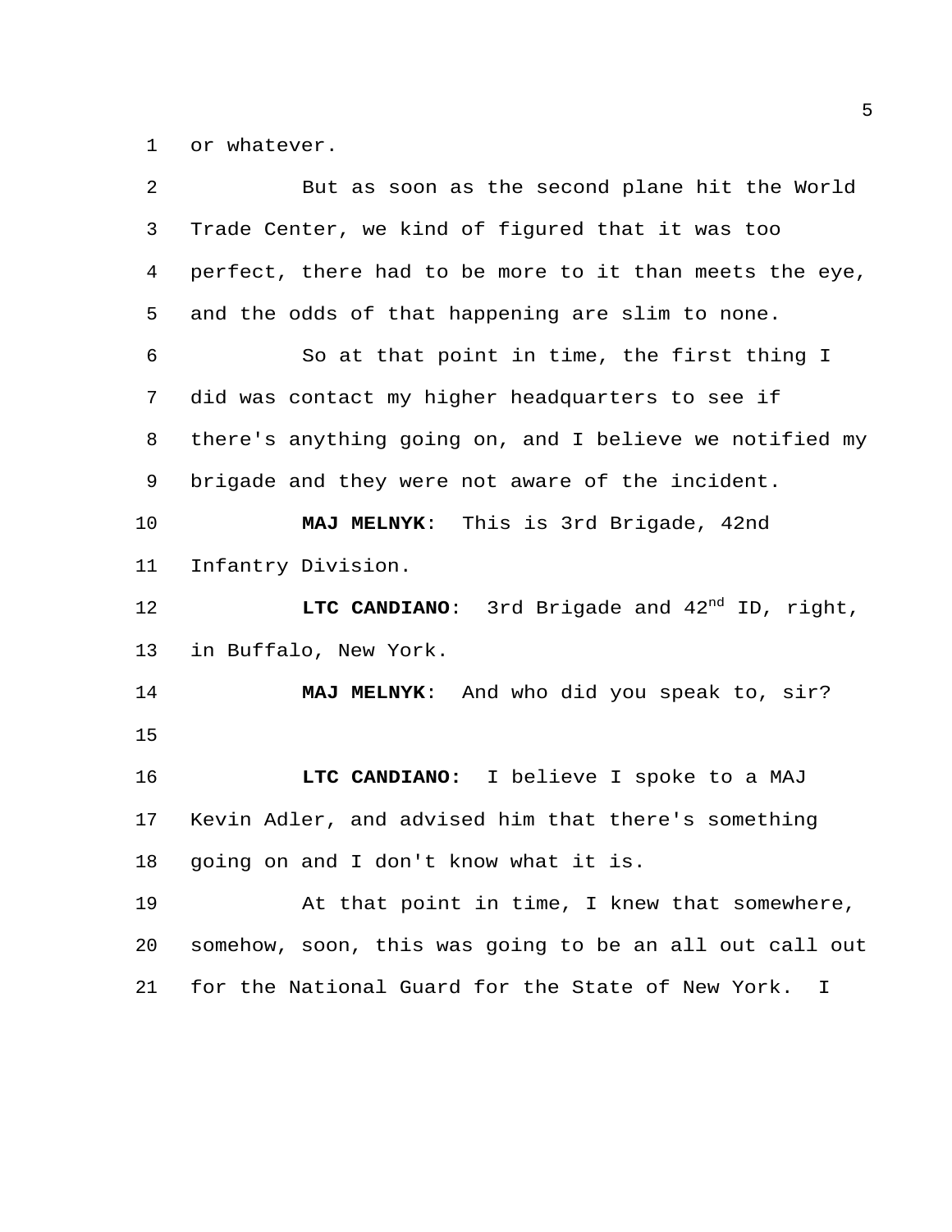or whatever.

But as soon as the second plane hit the World Trade Center, we kind of figured that it was too perfect, there had to be more to it than meets the eye, and the odds of that happening are slim to none.

So at that point in time, the first thing I did was contact my higher headquarters to see if there's anything going on, and I believe we notified my brigade and they were not aware of the incident.

**MAJ MELNYK**: This is 3rd Brigade, 42nd Infantry Division.

**LTC CANDIANO**: 3rd Brigade and 42nd ID, right, in Buffalo, New York.

**MAJ MELNYK**: And who did you speak to, sir?

**LTC CANDIANO:** I believe I spoke to a MAJ Kevin Adler, and advised him that there's something going on and I don't know what it is.

At that point in time, I knew that somewhere, somehow, soon, this was going to be an all out call out for the National Guard for the State of New York. I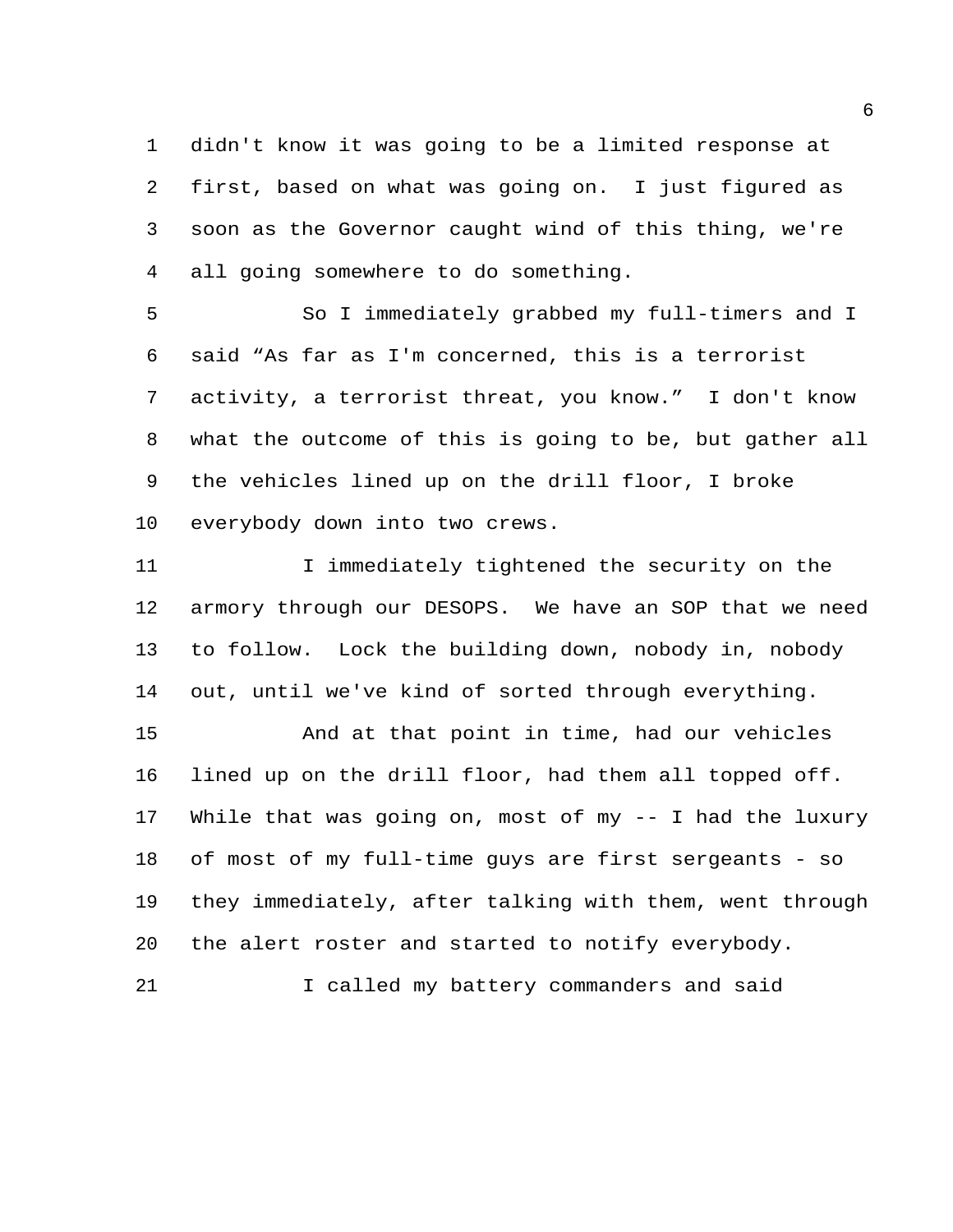didn't know it was going to be a limited response at first, based on what was going on. I just figured as soon as the Governor caught wind of this thing, we're all going somewhere to do something.

So I immediately grabbed my full-timers and I said “As far as I'm concerned, this is a terrorist activity, a terrorist threat, you know.” I don't know what the outcome of this is going to be, but gather all the vehicles lined up on the drill floor, I broke everybody down into two crews.

I immediately tightened the security on the armory through our DESOPS. We have an SOP that we need to follow. Lock the building down, nobody in, nobody out, until we've kind of sorted through everything.

And at that point in time, had our vehicles lined up on the drill floor, had them all topped off. While that was going on, most of my -- I had the luxury of most of my full-time guys are first sergeants - so they immediately, after talking with them, went through the alert roster and started to notify everybody.

I called my battery commanders and said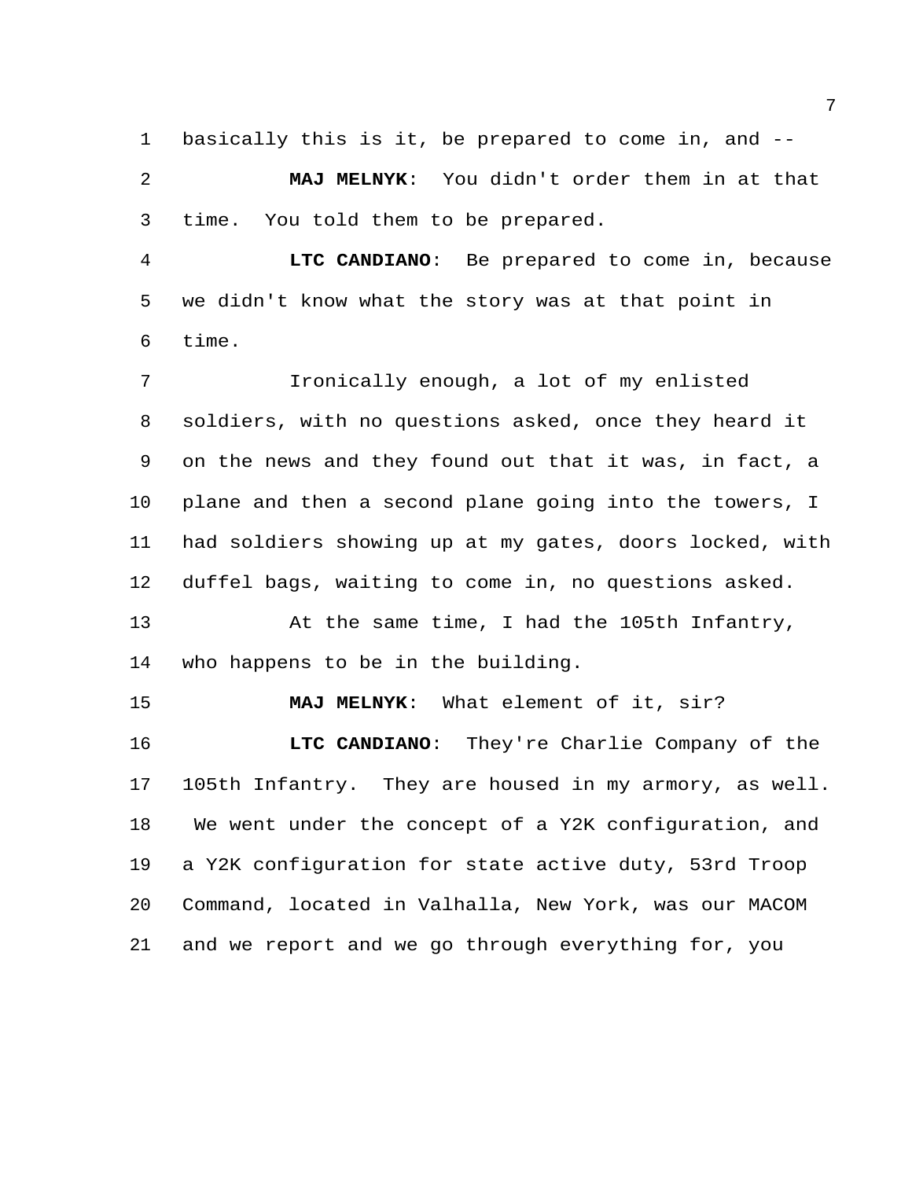basically this is it, be prepared to come in, and --

**MAJ MELNYK**: You didn't order them in at that time. You told them to be prepared.

**LTC CANDIANO**: Be prepared to come in, because we didn't know what the story was at that point in time.

Ironically enough, a lot of my enlisted soldiers, with no questions asked, once they heard it on the news and they found out that it was, in fact, a plane and then a second plane going into the towers, I had soldiers showing up at my gates, doors locked, with duffel bags, waiting to come in, no questions asked.

At the same time, I had the 105th Infantry, who happens to be in the building.

**MAJ MELNYK**: What element of it, sir?

**LTC CANDIANO**: They're Charlie Company of the 105th Infantry. They are housed in my armory, as well. We went under the concept of a Y2K configuration, and a Y2K configuration for state active duty, 53rd Troop Command, located in Valhalla, New York, was our MACOM and we report and we go through everything for, you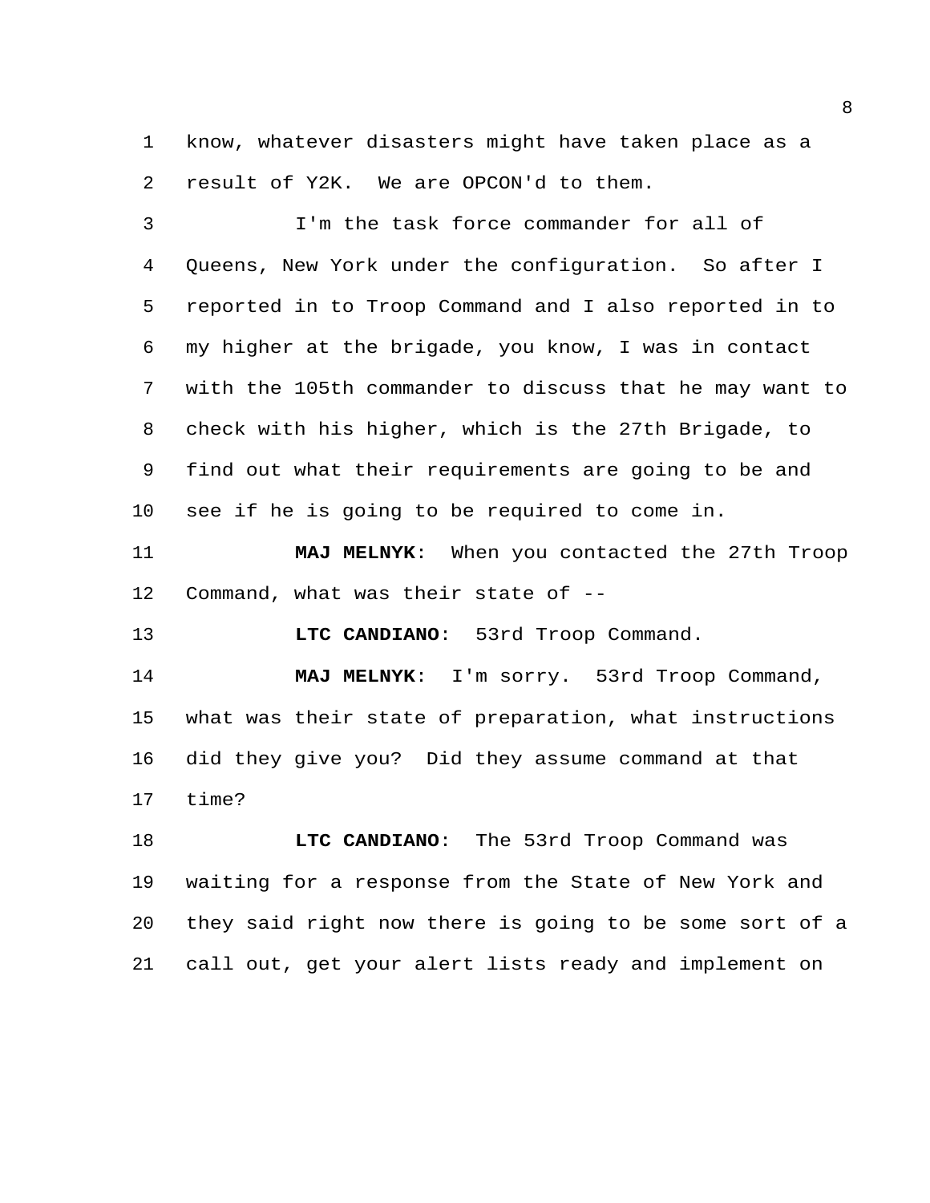know, whatever disasters might have taken place as a result of Y2K. We are OPCON'd to them.

I'm the task force commander for all of Queens, New York under the configuration. So after I reported in to Troop Command and I also reported in to my higher at the brigade, you know, I was in contact with the 105th commander to discuss that he may want to check with his higher, which is the 27th Brigade, to find out what their requirements are going to be and see if he is going to be required to come in.

**MAJ MELNYK**: When you contacted the 27th Troop Command, what was their state of --

**LTC CANDIANO**: 53rd Troop Command.

**MAJ MELNYK**: I'm sorry. 53rd Troop Command, what was their state of preparation, what instructions did they give you? Did they assume command at that time?

**LTC CANDIANO**: The 53rd Troop Command was waiting for a response from the State of New York and they said right now there is going to be some sort of a call out, get your alert lists ready and implement on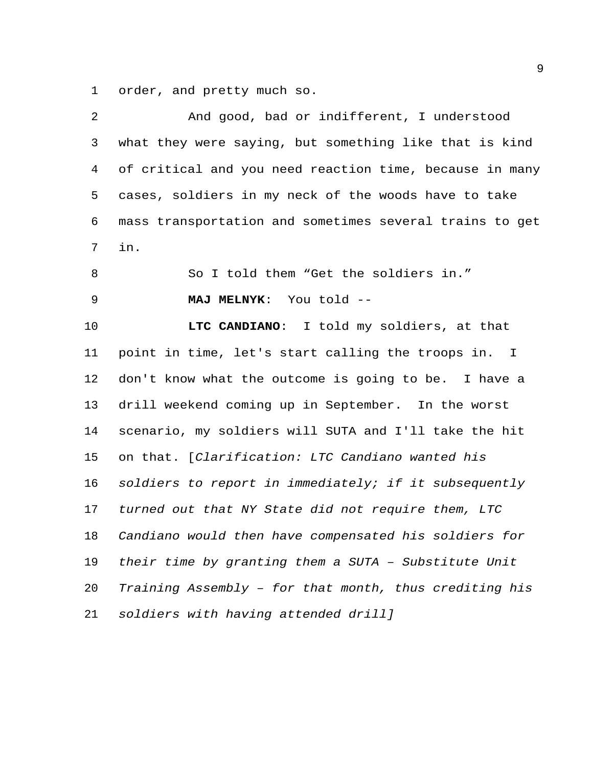order, and pretty much so.

And good, bad or indifferent, I understood what they were saying, but something like that is kind of critical and you need reaction time, because in many cases, soldiers in my neck of the woods have to take mass transportation and sometimes several trains to get in.

So I told them “Get the soldiers in.”

**MAJ MELNYK**: You told --

**LTC CANDIANO**: I told my soldiers, at that point in time, let's start calling the troops in. I don't know what the outcome is going to be. I have a drill weekend coming up in September. In the worst scenario, my soldiers will SUTA and I'll take the hit on that. [*Clarification: LTC Candiano wanted his soldiers to report in immediately; if it subsequently turned out that NY State did not require them, LTC Candiano would then have compensated his soldiers for their time by granting them a SUTA – Substitute Unit Training Assembly – for that month, thus crediting his soldiers with having attended drill*]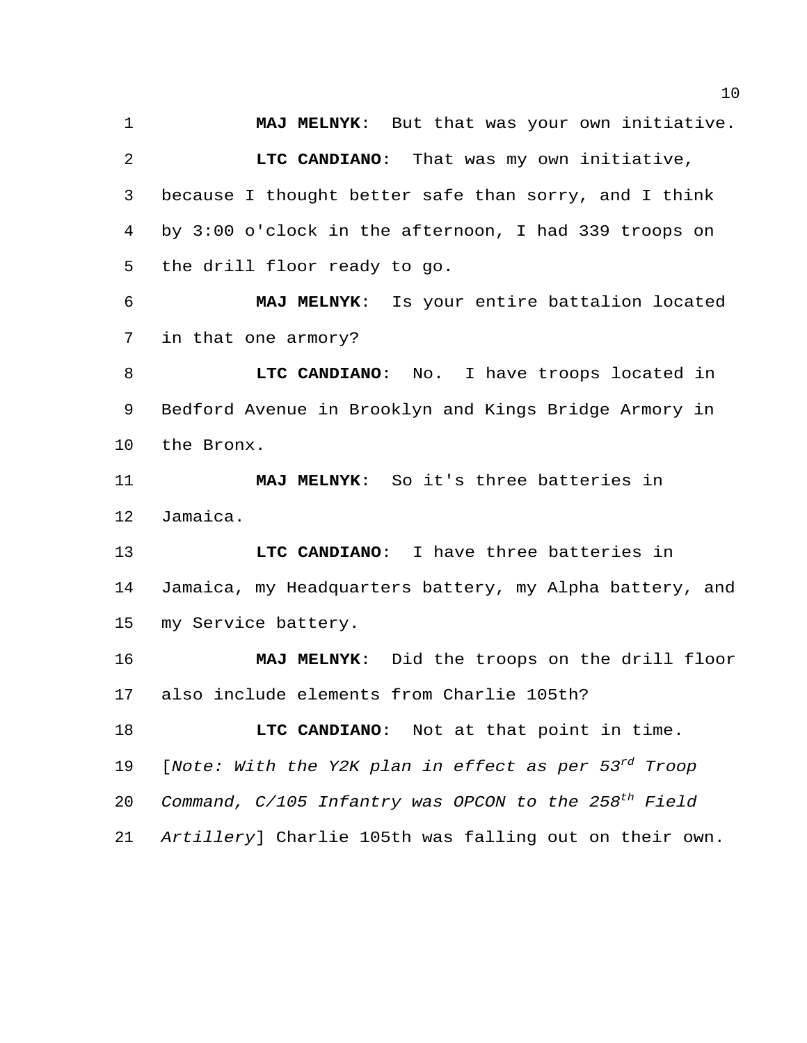**MAJ MELNYK**: But that was your own initiative.

**LTC CANDIANO**: That was my own initiative, because I thought better safe than sorry, and I think by 3:00 o'clock in the afternoon, I had 339 troops on the drill floor ready to go.

**MAJ MELNYK**: Is your entire battalion located in that one armory?

**LTC CANDIANO**: No. I have troops located in Bedford Avenue in Brooklyn and Kings Bridge Armory in the Bronx.

**MAJ MELNYK**: So it's three batteries in Jamaica.

**LTC CANDIANO**: I have three batteries in Jamaica, my Headquarters battery, my Alpha battery, and my Service battery.

**MAJ MELNYK**: Did the troops on the drill floor also include elements from Charlie 105th?

**LTC CANDIANO**: Not at that point in time. [*Note: With the Y2K plan in effect as per 53rd Troop Command, C/105 Infantry was OPCON to the 258th Field Artillery*] Charlie 105th was falling out on their own.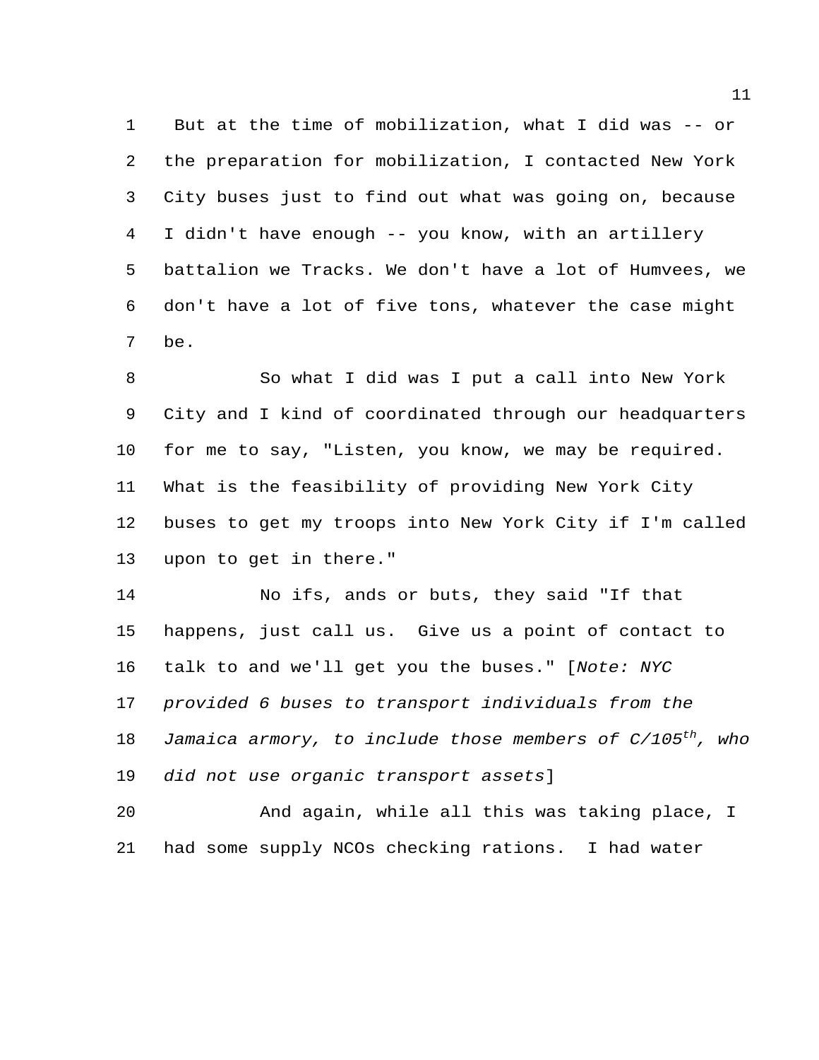But at the time of mobilization, what I did was -- or the preparation for mobilization, I contacted New York City buses just to find out what was going on, because I didn't have enough -- you know, with an artillery battalion we Tracks. We don't have a lot of Humvees, we don't have a lot of five tons, whatever the case might be.

So what I did was I put a call into New York City and I kind of coordinated through our headquarters for me to say, "Listen, you know, we may be required. What is the feasibility of providing New York City buses to get my troops into New York City if I'm called upon to get in there."

No ifs, ands or buts, they said "If that happens, just call us. Give us a point of contact to talk to and we'll get you the buses." [*Note: NYC provided 6 buses to transport individuals from the Jamaica armory, to include those members of C/105th, who did not use organic transport assets*]

And again, while all this was taking place, I had some supply NCOs checking rations. I had water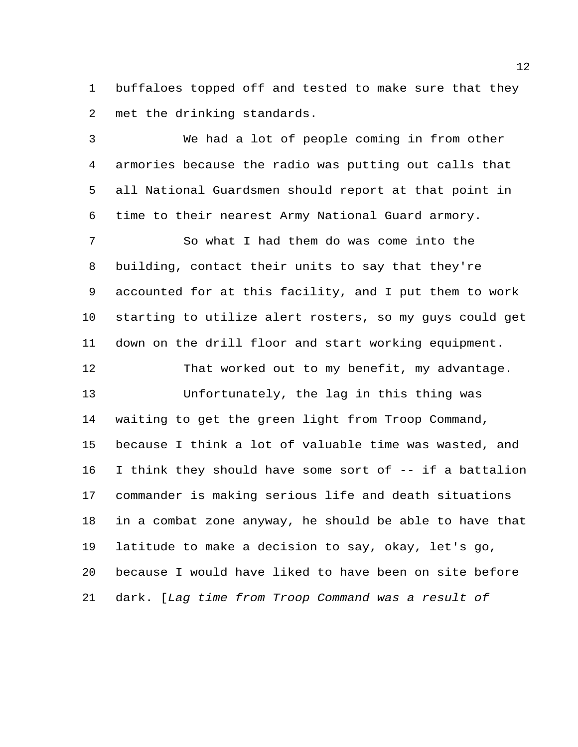buffaloes topped off and tested to make sure that they met the drinking standards.

We had a lot of people coming in from other armories because the radio was putting out calls that all National Guardsmen should report at that point in time to their nearest Army National Guard armory.

So what I had them do was come into the building, contact their units to say that they're accounted for at this facility, and I put them to work starting to utilize alert rosters, so my guys could get down on the drill floor and start working equipment.

That worked out to my benefit, my advantage.

Unfortunately, the lag in this thing was waiting to get the green light from Troop Command, because I think a lot of valuable time was wasted, and I think they should have some sort of -- if a battalion commander is making serious life and death situations in a combat zone anyway, he should be able to have that latitude to make a decision to say, okay, let's go, because I would have liked to have been on site before dark. [*Lag time from Troop Command was a result of*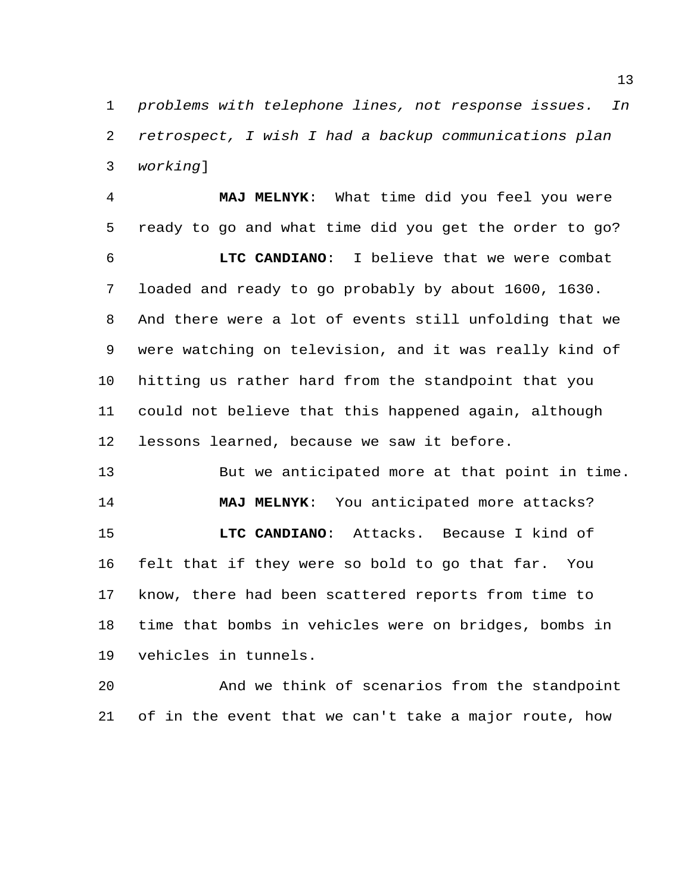*problems with telephone lines, not response issues. In retrospect, I wish I had a backup communications plan working*]

**MAJ MELNYK**: What time did you feel you were ready to go and what time did you get the order to go?

**LTC CANDIANO**: I believe that we were combat loaded and ready to go probably by about 1600, 1630. And there were a lot of events still unfolding that we were watching on television, and it was really kind of hitting us rather hard from the standpoint that you could not believe that this happened again, although lessons learned, because we saw it before.

But we anticipated more at that point in time.

**MAJ MELNYK**: You anticipated more attacks?

**LTC CANDIANO**: Attacks. Because I kind of felt that if they were so bold to go that far. You know, there had been scattered reports from time to time that bombs in vehicles were on bridges, bombs in vehicles in tunnels.

And we think of scenarios from the standpoint of in the event that we can't take a major route, how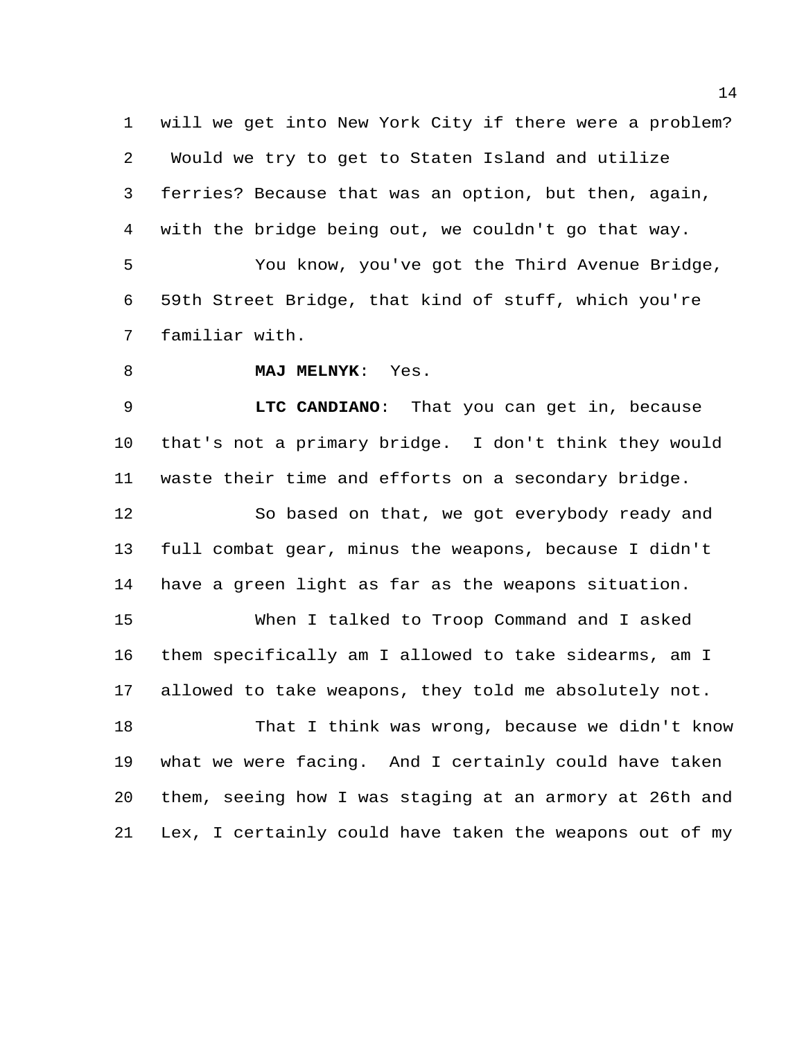will we get into New York City if there were a problem? Would we try to get to Staten Island and utilize ferries? Because that was an option, but then, again, with the bridge being out, we couldn't go that way.

You know, you've got the Third Avenue Bridge, 59th Street Bridge, that kind of stuff, which you're familiar with.

**MAJ MELNYK**: Yes.

**LTC CANDIANO**: That you can get in, because that's not a primary bridge. I don't think they would waste their time and efforts on a secondary bridge.

So based on that, we got everybody ready and full combat gear, minus the weapons, because I didn't have a green light as far as the weapons situation.

When I talked to Troop Command and I asked them specifically am I allowed to take sidearms, am I allowed to take weapons, they told me absolutely not.

That I think was wrong, because we didn't know what we were facing. And I certainly could have taken them, seeing how I was staging at an armory at 26th and Lex, I certainly could have taken the weapons out of my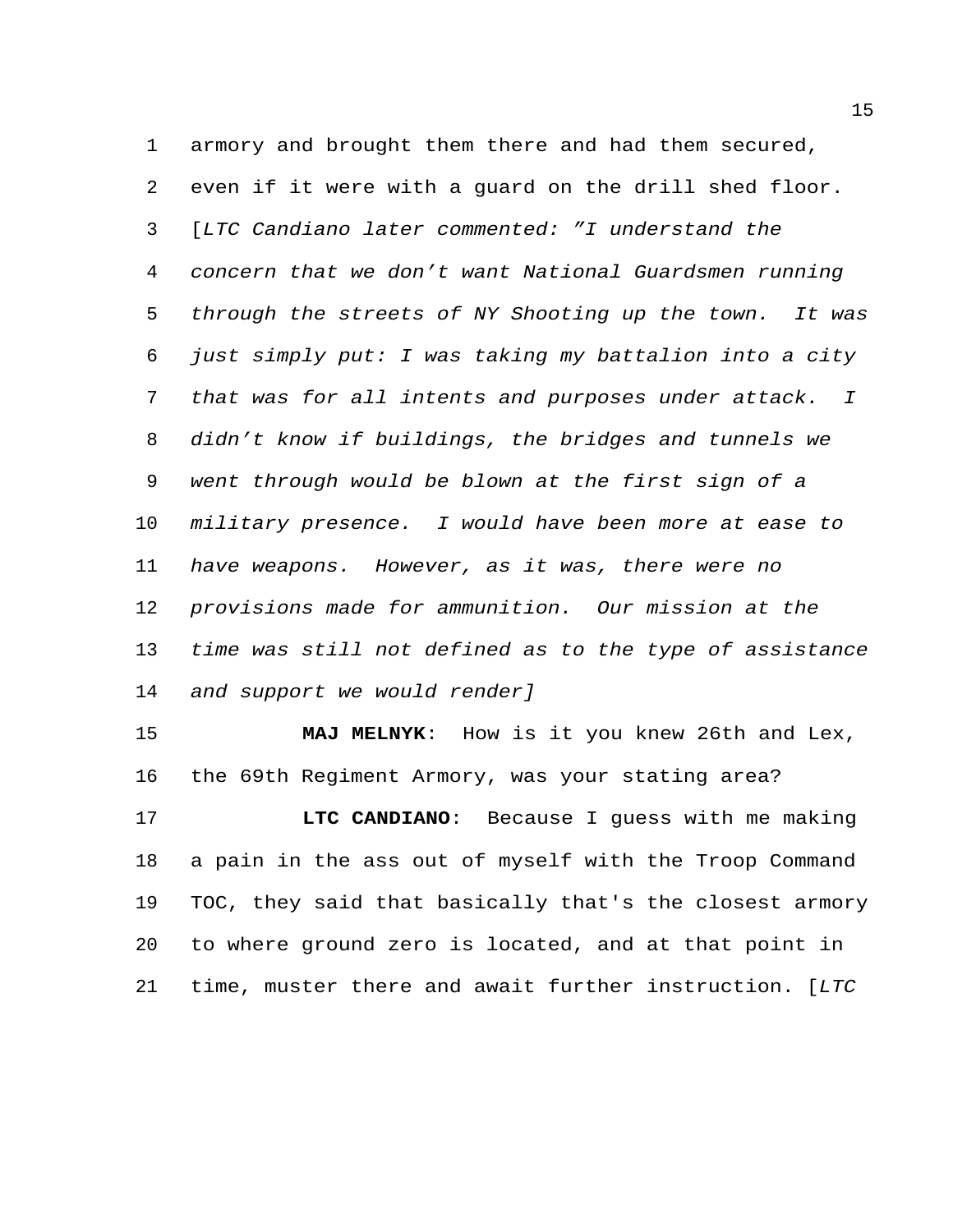armory and brought them there and had them secured, even if it were with a guard on the drill shed floor. [*LTC Candiano later commented: "I understand the concern that we don't want National Guardsmen running through the streets of NY Shooting up the town. It was just simply put: I was taking my battalion into a city that was for all intents and purposes under attack. I didn't know if buildings, the bridges and tunnels we went through would be blown at the first sign of a military presence. I would have been more at ease to have weapons. However, as it was, there were no provisions made for ammunition. Our mission at the time was still not defined as to the type of assistance and support we would render*]

**MAJ MELNYK**: How is it you knew 26th and Lex, the 69th Regiment Armory, was your stating area?

**LTC CANDIANO**: Because I guess with me making a pain in the ass out of myself with the Troop Command TOC, they said that basically that's the closest armory to where ground zero is located, and at that point in time, muster there and await further instruction. [*LTC*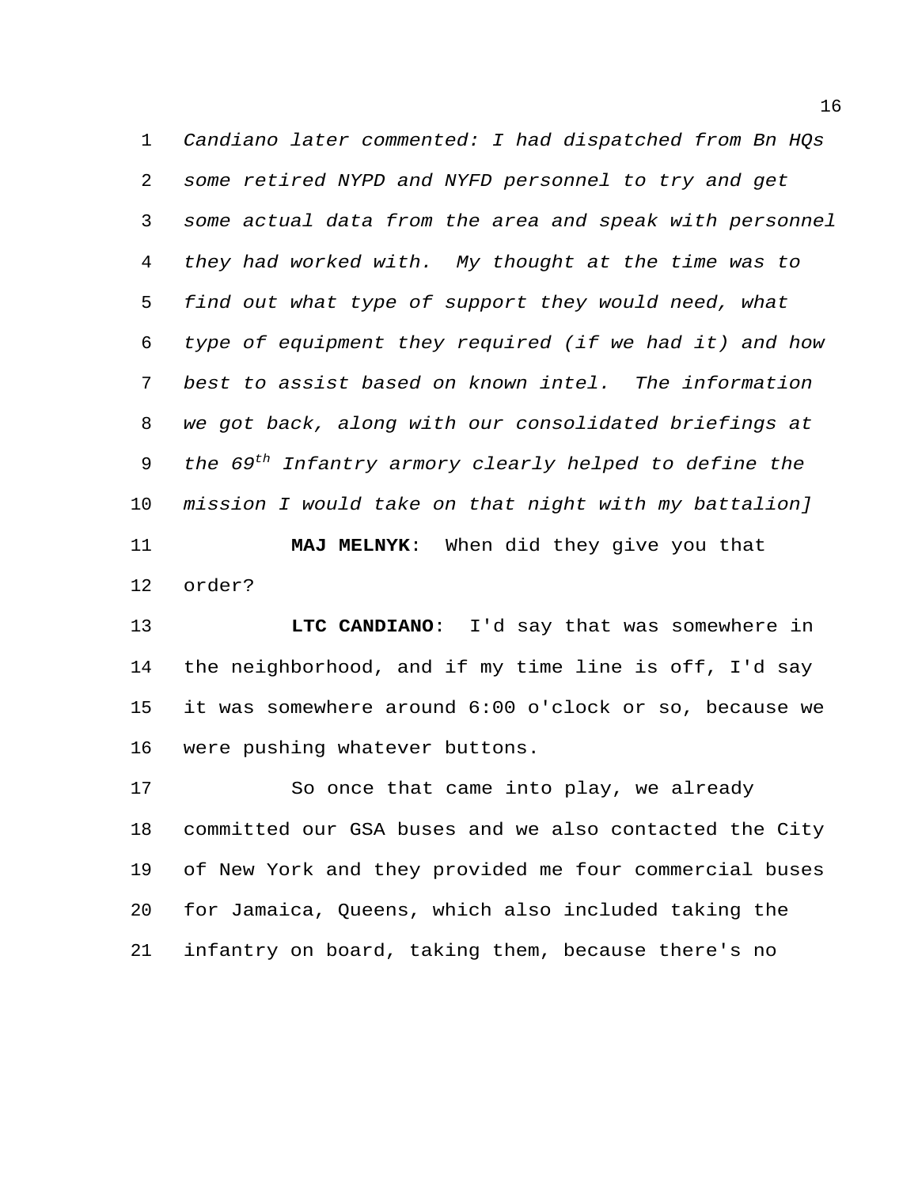*Candiano later commented: I had dispatched from Bn HQs some retired NYPD and NYFD personnel to try and get some actual data from the area and speak with personnel they had worked with. My thought at the time was to find out what type of support they would need, what type of equipment they required (if we had it) and how best to assist based on known intel. The information we got back, along with our consolidated briefings at the 69th Infantry armory clearly helped to define the mission I would take on that night with my battalion]*

**MAJ MELNYK**: When did they give you that order?

**LTC CANDIANO**: I'd say that was somewhere in the neighborhood, and if my time line is off, I'd say it was somewhere around 6:00 o'clock or so, because we were pushing whatever buttons.

So once that came into play, we already committed our GSA buses and we also contacted the City of New York and they provided me four commercial buses for Jamaica, Queens, which also included taking the infantry on board, taking them, because there's no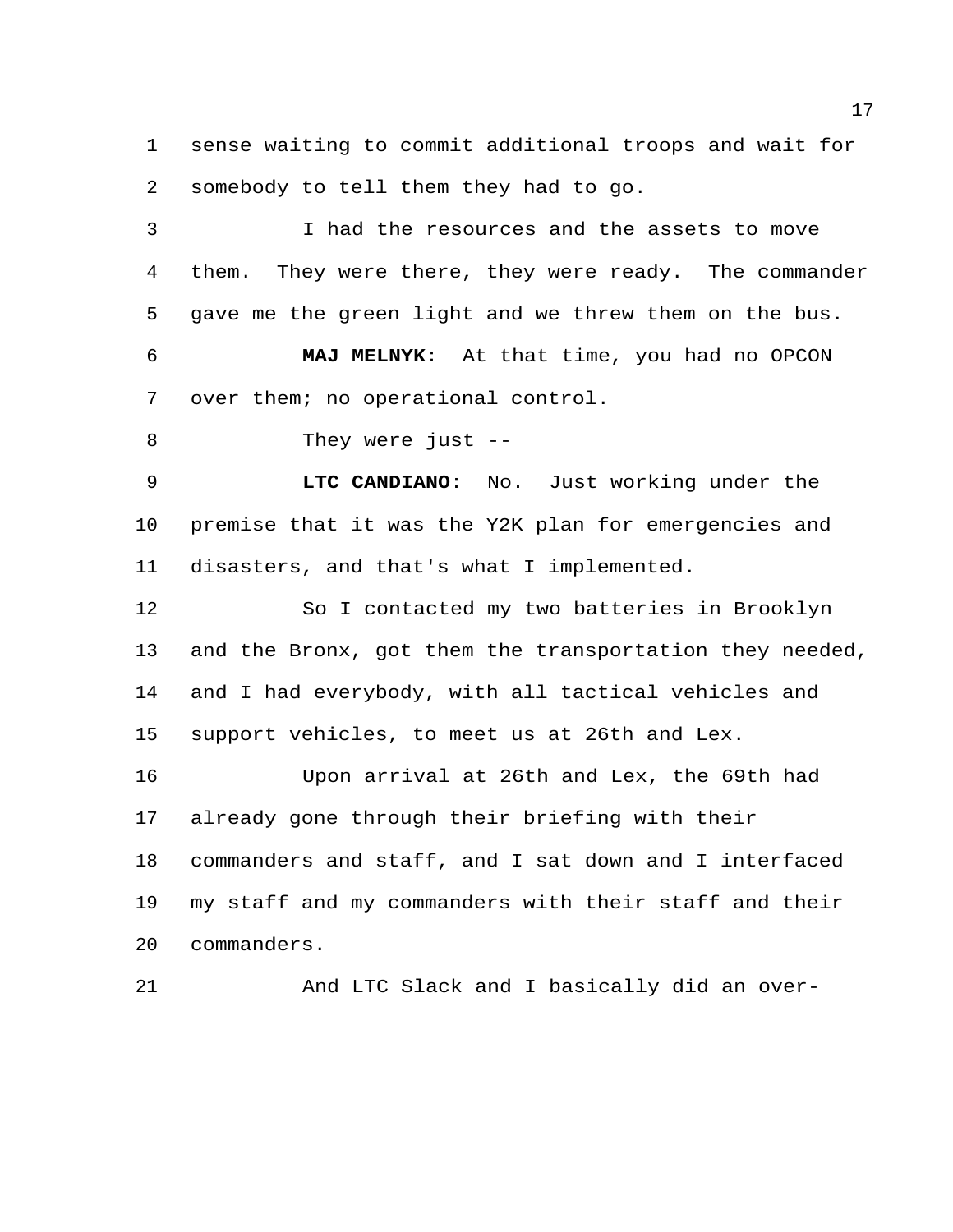sense waiting to commit additional troops and wait for somebody to tell them they had to go.

I had the resources and the assets to move them. They were there, they were ready. The commander gave me the green light and we threw them on the bus.

**MAJ MELNYK**: At that time, you had no OPCON over them; no operational control.

They were just --

**LTC CANDIANO**: No. Just working under the premise that it was the Y2K plan for emergencies and disasters, and that's what I implemented.

So I contacted my two batteries in Brooklyn and the Bronx, got them the transportation they needed, and I had everybody, with all tactical vehicles and support vehicles, to meet us at 26th and Lex.

Upon arrival at 26th and Lex, the 69th had already gone through their briefing with their commanders and staff, and I sat down and I interfaced my staff and my commanders with their staff and their commanders.

And LTC Slack and I basically did an over-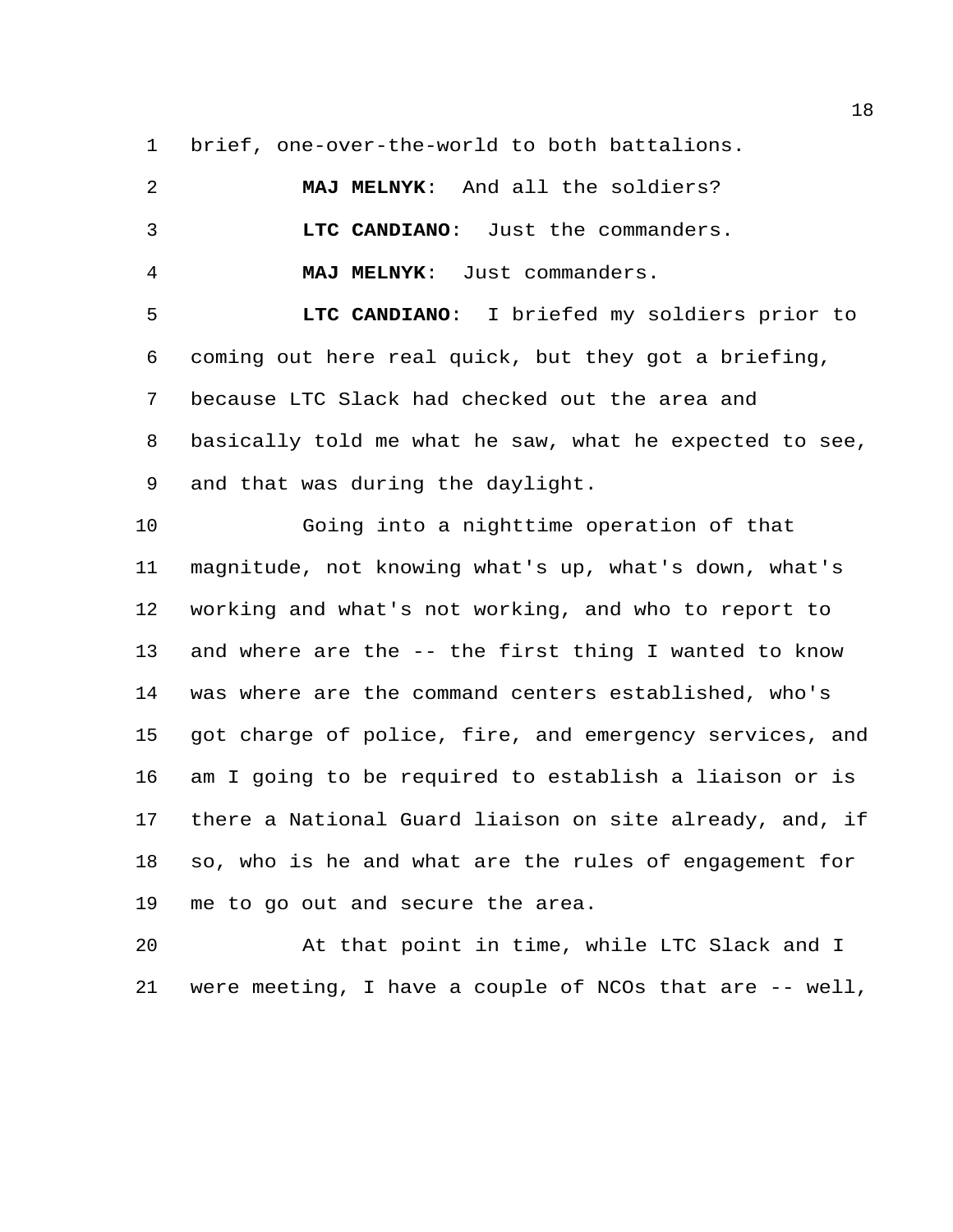brief, one-over-the-world to both battalions.

**MAJ MELNYK**: And all the soldiers?

**LTC CANDIANO**: Just the commanders.

**MAJ MELNYK**: Just commanders.

**LTC CANDIANO**: I briefed my soldiers prior to coming out here real quick, but they got a briefing, because LTC Slack had checked out the area and basically told me what he saw, what he expected to see, and that was during the daylight.

Going into a nighttime operation of that magnitude, not knowing what's up, what's down, what's working and what's not working, and who to report to and where are the -- the first thing I wanted to know was where are the command centers established, who's got charge of police, fire, and emergency services, and am I going to be required to establish a liaison or is there a National Guard liaison on site already, and, if so, who is he and what are the rules of engagement for me to go out and secure the area.

At that point in time, while LTC Slack and I were meeting, I have a couple of NCOs that are -- well,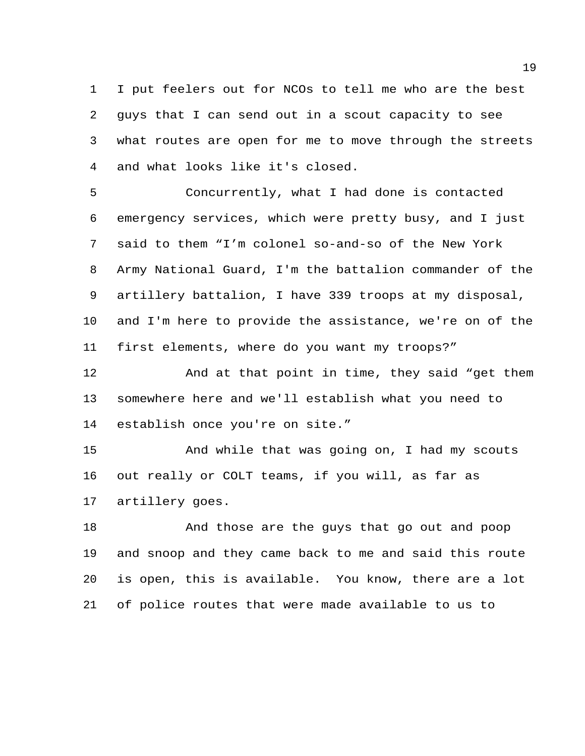I put feelers out for NCOs to tell me who are the best guys that I can send out in a scout capacity to see what routes are open for me to move through the streets and what looks like it's closed.

Concurrently, what I had done is contacted emergency services, which were pretty busy, and I just said to them "I'm colonel so-and-so of the New York Army National Guard, I'm the battalion commander of the artillery battalion, I have 339 troops at my disposal, and I'm here to provide the assistance, we're on of the first elements, where do you want my troops?"

And at that point in time, they said "get them somewhere here and we'll establish what you need to establish once you're on site."

And while that was going on, I had my scouts out really or COLT teams, if you will, as far as artillery goes.

And those are the guys that go out and poop and snoop and they came back to me and said this route is open, this is available. You know, there are a lot of police routes that were made available to us to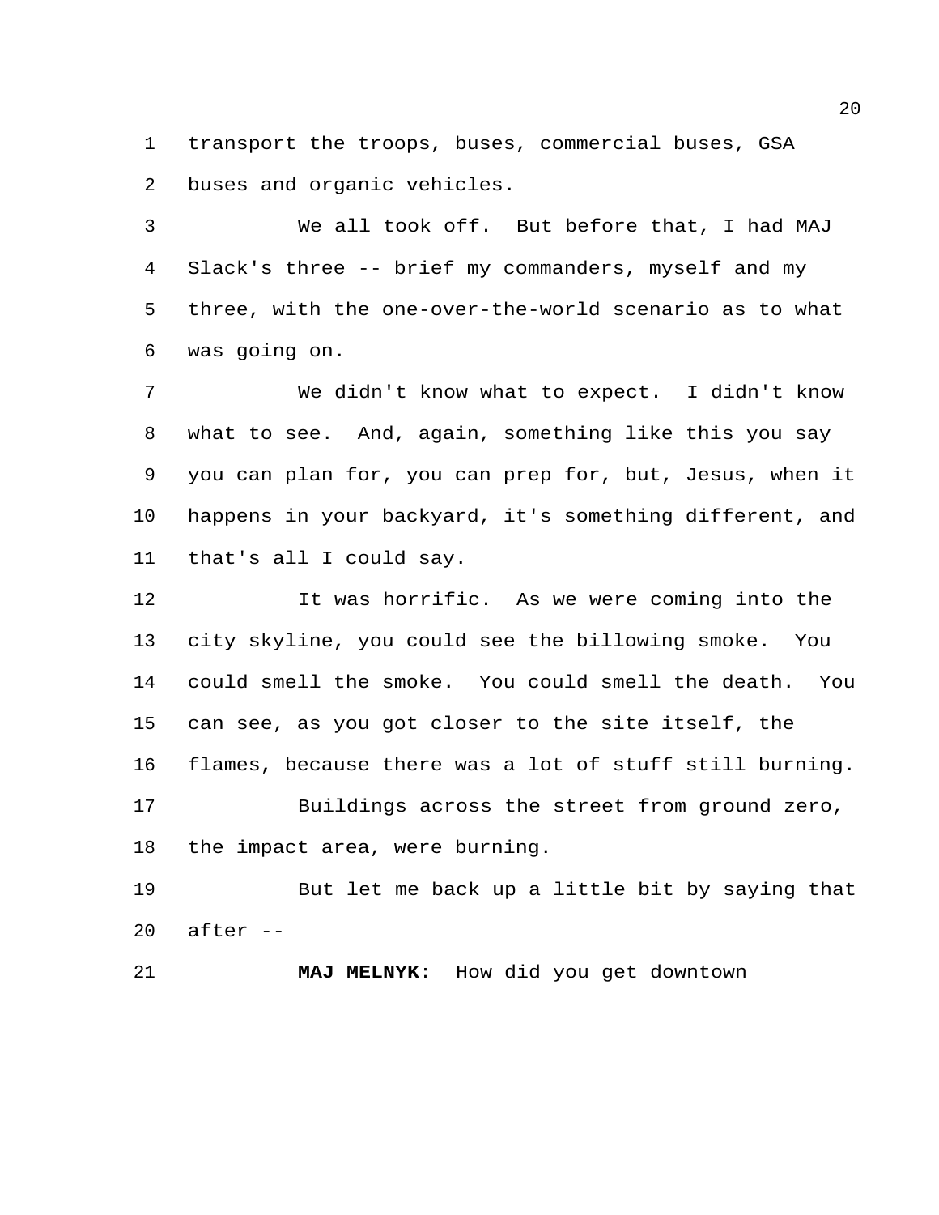transport the troops, buses, commercial buses, GSA buses and organic vehicles.

We all took off. But before that, I had MAJ Slack's three -- brief my commanders, myself and my three, with the one-over-the-world scenario as to what was going on.

We didn't know what to expect. I didn't know what to see. And, again, something like this you say you can plan for, you can prep for, but, Jesus, when it happens in your backyard, it's something different, and that's all I could say.

It was horrific. As we were coming into the city skyline, you could see the billowing smoke. You could smell the smoke. You could smell the death. You can see, as you got closer to the site itself, the flames, because there was a lot of stuff still burning.

Buildings across the street from ground zero, the impact area, were burning.

But let me back up a little bit by saying that after --

**MAJ MELNYK**: How did you get downtown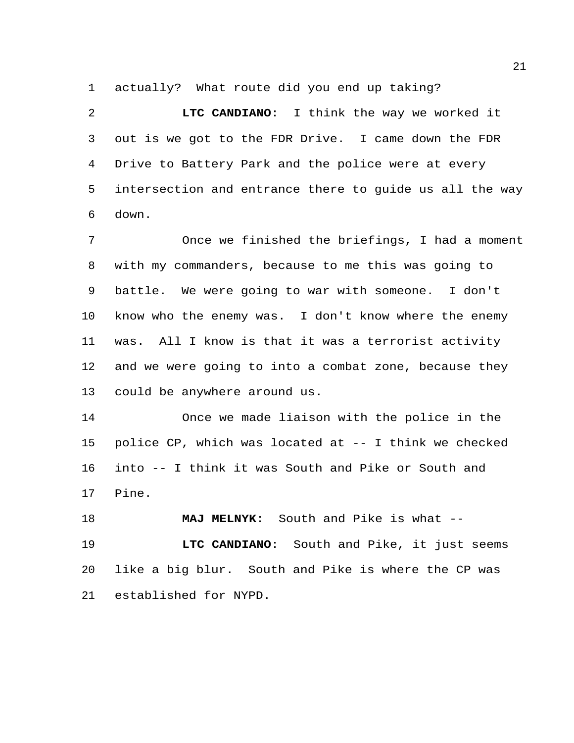actually? What route did you end up taking?

**LTC CANDIANO**: I think the way we worked it out is we got to the FDR Drive. I came down the FDR Drive to Battery Park and the police were at every intersection and entrance there to guide us all the way down.

Once we finished the briefings, I had a moment with my commanders, because to me this was going to battle. We were going to war with someone. I don't know who the enemy was. I don't know where the enemy was. All I know is that it was a terrorist activity and we were going to into a combat zone, because they could be anywhere around us.

Once we made liaison with the police in the police CP, which was located at -- I think we checked into -- I think it was South and Pike or South and Pine.

**MAJ MELNYK**: South and Pike is what --

**LTC CANDIANO**: South and Pike, it just seems like a big blur. South and Pike is where the CP was established for NYPD.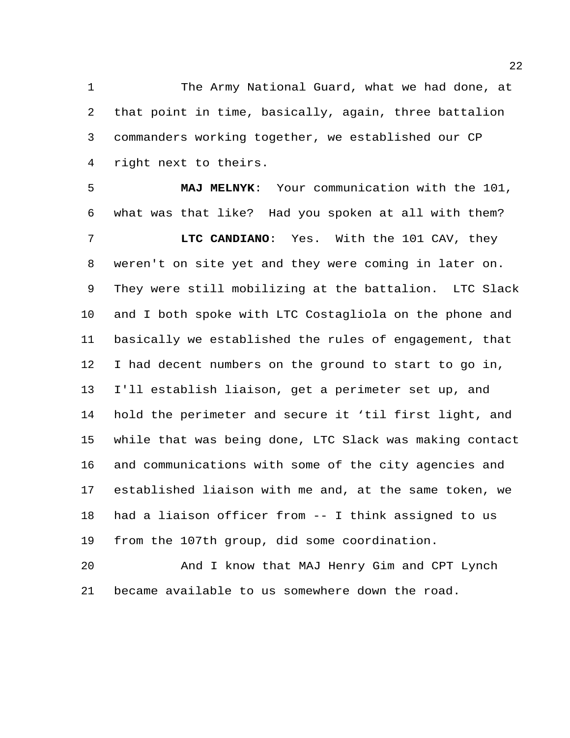The Army National Guard, what we had done, at that point in time, basically, again, three battalion commanders working together, we established our CP right next to theirs.

**MAJ MELNYK**: Your communication with the 101, what was that like? Had you spoken at all with them?

**LTC CANDIANO**: Yes. With the 101 CAV, they weren't on site yet and they were coming in later on. They were still mobilizing at the battalion. LTC Slack and I both spoke with LTC Costagliola on the phone and basically we established the rules of engagement, that I had decent numbers on the ground to start to go in, I'll establish liaison, get a perimeter set up, and hold the perimeter and secure it ‘til first light, and while that was being done, LTC Slack was making contact and communications with some of the city agencies and established liaison with me and, at the same token, we had a liaison officer from -- I think assigned to us from the 107th group, did some coordination.

And I know that MAJ Henry Gim and CPT Lynch became available to us somewhere down the road.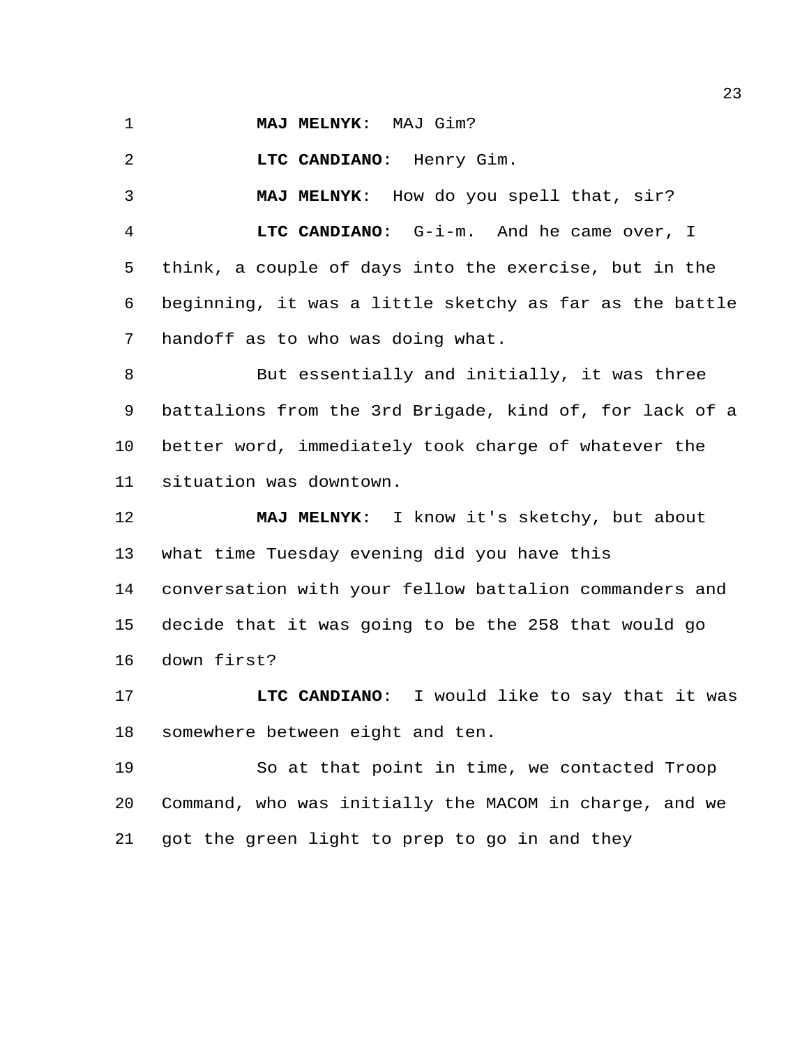**MAJ MELNYK**: MAJ Gim?

**LTC CANDIANO**: Henry Gim.

**MAJ MELNYK**: How do you spell that, sir?

**LTC CANDIANO**: G-i-m. And he came over, I think, a couple of days into the exercise, but in the beginning, it was a little sketchy as far as the battle handoff as to who was doing what.

But essentially and initially, it was three battalions from the 3rd Brigade, kind of, for lack of a better word, immediately took charge of whatever the situation was downtown.

**MAJ MELNYK**: I know it's sketchy, but about what time Tuesday evening did you have this conversation with your fellow battalion commanders and decide that it was going to be the 258 that would go down first?

**LTC CANDIANO**: I would like to say that it was somewhere between eight and ten.

So at that point in time, we contacted Troop Command, who was initially the MACOM in charge, and we got the green light to prep to go in and they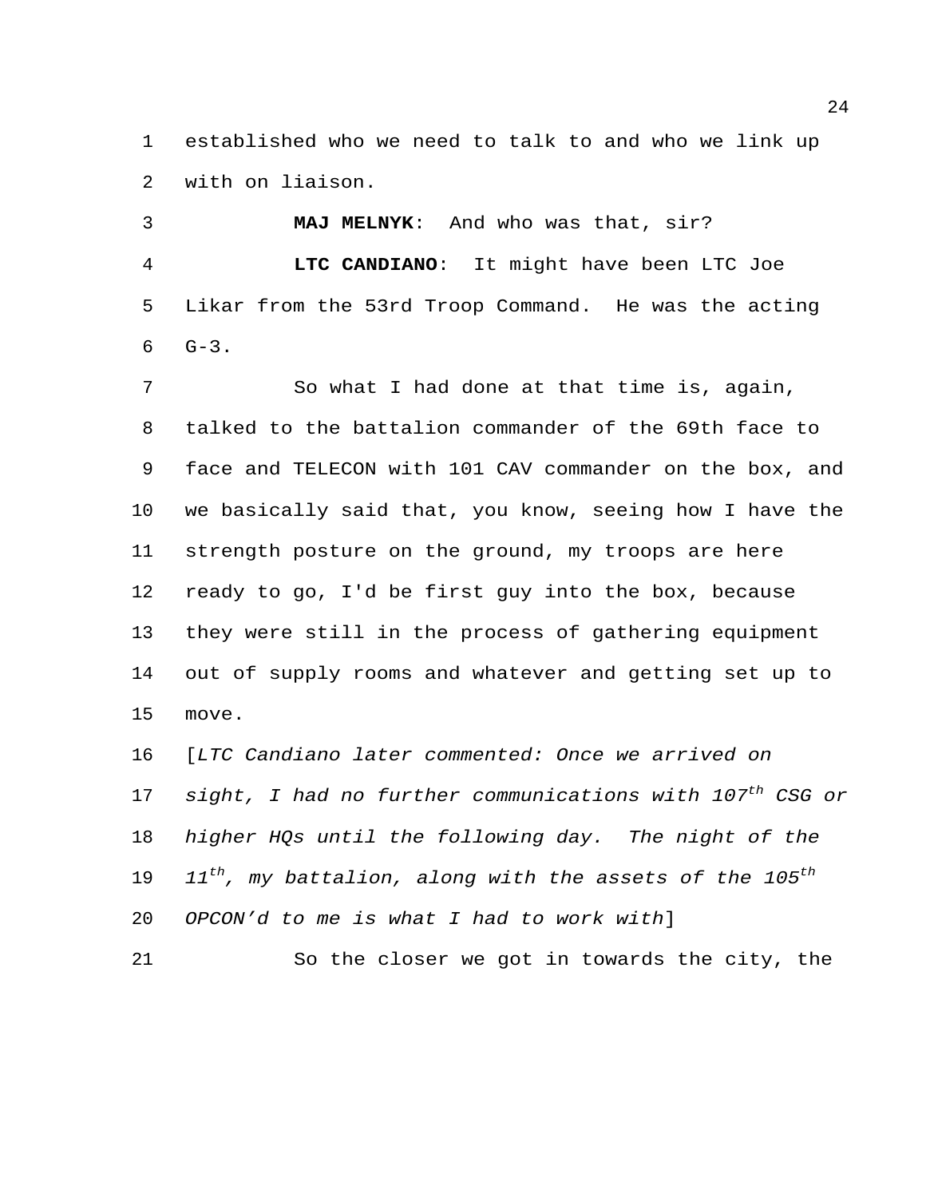established who we need to talk to and who we link up with on liaison.

**MAJ MELNYK**: And who was that, sir?

**LTC CANDIANO**: It might have been LTC Joe Likar from the 53rd Troop Command. He was the acting G-3.

So what I had done at that time is, again, talked to the battalion commander of the 69th face to face and TELECON with 101 CAV commander on the box, and we basically said that, you know, seeing how I have the strength posture on the ground, my troops are here ready to go, I'd be first guy into the box, because they were still in the process of gathering equipment out of supply rooms and whatever and getting set up to move.

[*LTC Candiano later commented: Once we arrived on sight, I had no further communications with 107th CSG or higher HQs until the following day. The night of the 11th, my battalion, along with the assets of the 105th OPCON'd to me is what I had to work with*]

So the closer we got in towards the city, the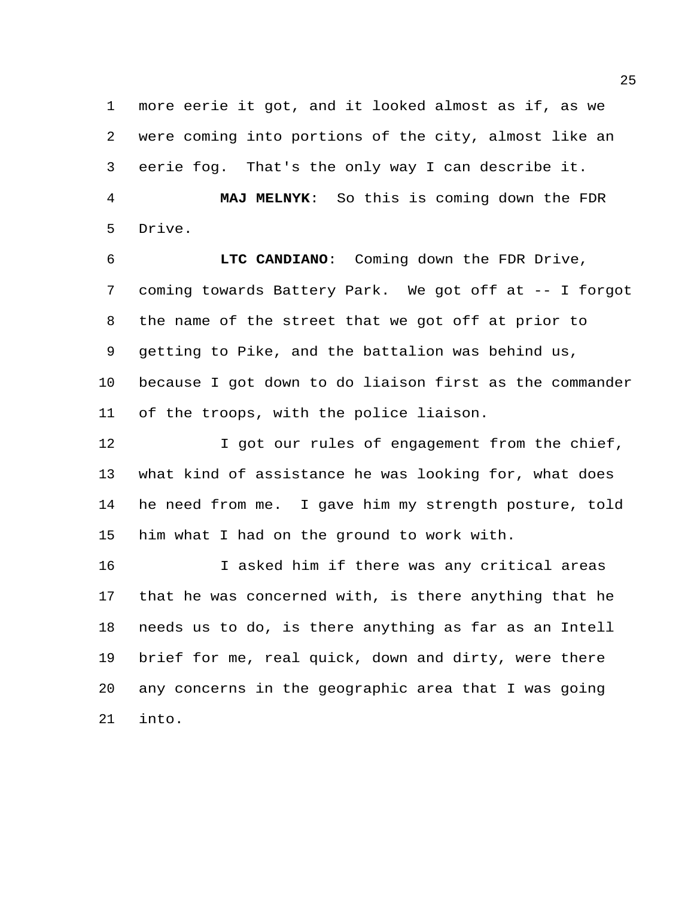more eerie it got, and it looked almost as if, as we were coming into portions of the city, almost like an eerie fog. That's the only way I can describe it.

**MAJ MELNYK**: So this is coming down the FDR Drive.

**LTC CANDIANO**: Coming down the FDR Drive, coming towards Battery Park. We got off at -- I forgot the name of the street that we got off at prior to getting to Pike, and the battalion was behind us, because I got down to do liaison first as the commander of the troops, with the police liaison.

I got our rules of engagement from the chief, what kind of assistance he was looking for, what does he need from me. I gave him my strength posture, told him what I had on the ground to work with.

I asked him if there was any critical areas that he was concerned with, is there anything that he needs us to do, is there anything as far as an Intell brief for me, real quick, down and dirty, were there any concerns in the geographic area that I was going into.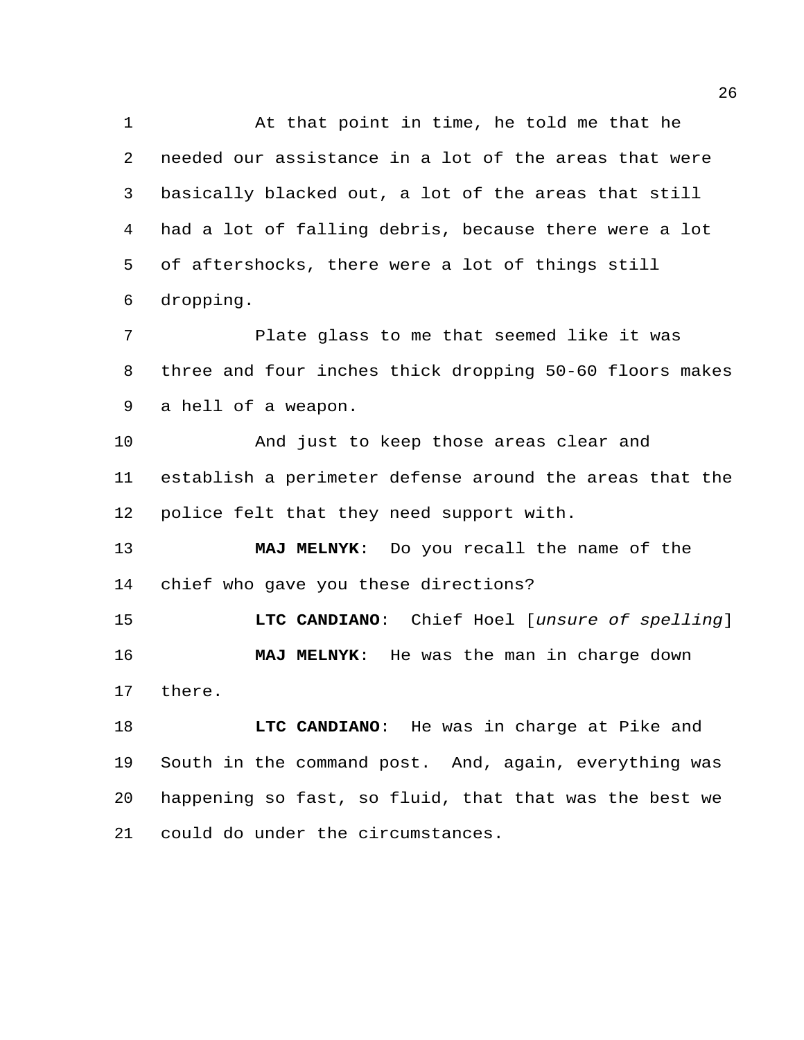At that point in time, he told me that he needed our assistance in a lot of the areas that were basically blacked out, a lot of the areas that still had a lot of falling debris, because there were a lot of aftershocks, there were a lot of things still dropping.

Plate glass to me that seemed like it was three and four inches thick dropping 50-60 floors makes a hell of a weapon.

And just to keep those areas clear and establish a perimeter defense around the areas that the police felt that they need support with.

**MAJ MELNYK**: Do you recall the name of the chief who gave you these directions?

**LTC CANDIANO**: Chief Hoel [*unsure of spelling*]

**MAJ MELNYK**: He was the man in charge down there.

**LTC CANDIANO**: He was in charge at Pike and South in the command post. And, again, everything was happening so fast, so fluid, that that was the best we could do under the circumstances.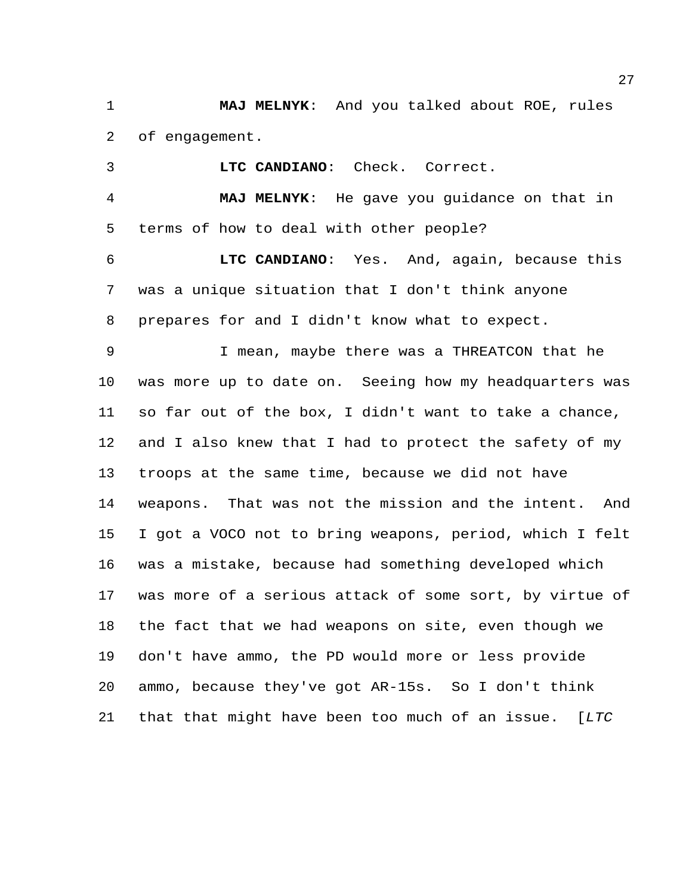**MAJ MELNYK**: And you talked about ROE, rules of engagement.

**LTC CANDIANO**: Check. Correct.

**MAJ MELNYK**: He gave you guidance on that in terms of how to deal with other people?

**LTC CANDIANO**: Yes. And, again, because this was a unique situation that I don't think anyone prepares for and I didn't know what to expect.

I mean, maybe there was a THREATCON that he was more up to date on. Seeing how my headquarters was so far out of the box, I didn't want to take a chance, and I also knew that I had to protect the safety of my troops at the same time, because we did not have weapons. That was not the mission and the intent. And I got a VOCO not to bring weapons, period, which I felt was a mistake, because had something developed which was more of a serious attack of some sort, by virtue of the fact that we had weapons on site, even though we don't have ammo, the PD would more or less provide ammo, because they've got AR-15s. So I don't think that that might have been too much of an issue. [*LTC*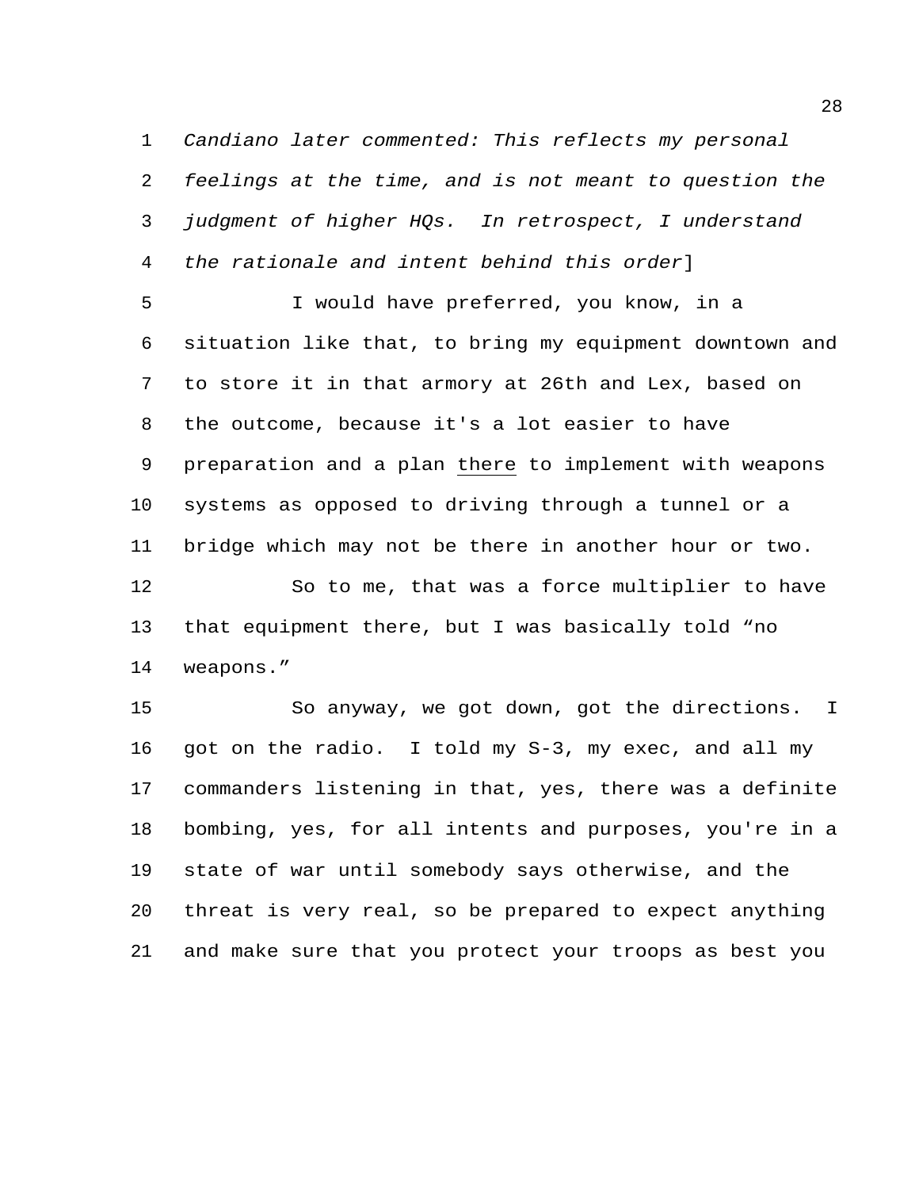*Candiano later commented: This reflects my personal feelings at the time, and is not meant to question the judgment of higher HQs. In retrospect, I understand the rationale and intent behind this order*]

I would have preferred, you know, in a situation like that, to bring my equipment downtown and to store it in that armory at 26th and Lex, based on the outcome, because it's a lot easier to have preparation and a plan <u>there</u> to implement with weapons systems as opposed to driving through a tunnel or a bridge which may not be there in another hour or two.

So to me, that was a force multiplier to have that equipment there, but I was basically told "no weapons."

So anyway, we got down, got the directions. I got on the radio. I told my S-3, my exec, and all my commanders listening in that, yes, there was a definite bombing, yes, for all intents and purposes, you're in a state of war until somebody says otherwise, and the threat is very real, so be prepared to expect anything and make sure that you protect your troops as best you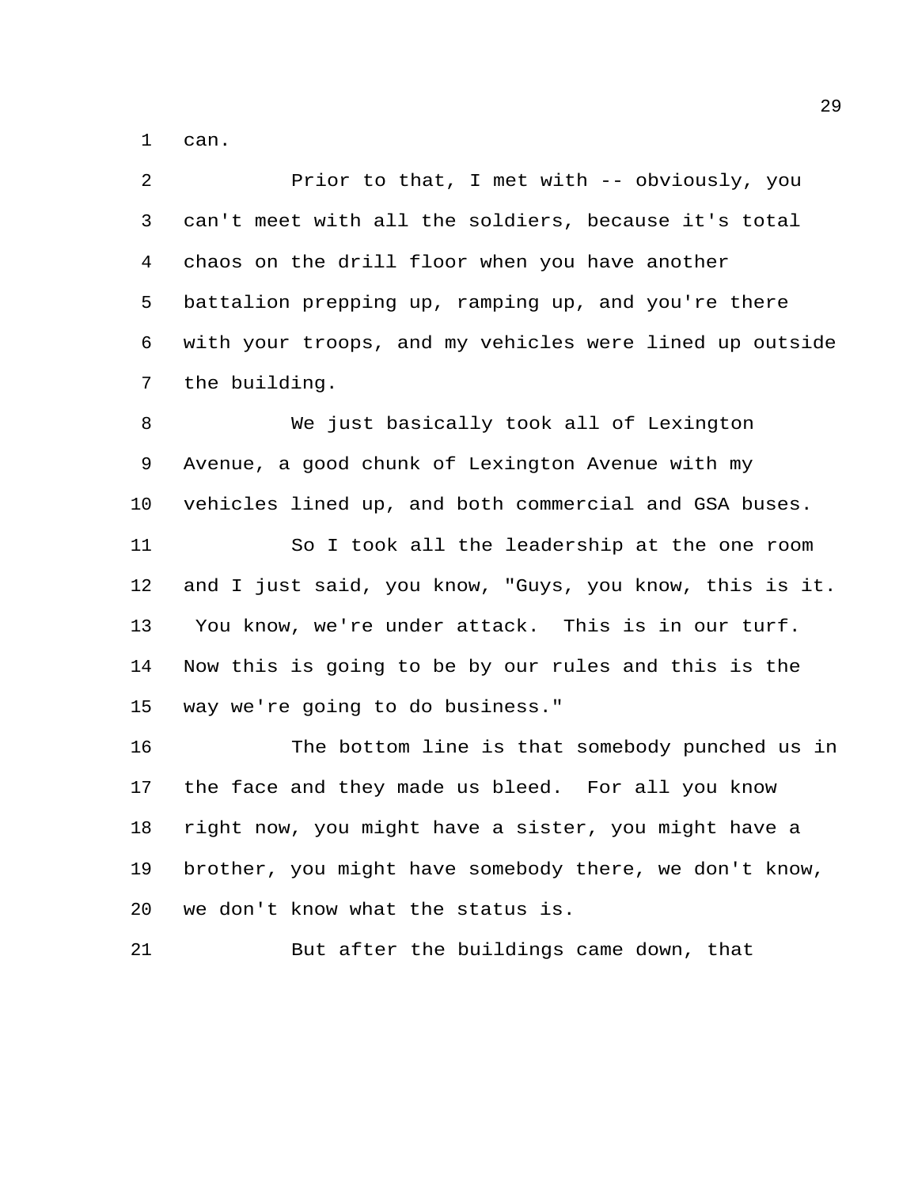can.

Prior to that, I met with -- obviously, you can't meet with all the soldiers, because it's total chaos on the drill floor when you have another battalion prepping up, ramping up, and you're there with your troops, and my vehicles were lined up outside the building.

We just basically took all of Lexington Avenue, a good chunk of Lexington Avenue with my vehicles lined up, and both commercial and GSA buses.

So I took all the leadership at the one room and I just said, you know, "Guys, you know, this is it. You know, we're under attack. This is in our turf. Now this is going to be by our rules and this is the way we're going to do business."

The bottom line is that somebody punched us in the face and they made us bleed. For all you know right now, you might have a sister, you might have a brother, you might have somebody there, we don't know, we don't know what the status is.

But after the buildings came down, that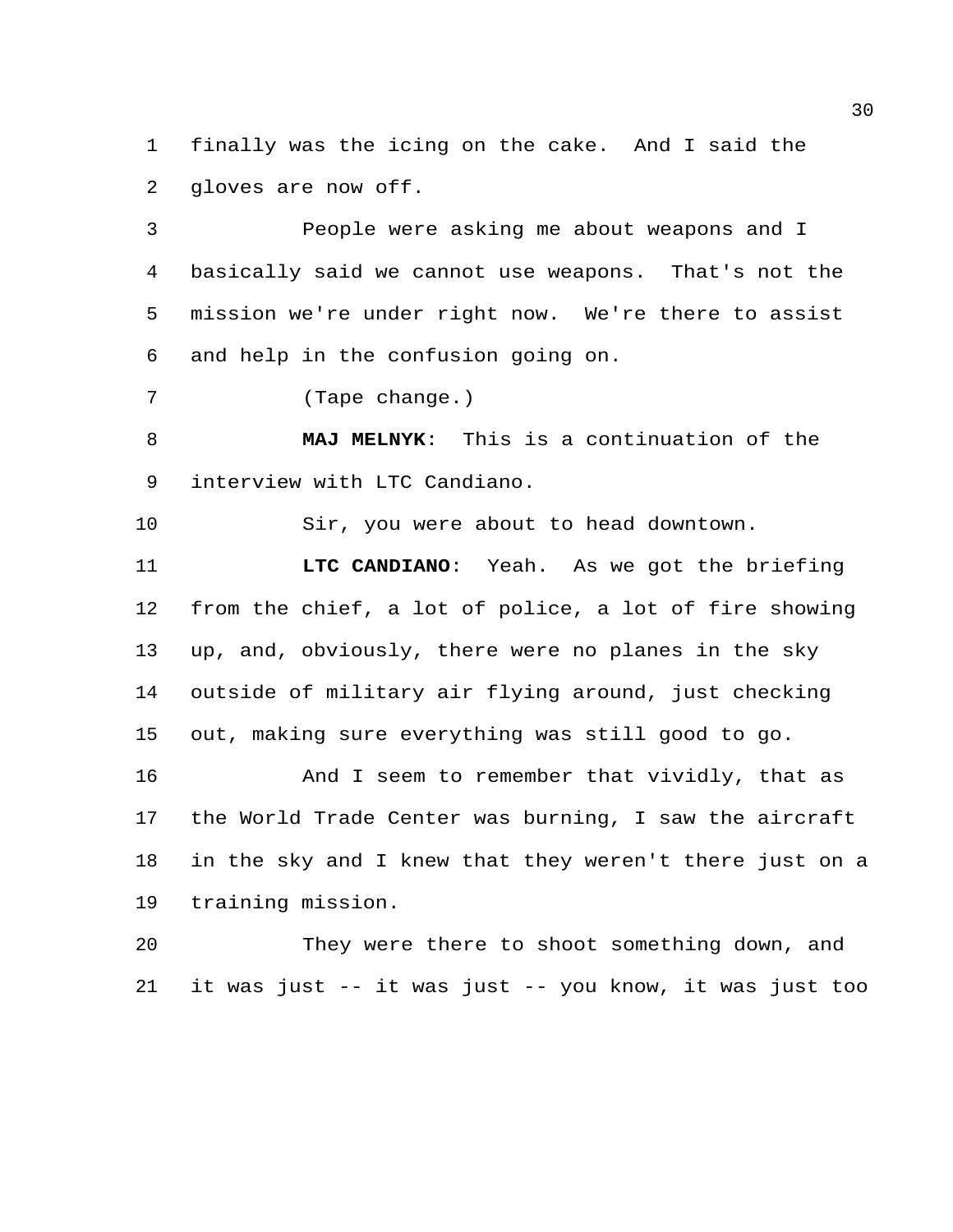finally was the icing on the cake. And I said the gloves are now off.

People were asking me about weapons and I basically said we cannot use weapons. That's not the mission we're under right now. We're there to assist and help in the confusion going on.

(Tape change.)

**MAJ MELNYK**: This is a continuation of the interview with LTC Candiano.

Sir, you were about to head downtown.

**LTC CANDIANO**: Yeah. As we got the briefing from the chief, a lot of police, a lot of fire showing up, and, obviously, there were no planes in the sky outside of military air flying around, just checking out, making sure everything was still good to go.

And I seem to remember that vividly, that as the World Trade Center was burning, I saw the aircraft in the sky and I knew that they weren't there just on a training mission.

They were there to shoot something down, and it was just -- it was just -- you know, it was just too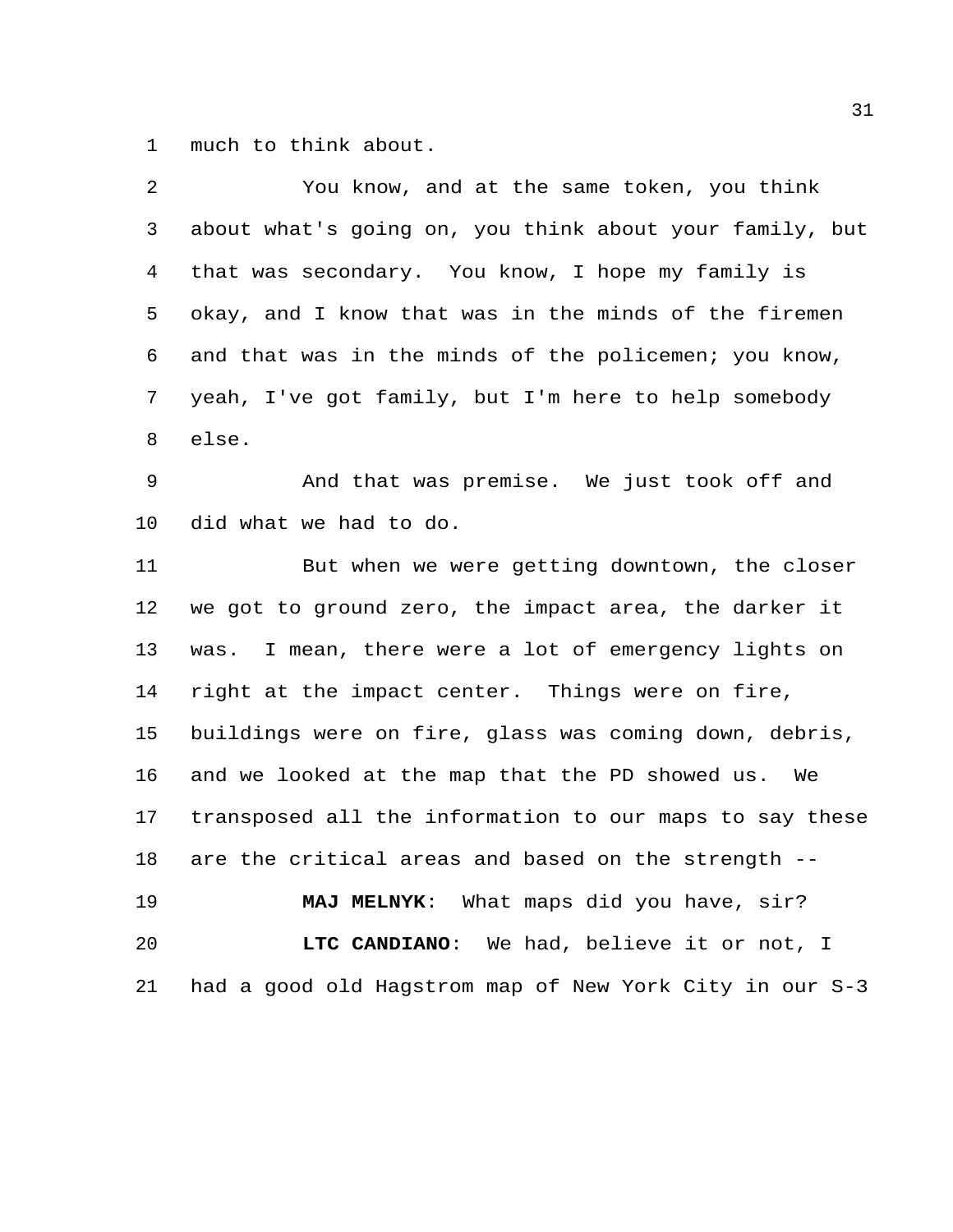much to think about.

You know, and at the same token, you think about what's going on, you think about your family, but that was secondary. You know, I hope my family is okay, and I know that was in the minds of the firemen and that was in the minds of the policemen; you know, yeah, I've got family, but I'm here to help somebody else.

And that was premise. We just took off and did what we had to do.

But when we were getting downtown, the closer we got to ground zero, the impact area, the darker it was. I mean, there were a lot of emergency lights on right at the impact center. Things were on fire, buildings were on fire, glass was coming down, debris, and we looked at the map that the PD showed us. We transposed all the information to our maps to say these are the critical areas and based on the strength --

**MAJ MELNYK**: What maps did you have, sir?

**LTC CANDIANO**: We had, believe it or not, I had a good old Hagstrom map of New York City in our S-3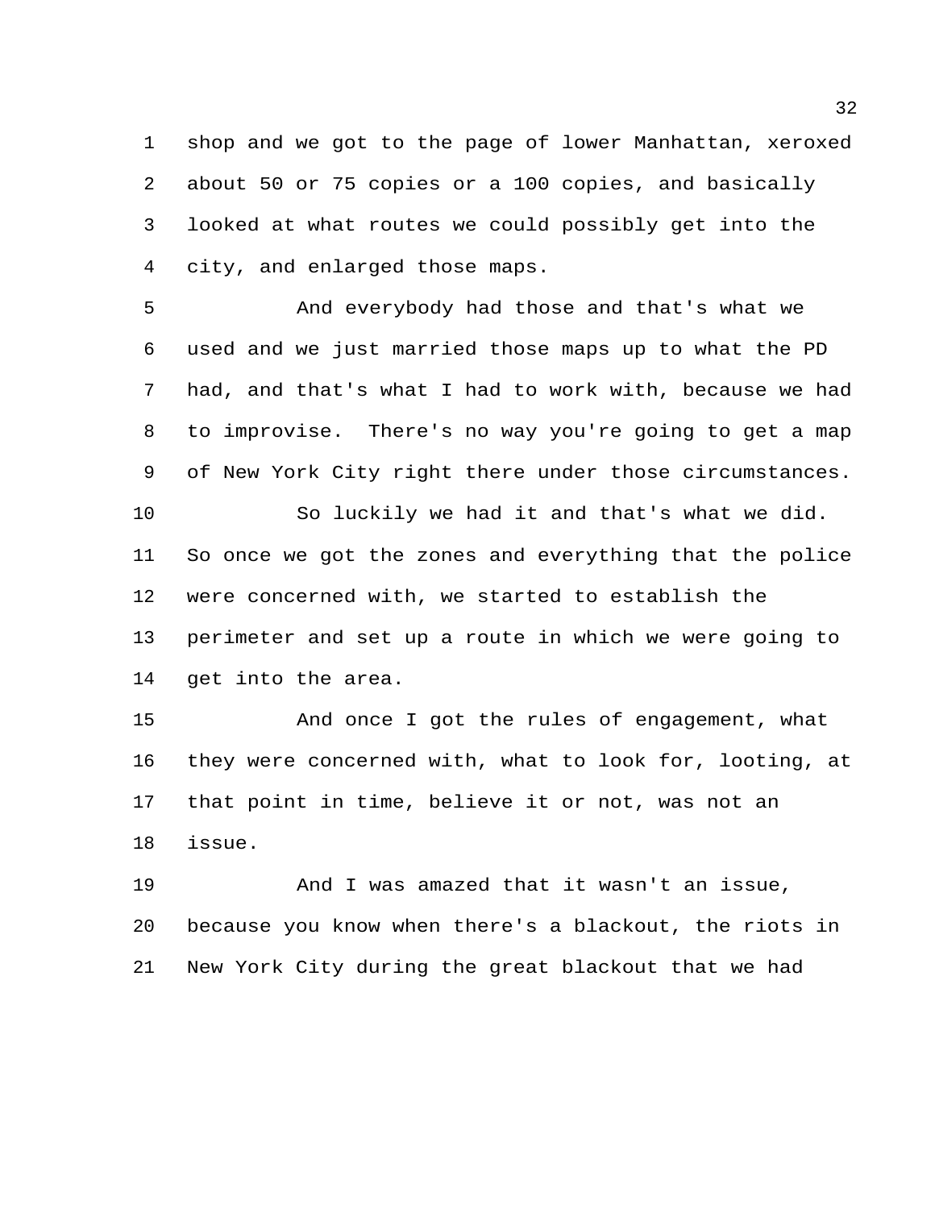shop and we got to the page of lower Manhattan, xeroxed about 50 or 75 copies or a 100 copies, and basically looked at what routes we could possibly get into the city, and enlarged those maps.

And everybody had those and that's what we used and we just married those maps up to what the PD had, and that's what I had to work with, because we had to improvise. There's no way you're going to get a map of New York City right there under those circumstances.

So luckily we had it and that's what we did. So once we got the zones and everything that the police were concerned with, we started to establish the perimeter and set up a route in which we were going to get into the area.

And once I got the rules of engagement, what they were concerned with, what to look for, looting, at that point in time, believe it or not, was not an issue.

And I was amazed that it wasn't an issue, because you know when there's a blackout, the riots in New York City during the great blackout that we had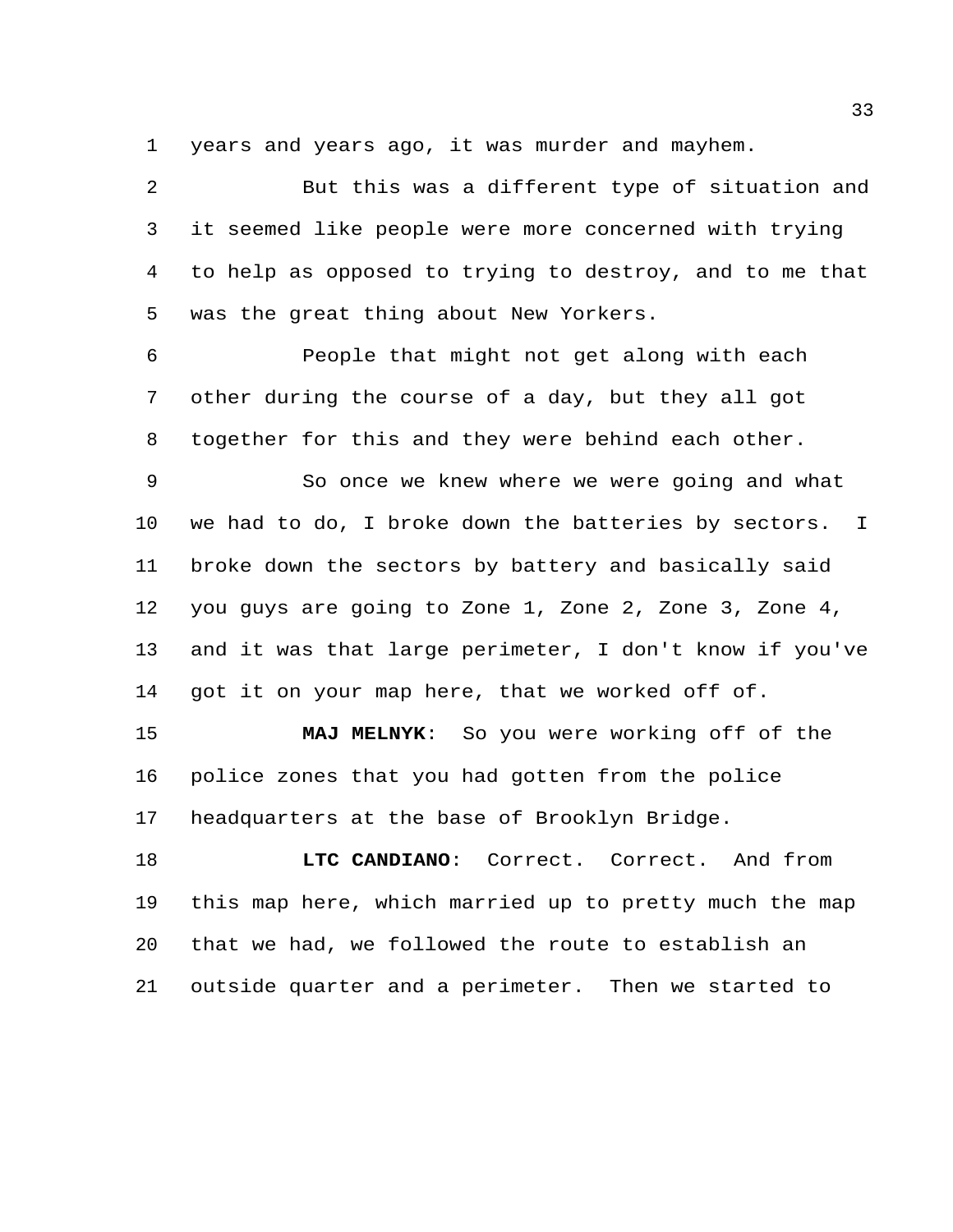years and years ago, it was murder and mayhem.

But this was a different type of situation and it seemed like people were more concerned with trying to help as opposed to trying to destroy, and to me that was the great thing about New Yorkers.

People that might not get along with each other during the course of a day, but they all got together for this and they were behind each other.

So once we knew where we were going and what we had to do, I broke down the batteries by sectors. I broke down the sectors by battery and basically said you guys are going to Zone 1, Zone 2, Zone 3, Zone 4, and it was that large perimeter, I don't know if you've got it on your map here, that we worked off of.

**MAJ MELNYK**: So you were working off of the police zones that you had gotten from the police headquarters at the base of Brooklyn Bridge.

**LTC CANDIANO**: Correct. Correct. And from this map here, which married up to pretty much the map that we had, we followed the route to establish an outside quarter and a perimeter. Then we started to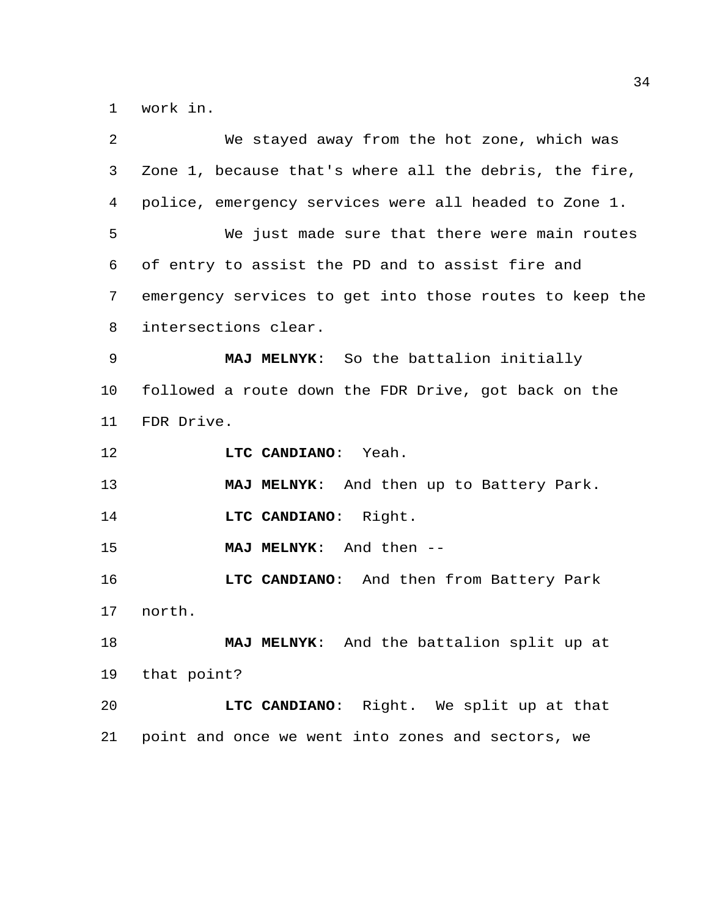work in.

We stayed away from the hot zone, which was Zone 1, because that's where all the debris, the fire, police, emergency services were all headed to Zone 1.

We just made sure that there were main routes of entry to assist the PD and to assist fire and emergency services to get into those routes to keep the intersections clear.

**MAJ MELNYK**: So the battalion initially followed a route down the FDR Drive, got back on the FDR Drive.

**LTC CANDIANO**: Yeah.

**MAJ MELNYK**: And then up to Battery Park.

**LTC CANDIANO**: Right.

**MAJ MELNYK**: And then --

**LTC CANDIANO**: And then from Battery Park north.

**MAJ MELNYK**: And the battalion split up at that point?

**LTC CANDIANO**: Right. We split up at that point and once we went into zones and sectors, we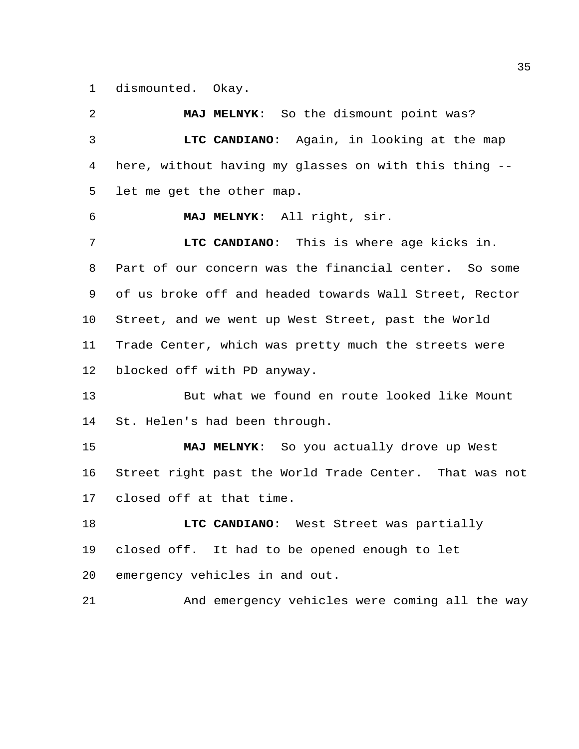dismounted. Okay.

**MAJ MELNYK**: So the dismount point was?

**LTC CANDIANO**: Again, in looking at the map here, without having my glasses on with this thing -- let me get the other map.

**MAJ MELNYK**: All right, sir.

**LTC CANDIANO**: This is where age kicks in. Part of our concern was the financial center. So some of us broke off and headed towards Wall Street, Rector Street, and we went up West Street, past the World Trade Center, which was pretty much the streets were blocked off with PD anyway.

But what we found en route looked like Mount St. Helen's had been through.

**MAJ MELNYK**: So you actually drove up West Street right past the World Trade Center. That was not closed off at that time.

**LTC CANDIANO**: West Street was partially closed off. It had to be opened enough to let emergency vehicles in and out.

And emergency vehicles were coming all the way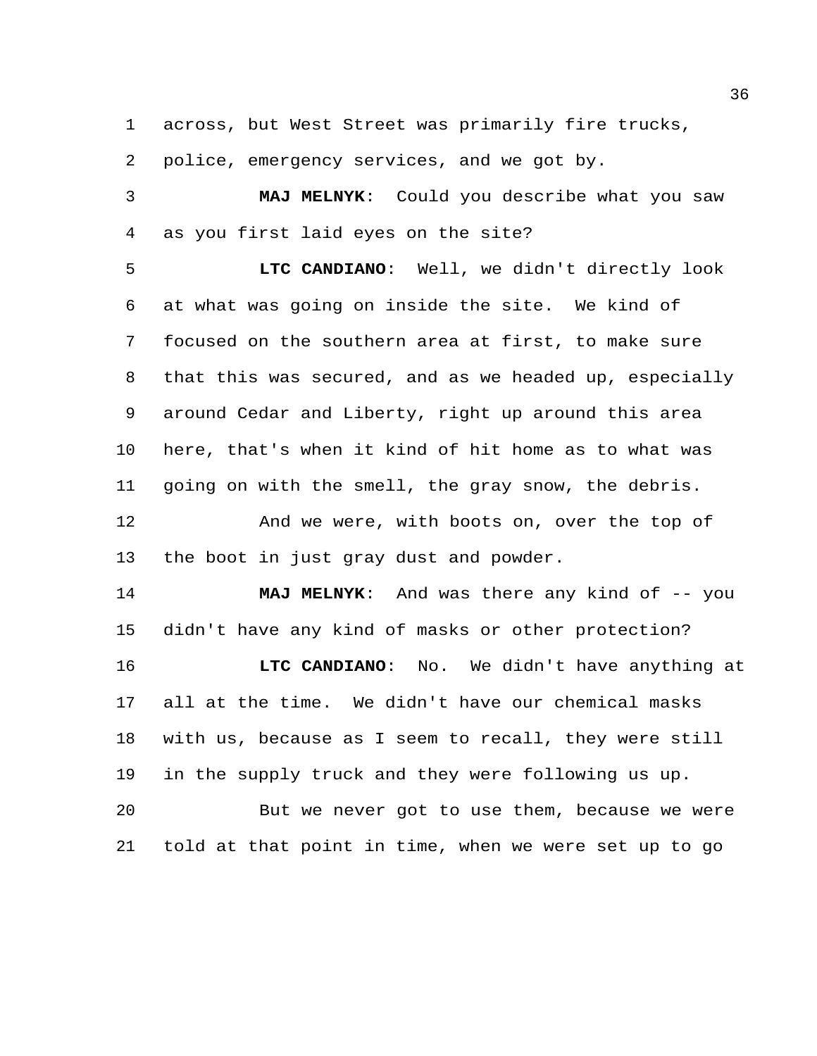across, but West Street was primarily fire trucks, police, emergency services, and we got by.

**MAJ MELNYK**: Could you describe what you saw as you first laid eyes on the site?

**LTC CANDIANO**: Well, we didn't directly look at what was going on inside the site. We kind of focused on the southern area at first, to make sure that this was secured, and as we headed up, especially around Cedar and Liberty, right up around this area here, that's when it kind of hit home as to what was going on with the smell, the gray snow, the debris.

And we were, with boots on, over the top of the boot in just gray dust and powder.

**MAJ MELNYK**: And was there any kind of -- you didn't have any kind of masks or other protection?

**LTC CANDIANO**: No. We didn't have anything at all at the time. We didn't have our chemical masks with us, because as I seem to recall, they were still in the supply truck and they were following us up.

But we never got to use them, because we were told at that point in time, when we were set up to go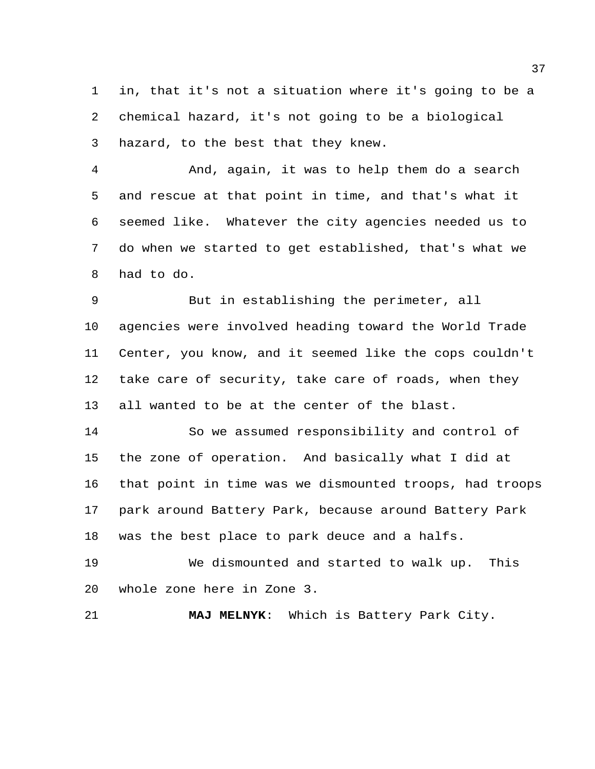in, that it's not a situation where it's going to be a chemical hazard, it's not going to be a biological hazard, to the best that they knew.

And, again, it was to help them do a search and rescue at that point in time, and that's what it seemed like. Whatever the city agencies needed us to do when we started to get established, that's what we had to do.

But in establishing the perimeter, all agencies were involved heading toward the World Trade Center, you know, and it seemed like the cops couldn't take care of security, take care of roads, when they all wanted to be at the center of the blast.

So we assumed responsibility and control of the zone of operation. And basically what I did at that point in time was we dismounted troops, had troops park around Battery Park, because around Battery Park was the best place to park deuce and a halfs.

We dismounted and started to walk up. This whole zone here in Zone 3.

**MAJ MELNYK**: Which is Battery Park City.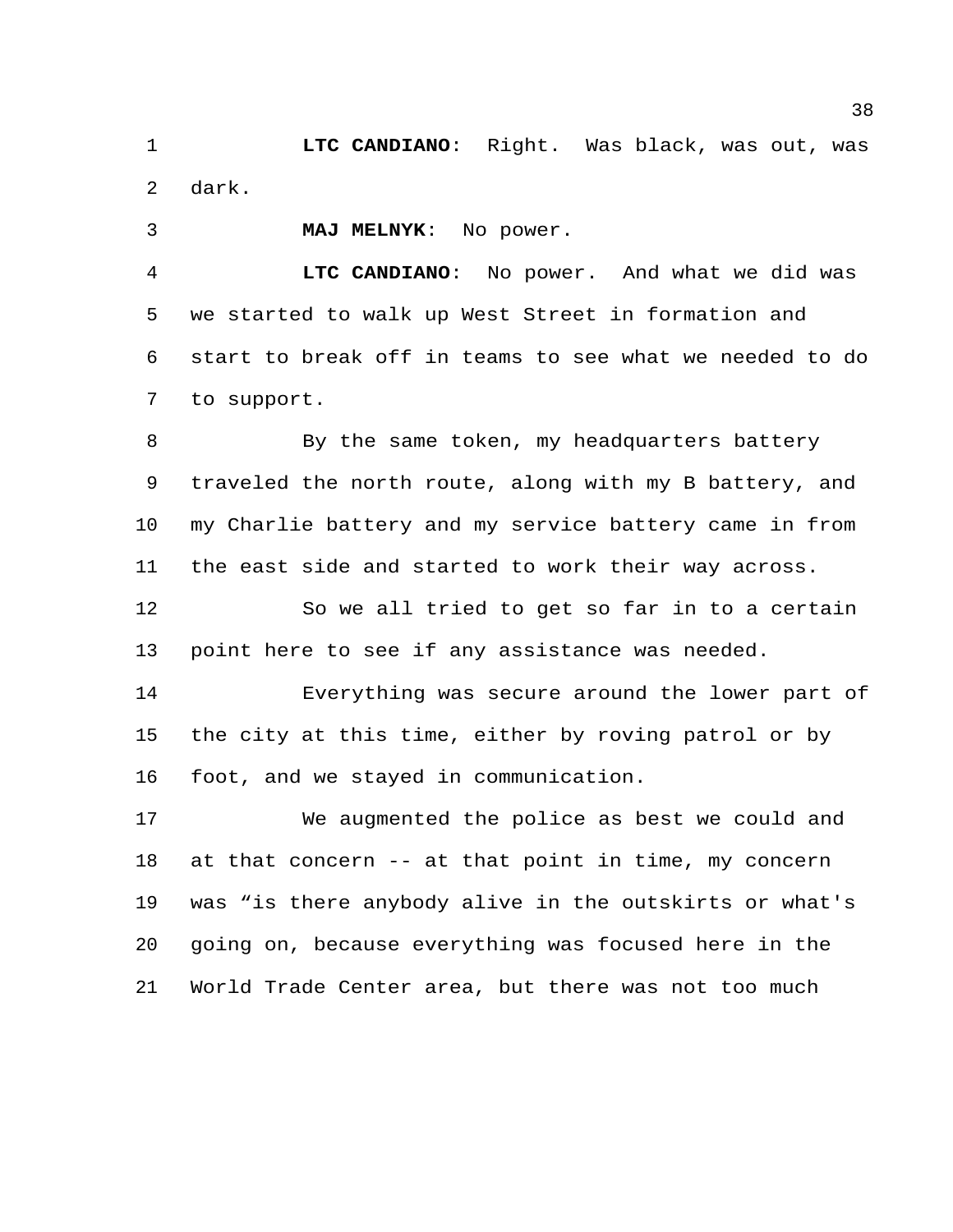**LTC CANDIANO**: Right. Was black, was out, was dark.

**MAJ MELNYK**: No power.

**LTC CANDIANO**: No power. And what we did was we started to walk up West Street in formation and start to break off in teams to see what we needed to do to support.

By the same token, my headquarters battery traveled the north route, along with my B battery, and my Charlie battery and my service battery came in from the east side and started to work their way across.

So we all tried to get so far in to a certain point here to see if any assistance was needed.

Everything was secure around the lower part of the city at this time, either by roving patrol or by foot, and we stayed in communication.

We augmented the police as best we could and at that concern -- at that point in time, my concern was "is there anybody alive in the outskirts or what's going on, because everything was focused here in the World Trade Center area, but there was not too much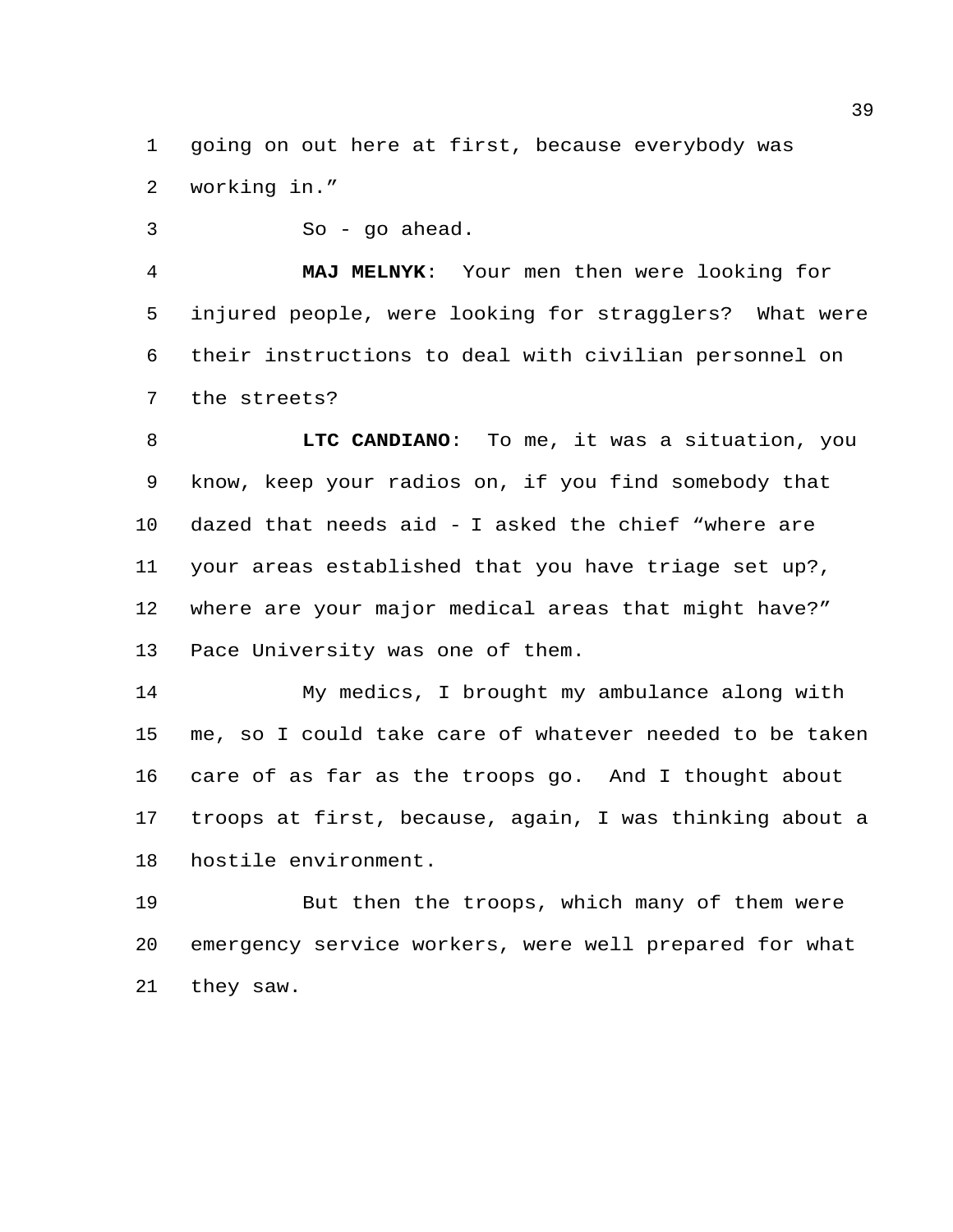going on out here at first, because everybody was working in."

So - go ahead.

**MAJ MELNYK**: Your men then were looking for injured people, were looking for stragglers? What were their instructions to deal with civilian personnel on the streets?

**LTC CANDIANO**: To me, it was a situation, you know, keep your radios on, if you find somebody that dazed that needs aid - I asked the chief "where are your areas established that you have triage set up?, where are your major medical areas that might have?" Pace University was one of them.

My medics, I brought my ambulance along with me, so I could take care of whatever needed to be taken care of as far as the troops go. And I thought about troops at first, because, again, I was thinking about a hostile environment.

But then the troops, which many of them were emergency service workers, were well prepared for what they saw.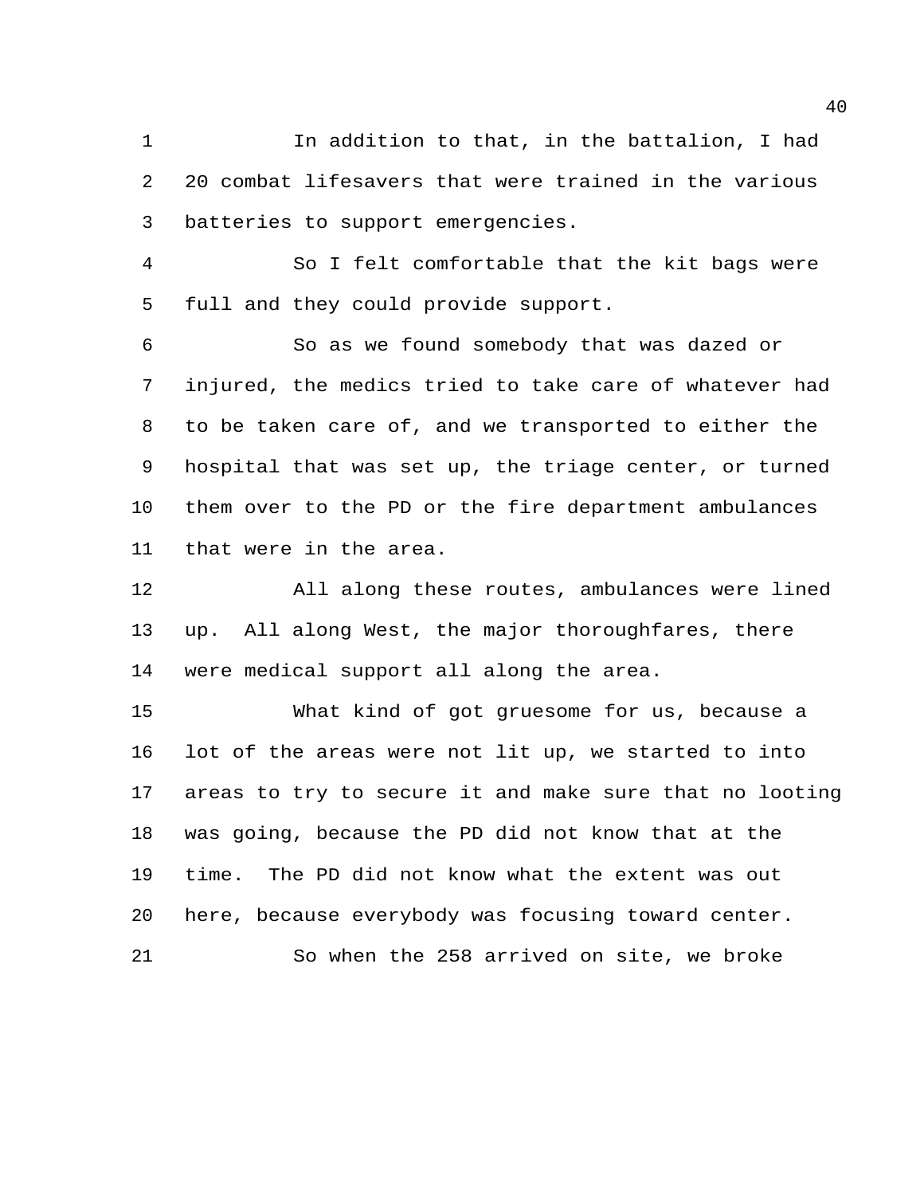In addition to that, in the battalion, I had 20 combat lifesavers that were trained in the various batteries to support emergencies.

So I felt comfortable that the kit bags were full and they could provide support.

So as we found somebody that was dazed or injured, the medics tried to take care of whatever had to be taken care of, and we transported to either the hospital that was set up, the triage center, or turned them over to the PD or the fire department ambulances that were in the area.

All along these routes, ambulances were lined up. All along West, the major thoroughfares, there were medical support all along the area.

What kind of got gruesome for us, because a lot of the areas were not lit up, we started to into areas to try to secure it and make sure that no looting was going, because the PD did not know that at the time. The PD did not know what the extent was out here, because everybody was focusing toward center.

So when the 258 arrived on site, we broke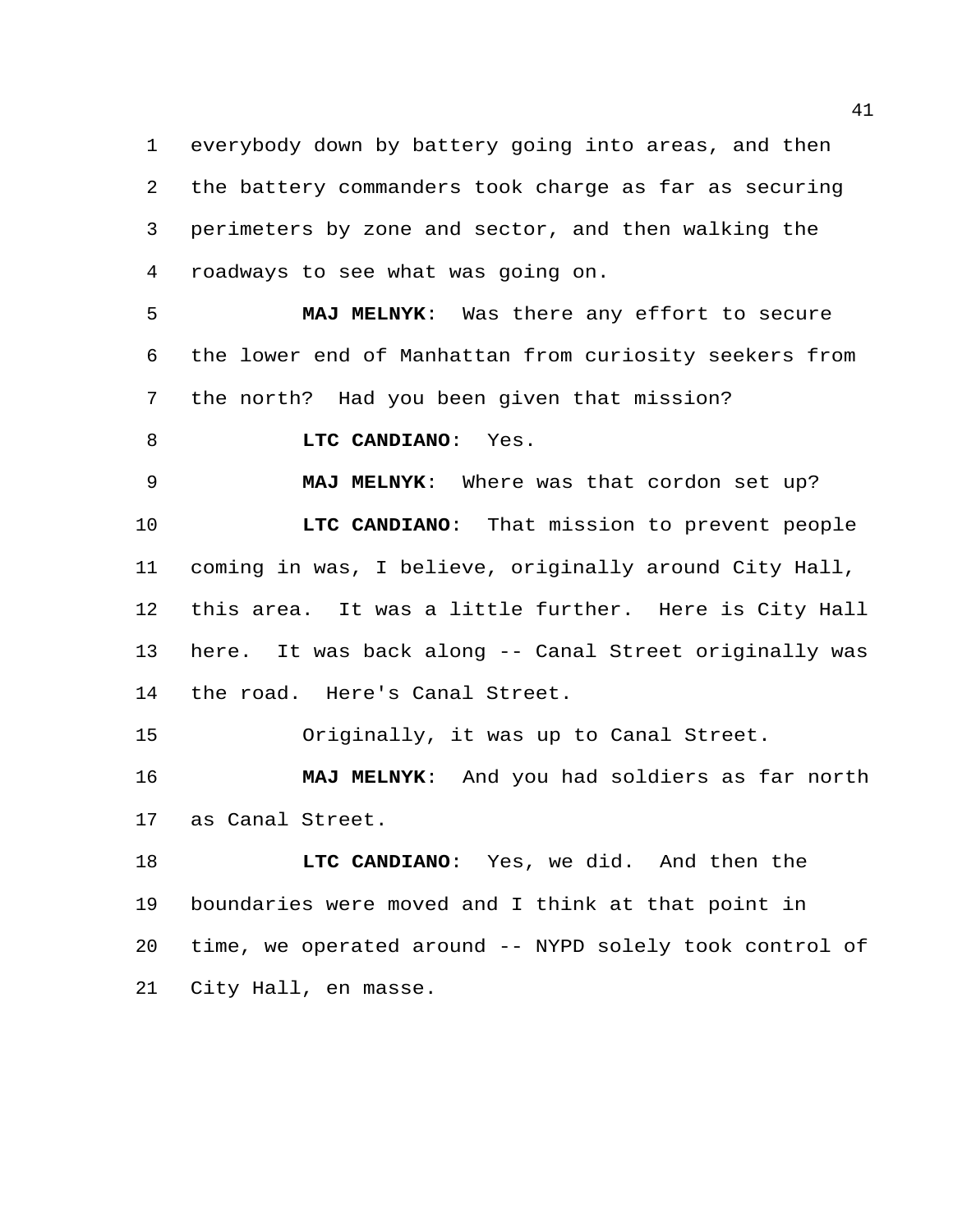everybody down by battery going into areas, and then the battery commanders took charge as far as securing perimeters by zone and sector, and then walking the roadways to see what was going on.

**MAJ MELNYK**: Was there any effort to secure the lower end of Manhattan from curiosity seekers from the north? Had you been given that mission?

**LTC CANDIANO**: Yes.

**MAJ MELNYK**: Where was that cordon set up?

**LTC CANDIANO**: That mission to prevent people coming in was, I believe, originally around City Hall, this area. It was a little further. Here is City Hall here. It was back along -- Canal Street originally was the road. Here's Canal Street.

Originally, it was up to Canal Street.

**MAJ MELNYK**: And you had soldiers as far north as Canal Street.

**LTC CANDIANO**: Yes, we did. And then the boundaries were moved and I think at that point in time, we operated around -- NYPD solely took control of City Hall, en masse.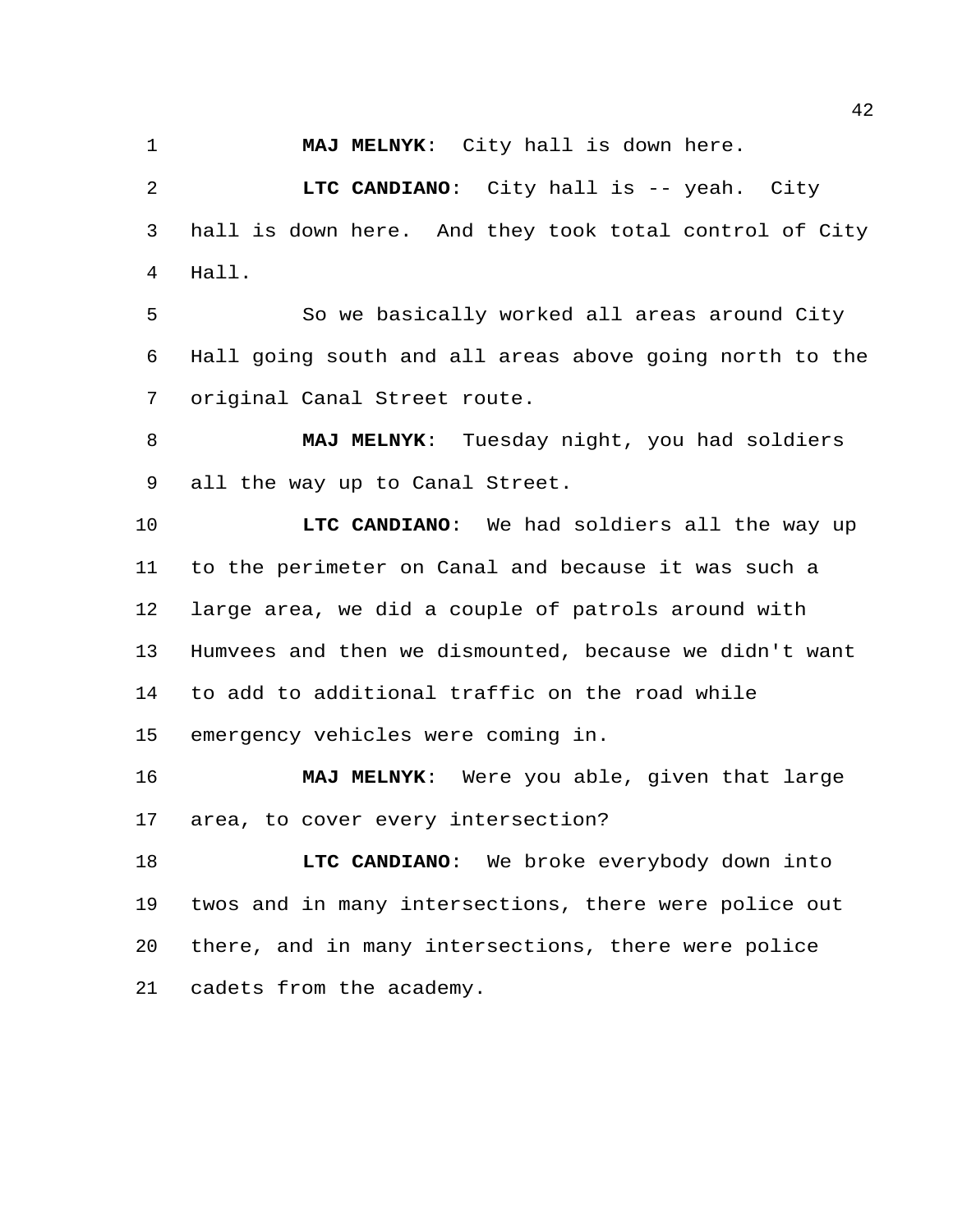**MAJ MELNYK**: City hall is down here.

**LTC CANDIANO**: City hall is -- yeah. City hall is down here. And they took total control of City Hall.

So we basically worked all areas around City Hall going south and all areas above going north to the original Canal Street route.

**MAJ MELNYK**: Tuesday night, you had soldiers all the way up to Canal Street.

**LTC CANDIANO**: We had soldiers all the way up to the perimeter on Canal and because it was such a large area, we did a couple of patrols around with Humvees and then we dismounted, because we didn't want to add to additional traffic on the road while emergency vehicles were coming in.

**MAJ MELNYK**: Were you able, given that large area, to cover every intersection?

**LTC CANDIANO**: We broke everybody down into twos and in many intersections, there were police out there, and in many intersections, there were police cadets from the academy.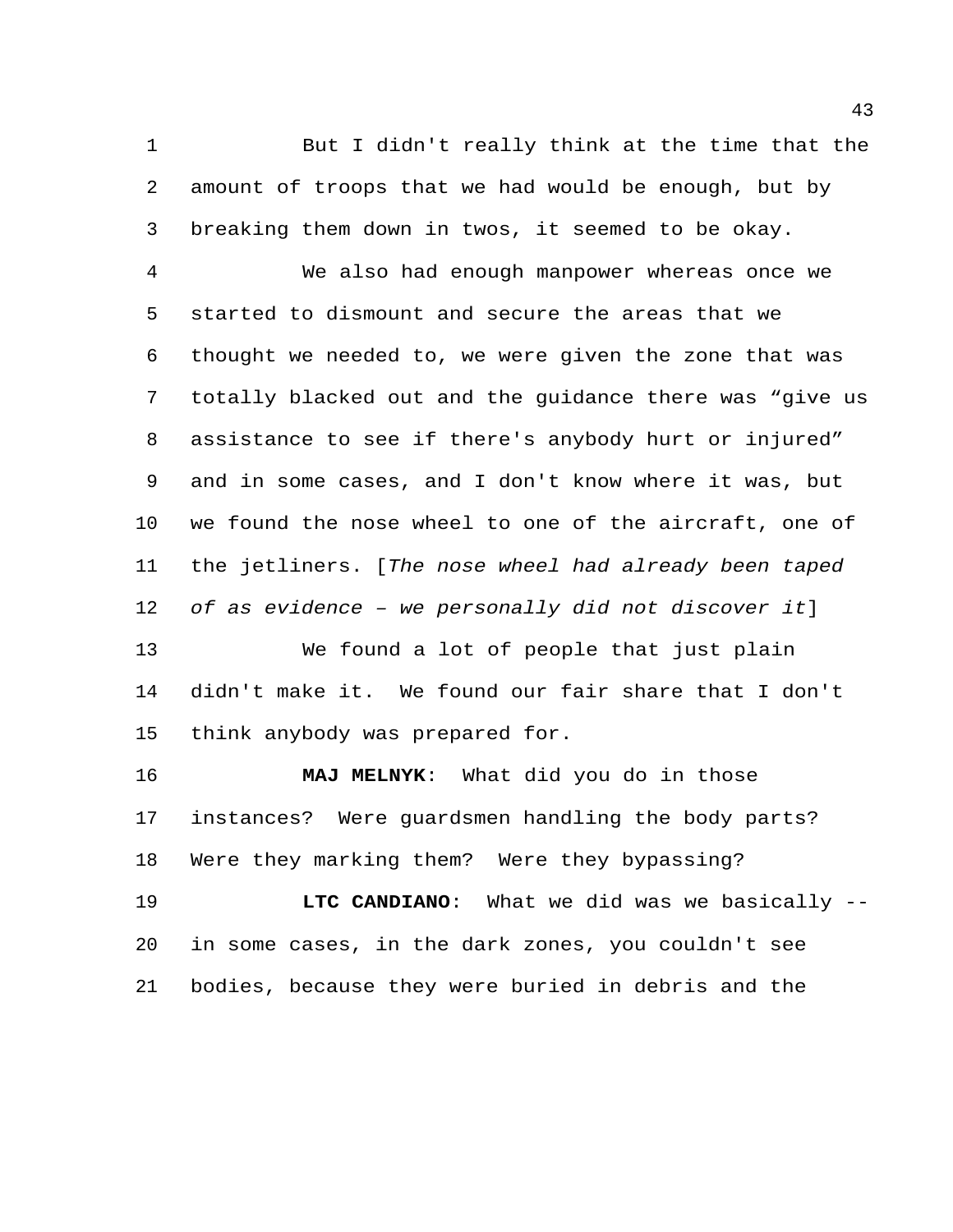But I didn't really think at the time that the amount of troops that we had would be enough, but by breaking them down in twos, it seemed to be okay.

We also had enough manpower whereas once we started to dismount and secure the areas that we thought we needed to, we were given the zone that was totally blacked out and the guidance there was “give us assistance to see if there's anybody hurt or injured” and in some cases, and I don't know where it was, but we found the nose wheel to one of the aircraft, one of the jetliners. [*The nose wheel had already been taped of as evidence – we personally did not discover it*]

We found a lot of people that just plain didn't make it. We found our fair share that I don't think anybody was prepared for.

**MAJ MELNYK**: What did you do in those instances? Were guardsmen handling the body parts? Were they marking them? Were they bypassing?

**LTC CANDIANO**: What we did was we basically -- in some cases, in the dark zones, you couldn't see bodies, because they were buried in debris and the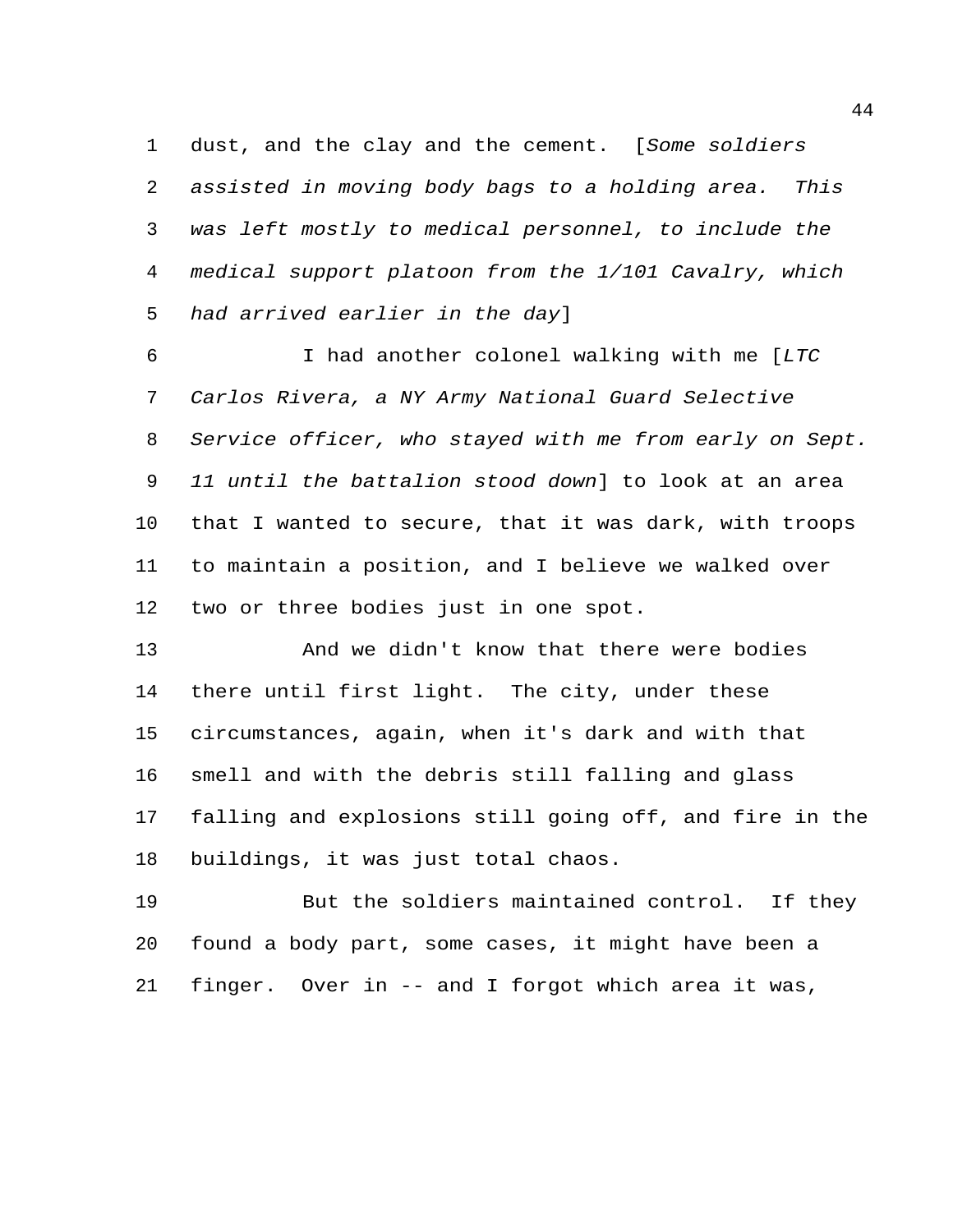dust, and the clay and the cement. [*Some soldiers assisted in moving body bags to a holding area. This was left mostly to medical personnel, to include the medical support platoon from the 1/101 Cavalry, which had arrived earlier in the day*]

I had another colonel walking with me [*LTC Carlos Rivera, a NY Army National Guard Selective Service officer, who stayed with me from early on Sept. 11 until the battalion stood down*] to look at an area that I wanted to secure, that it was dark, with troops to maintain a position, and I believe we walked over two or three bodies just in one spot.

And we didn't know that there were bodies there until first light. The city, under these circumstances, again, when it's dark and with that smell and with the debris still falling and glass falling and explosions still going off, and fire in the buildings, it was just total chaos.

But the soldiers maintained control. If they found a body part, some cases, it might have been a finger. Over in -- and I forgot which area it was,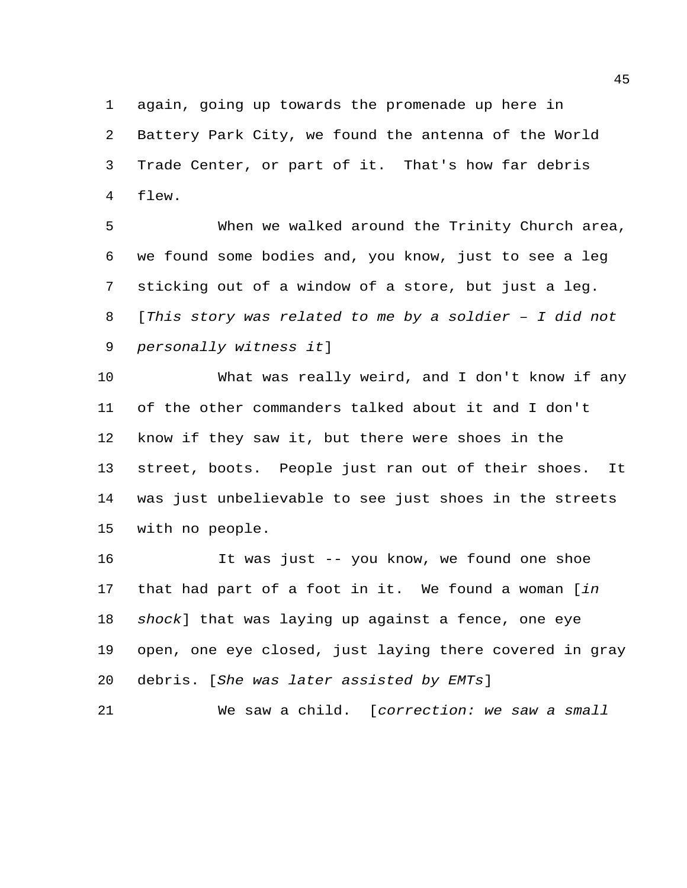again, going up towards the promenade up here in Battery Park City, we found the antenna of the World Trade Center, or part of it. That's how far debris flew.

When we walked around the Trinity Church area, we found some bodies and, you know, just to see a leg sticking out of a window of a store, but just a leg. [*This story was related to me by a soldier – I did not personally witness it*]

What was really weird, and I don't know if any of the other commanders talked about it and I don't know if they saw it, but there were shoes in the street, boots. People just ran out of their shoes. It was just unbelievable to see just shoes in the streets with no people.

It was just -- you know, we found one shoe that had part of a foot in it. We found a woman [*in shock*] that was laying up against a fence, one eye open, one eye closed, just laying there covered in gray debris. [*She was later assisted by EMTs*]

We saw a child. [*correction: we saw a small*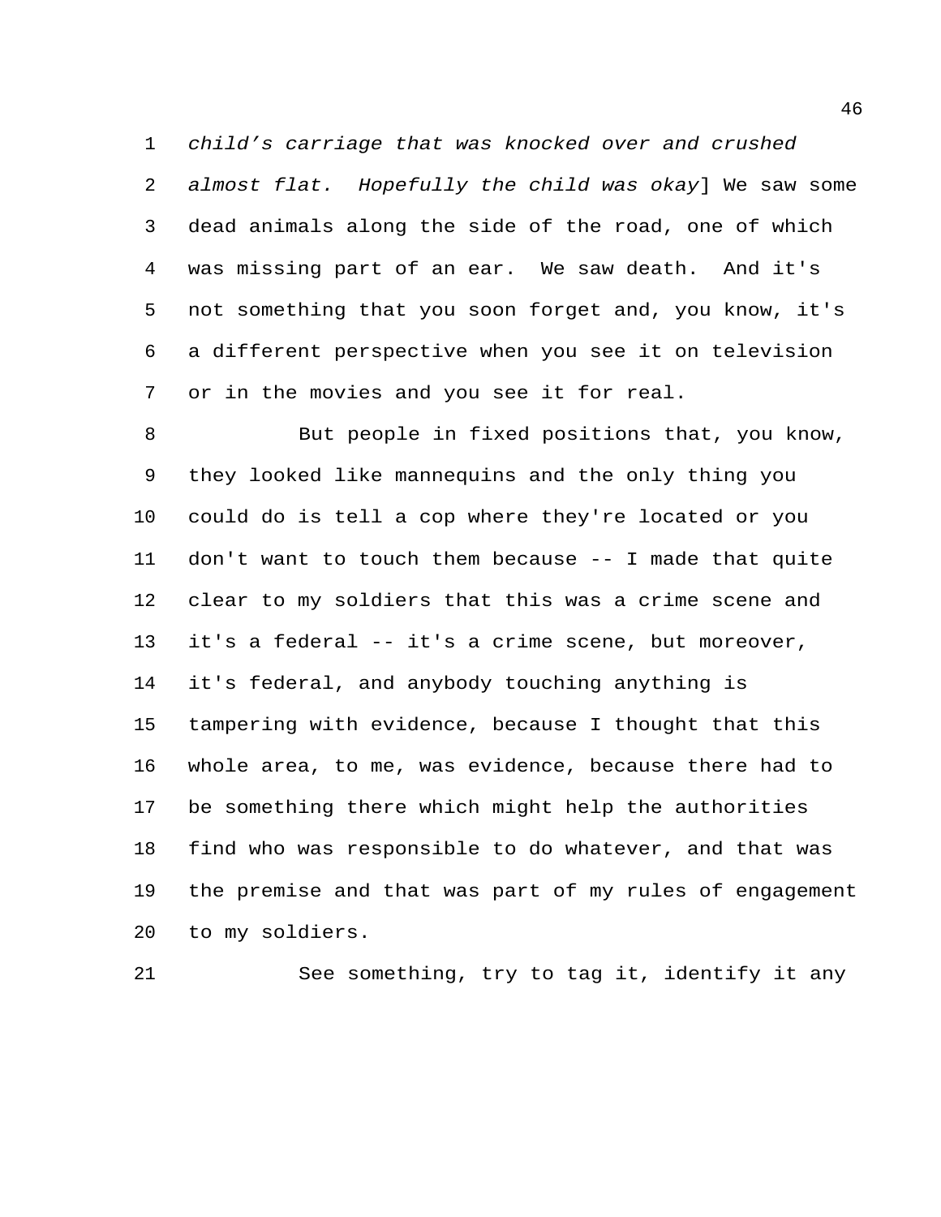*child's carriage that was knocked over and crushed almost flat. Hopefully the child was okay*] We saw some dead animals along the side of the road, one of which was missing part of an ear. We saw death. And it's not something that you soon forget and, you know, it's a different perspective when you see it on television or in the movies and you see it for real.

But people in fixed positions that, you know, they looked like mannequins and the only thing you could do is tell a cop where they're located or you don't want to touch them because -- I made that quite clear to my soldiers that this was a crime scene and it's a federal -- it's a crime scene, but moreover, it's federal, and anybody touching anything is tampering with evidence, because I thought that this whole area, to me, was evidence, because there had to be something there which might help the authorities find who was responsible to do whatever, and that was the premise and that was part of my rules of engagement to my soldiers.

See something, try to tag it, identify it any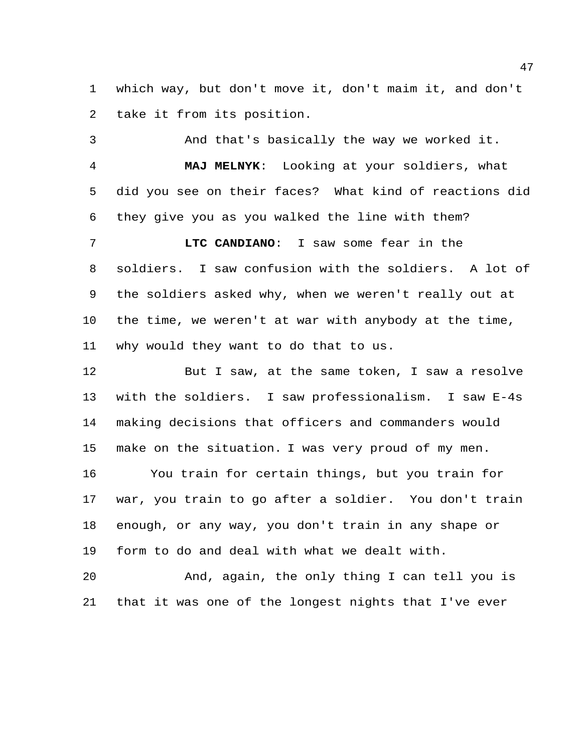which way, but don't move it, don't maim it, and don't take it from its position.

And that's basically the way we worked it.

**MAJ MELNYK**: Looking at your soldiers, what did you see on their faces? What kind of reactions did they give you as you walked the line with them?

**LTC CANDIANO**: I saw some fear in the soldiers. I saw confusion with the soldiers. A lot of the soldiers asked why, when we weren't really out at the time, we weren't at war with anybody at the time, why would they want to do that to us.

But I saw, at the same token, I saw a resolve with the soldiers. I saw professionalism. I saw E-4s making decisions that officers and commanders would make on the situation. I was very proud of my men.

You train for certain things, but you train for war, you train to go after a soldier. You don't train enough, or any way, you don't train in any shape or form to do and deal with what we dealt with.

And, again, the only thing I can tell you is that it was one of the longest nights that I've ever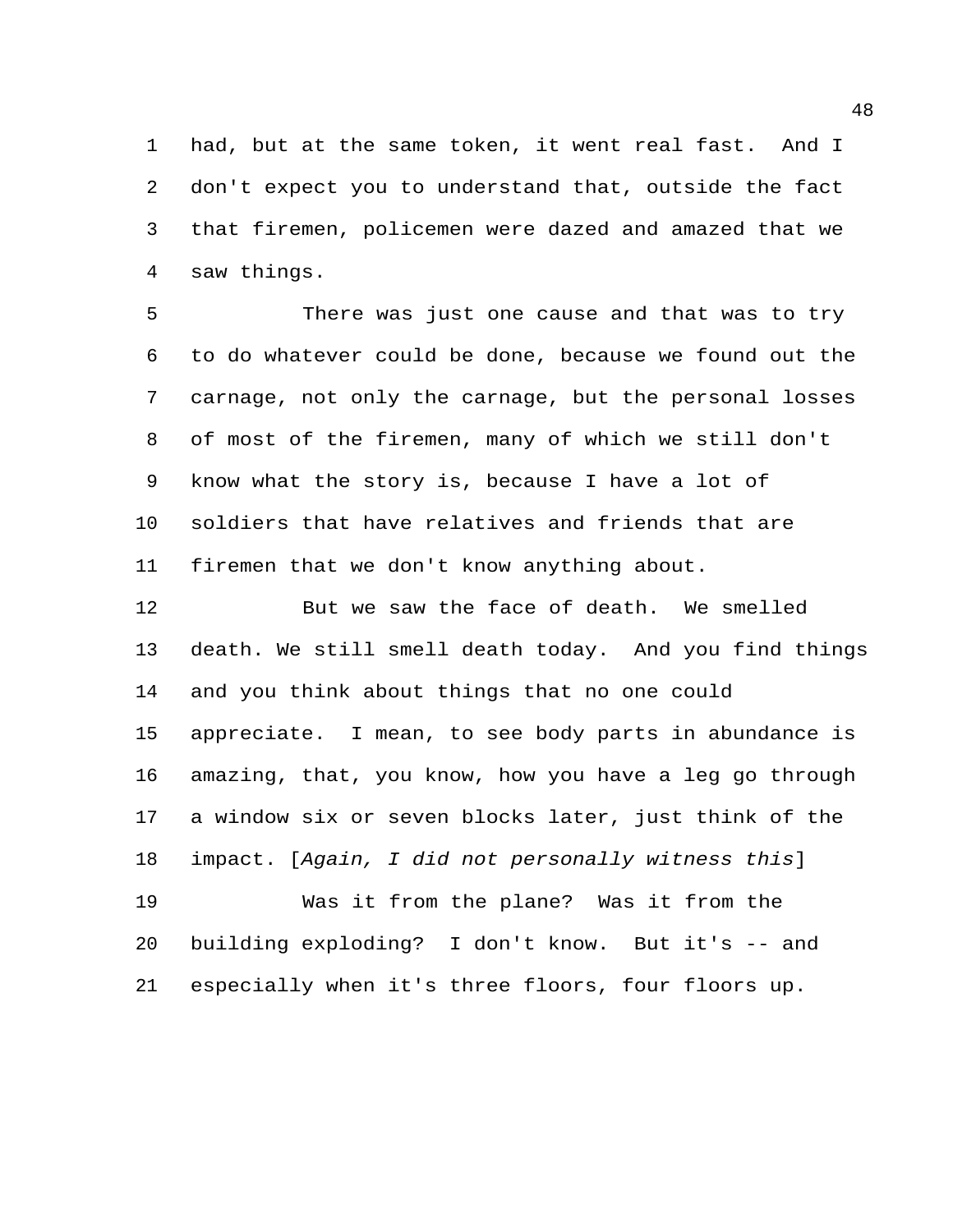had, but at the same token, it went real fast. And I don't expect you to understand that, outside the fact that firemen, policemen were dazed and amazed that we saw things.

There was just one cause and that was to try to do whatever could be done, because we found out the carnage, not only the carnage, but the personal losses of most of the firemen, many of which we still don't know what the story is, because I have a lot of soldiers that have relatives and friends that are firemen that we don't know anything about.

But we saw the face of death. We smelled death. We still smell death today. And you find things and you think about things that no one could appreciate. I mean, to see body parts in abundance is amazing, that, you know, how you have a leg go through a window six or seven blocks later, just think of the impact. [*Again, I did not personally witness this*]

Was it from the plane? Was it from the building exploding? I don't know. But it's -- and especially when it's three floors, four floors up.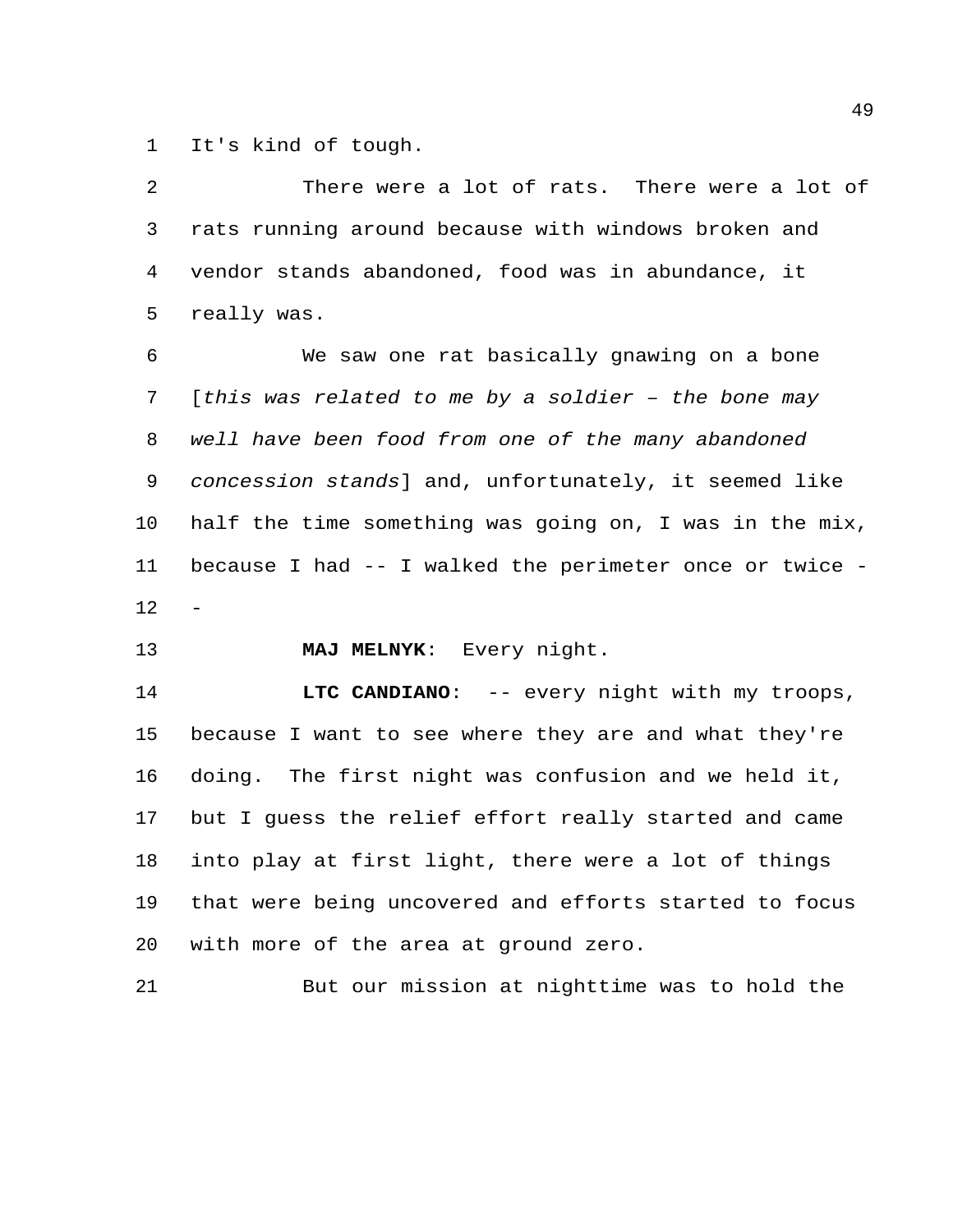It's kind of tough.

There were a lot of rats. There were a lot of rats running around because with windows broken and vendor stands abandoned, food was in abundance, it really was.

We saw one rat basically gnawing on a bone [*this was related to me by a soldier – the bone may well have been food from one of the many abandoned concession stands*] and, unfortunately, it seemed like half the time something was going on, I was in the mix, because I had -- I walked the perimeter once or twice --

**MAJ MELNYK**: Every night.

**LTC CANDIANO**: -- every night with my troops, because I want to see where they are and what they're doing. The first night was confusion and we held it, but I guess the relief effort really started and came into play at first light, there were a lot of things that were being uncovered and efforts started to focus with more of the area at ground zero.

But our mission at nighttime was to hold the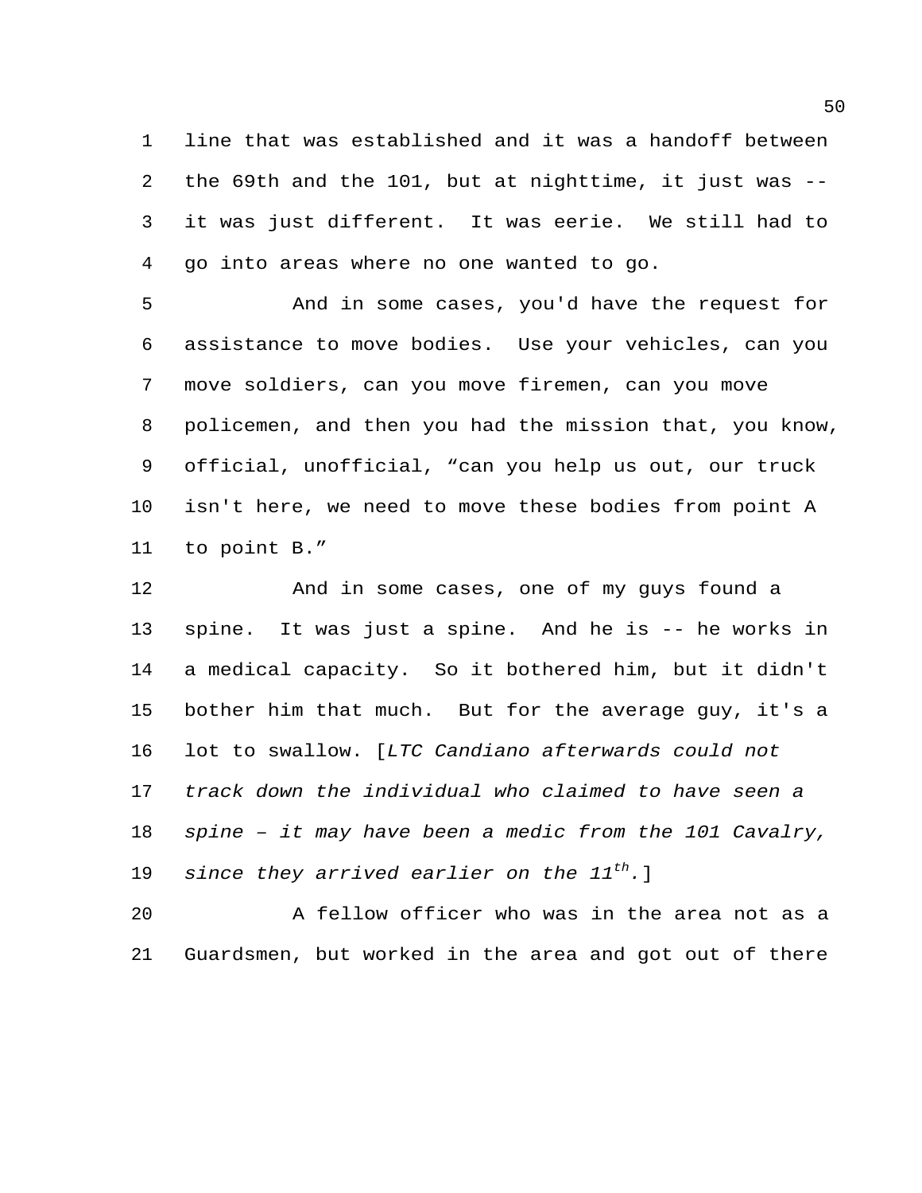line that was established and it was a handoff between the 69th and the 101, but at nighttime, it just was -- it was just different. It was eerie. We still had to go into areas where no one wanted to go.

And in some cases, you'd have the request for assistance to move bodies. Use your vehicles, can you move soldiers, can you move firemen, can you move policemen, and then you had the mission that, you know, official, unofficial, “can you help us out, our truck isn't here, we need to move these bodies from point A to point B.”

And in some cases, one of my guys found a spine. It was just a spine. And he is -- he works in a medical capacity. So it bothered him, but it didn't bother him that much. But for the average guy, it's a lot to swallow. [*LTC Candiano afterwards could not track down the individual who claimed to have seen a spine – it may have been a medic from the 101 Cavalry, since they arrived earlier on the 11th.*]

A fellow officer who was in the area not as a Guardsmen, but worked in the area and got out of there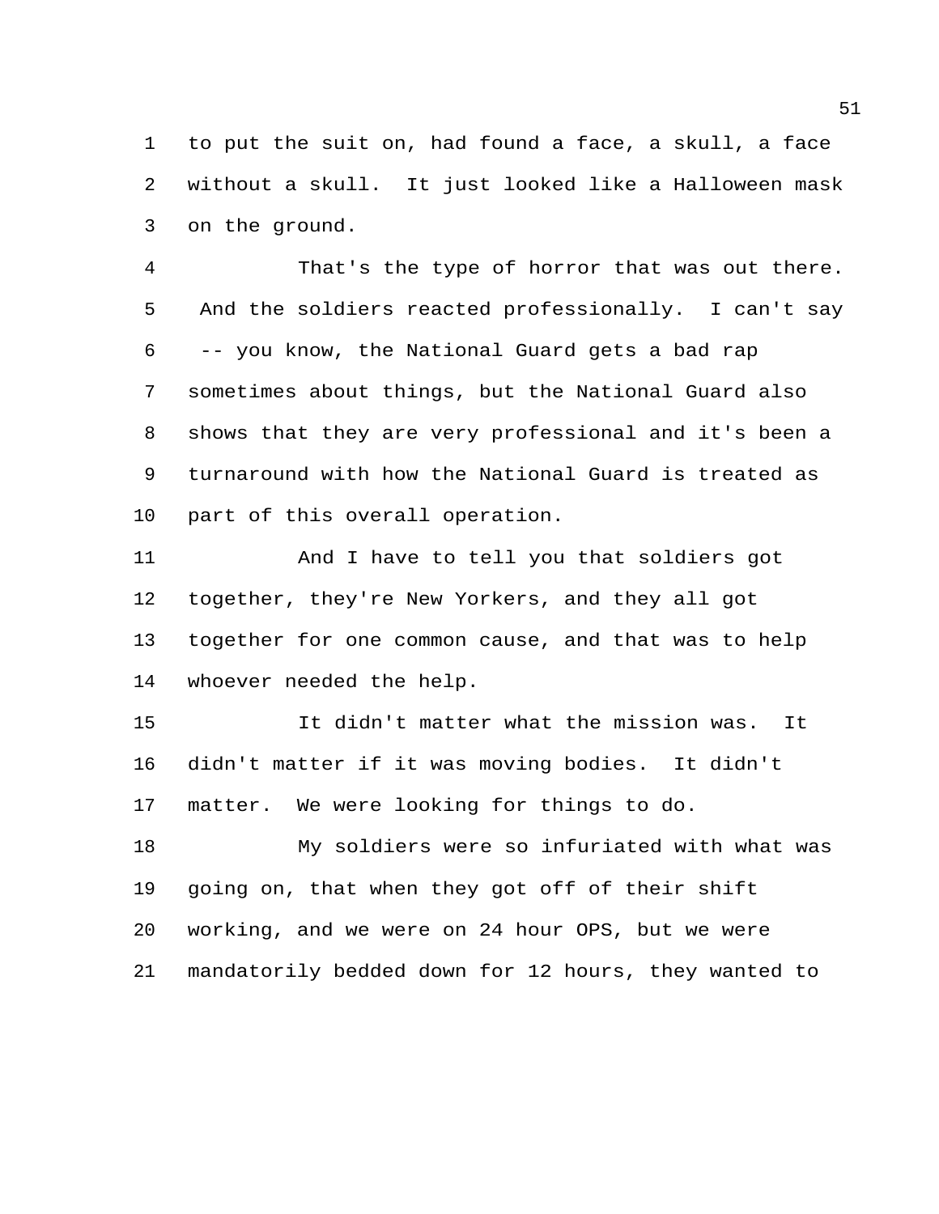to put the suit on, had found a face, a skull, a face without a skull. It just looked like a Halloween mask on the ground.

That's the type of horror that was out there. And the soldiers reacted professionally. I can't say -- you know, the National Guard gets a bad rap sometimes about things, but the National Guard also shows that they are very professional and it's been a turnaround with how the National Guard is treated as part of this overall operation.

And I have to tell you that soldiers got together, they're New Yorkers, and they all got together for one common cause, and that was to help whoever needed the help.

It didn't matter what the mission was. It didn't matter if it was moving bodies. It didn't matter. We were looking for things to do.

My soldiers were so infuriated with what was going on, that when they got off of their shift working, and we were on 24 hour OPS, but we were mandatorily bedded down for 12 hours, they wanted to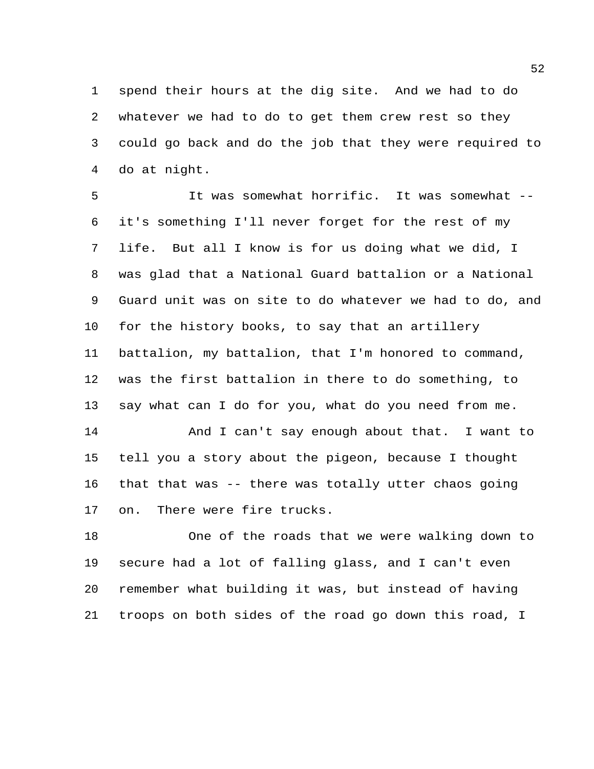spend their hours at the dig site. And we had to do whatever we had to do to get them crew rest so they could go back and do the job that they were required to do at night.

It was somewhat horrific. It was somewhat -- it's something I'll never forget for the rest of my life. But all I know is for us doing what we did, I was glad that a National Guard battalion or a National Guard unit was on site to do whatever we had to do, and for the history books, to say that an artillery battalion, my battalion, that I'm honored to command, was the first battalion in there to do something, to say what can I do for you, what do you need from me.

And I can't say enough about that. I want to tell you a story about the pigeon, because I thought that that was -- there was totally utter chaos going on. There were fire trucks.

One of the roads that we were walking down to secure had a lot of falling glass, and I can't even remember what building it was, but instead of having troops on both sides of the road go down this road, I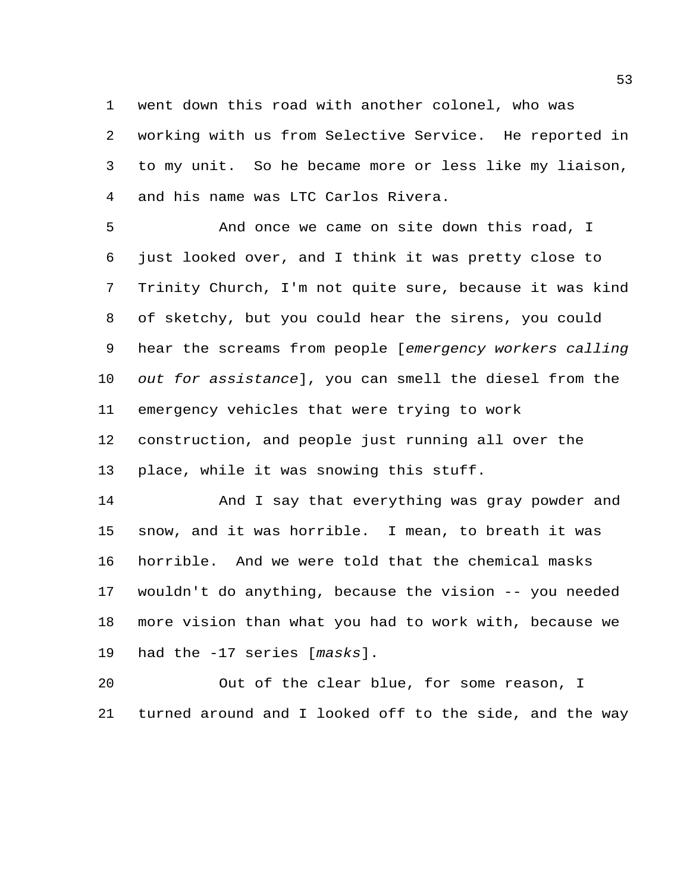went down this road with another colonel, who was working with us from Selective Service. He reported in to my unit. So he became more or less like my liaison, and his name was LTC Carlos Rivera.

And once we came on site down this road, I just looked over, and I think it was pretty close to Trinity Church, I'm not quite sure, because it was kind of sketchy, but you could hear the sirens, you could hear the screams from people [*emergency workers calling out for assistance*], you can smell the diesel from the emergency vehicles that were trying to work construction, and people just running all over the place, while it was snowing this stuff.

And I say that everything was gray powder and snow, and it was horrible. I mean, to breath it was horrible. And we were told that the chemical masks wouldn't do anything, because the vision -- you needed more vision than what you had to work with, because we had the -17 series [*masks*].

Out of the clear blue, for some reason, I turned around and I looked off to the side, and the way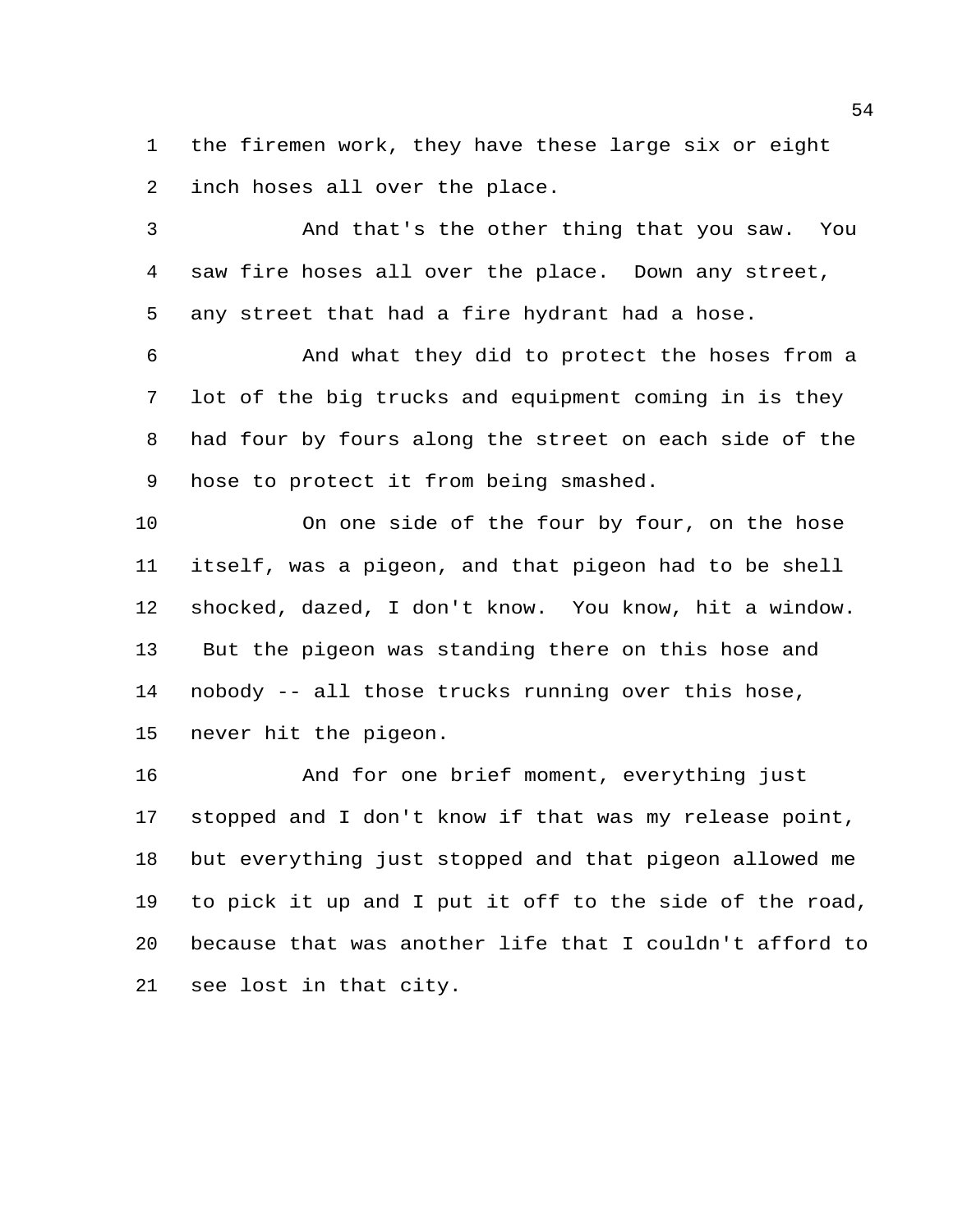the firemen work, they have these large six or eight inch hoses all over the place.

And that's the other thing that you saw. You saw fire hoses all over the place. Down any street, any street that had a fire hydrant had a hose.

And what they did to protect the hoses from a lot of the big trucks and equipment coming in is they had four by fours along the street on each side of the hose to protect it from being smashed.

On one side of the four by four, on the hose itself, was a pigeon, and that pigeon had to be shell shocked, dazed, I don't know. You know, hit a window. But the pigeon was standing there on this hose and nobody -- all those trucks running over this hose, never hit the pigeon.

And for one brief moment, everything just stopped and I don't know if that was my release point, but everything just stopped and that pigeon allowed me to pick it up and I put it off to the side of the road, because that was another life that I couldn't afford to see lost in that city.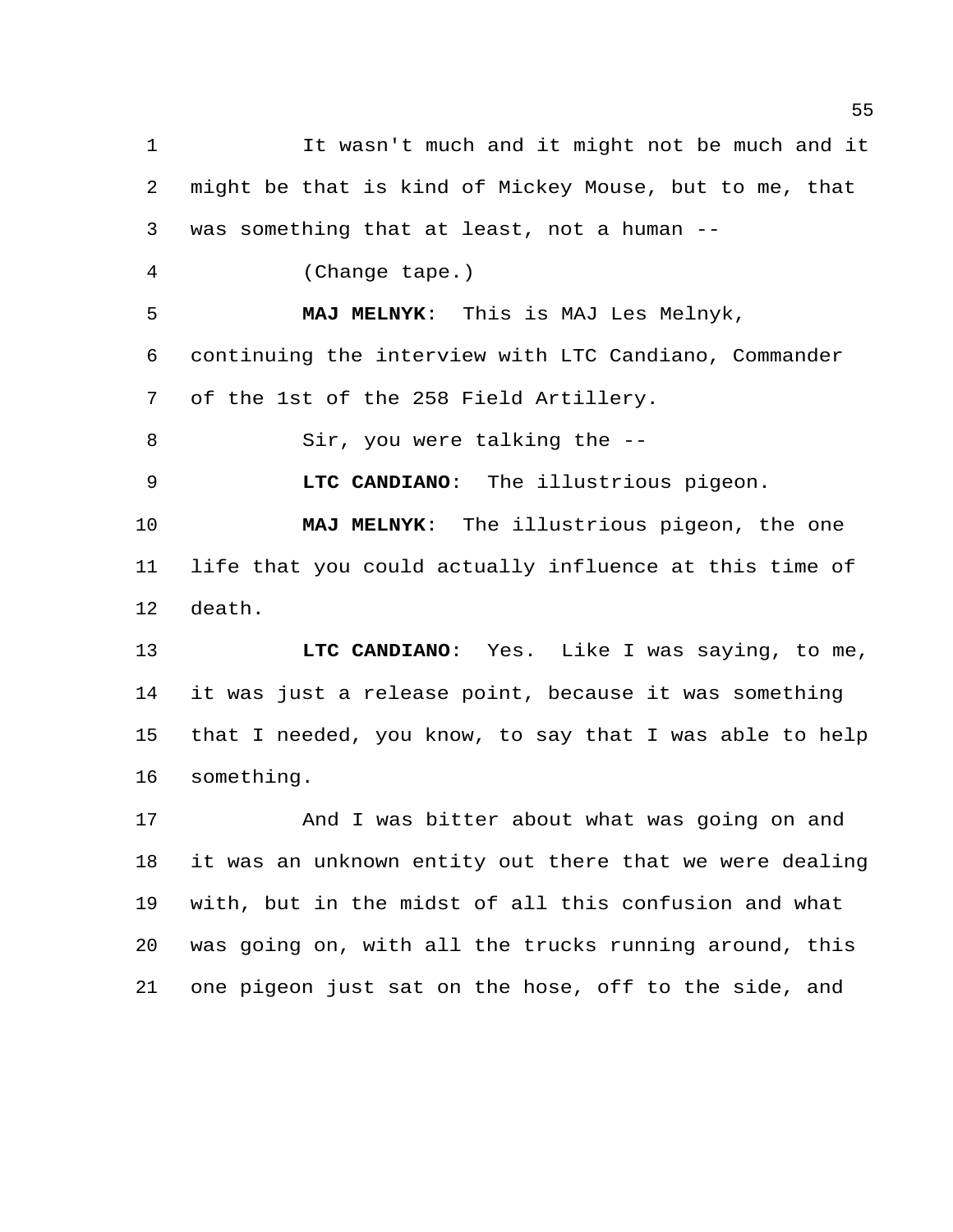It wasn't much and it might not be much and it might be that is kind of Mickey Mouse, but to me, that was something that at least, not a human --

(Change tape.)

**MAJ MELNYK**: This is MAJ Les Melnyk, continuing the interview with LTC Candiano, Commander of the 1st of the 258 Field Artillery.

Sir, you were talking the --

**LTC CANDIANO**: The illustrious pigeon.

**MAJ MELNYK**: The illustrious pigeon, the one life that you could actually influence at this time of death.

**LTC CANDIANO**: Yes. Like I was saying, to me, it was just a release point, because it was something that I needed, you know, to say that I was able to help something.

And I was bitter about what was going on and it was an unknown entity out there that we were dealing with, but in the midst of all this confusion and what was going on, with all the trucks running around, this one pigeon just sat on the hose, off to the side, and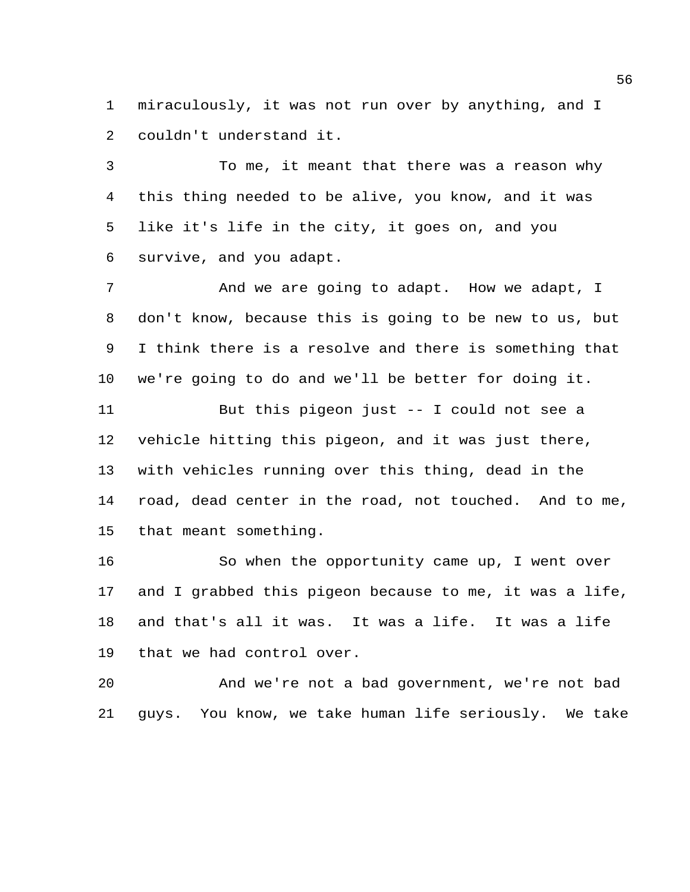miraculously, it was not run over by anything, and I couldn't understand it.

To me, it meant that there was a reason why this thing needed to be alive, you know, and it was like it's life in the city, it goes on, and you survive, and you adapt.

And we are going to adapt. How we adapt, I don't know, because this is going to be new to us, but I think there is a resolve and there is something that we're going to do and we'll be better for doing it.

But this pigeon just -- I could not see a vehicle hitting this pigeon, and it was just there, with vehicles running over this thing, dead in the road, dead center in the road, not touched. And to me, that meant something.

So when the opportunity came up, I went over and I grabbed this pigeon because to me, it was a life, and that's all it was. It was a life. It was a life that we had control over.

And we're not a bad government, we're not bad guys. You know, we take human life seriously. We take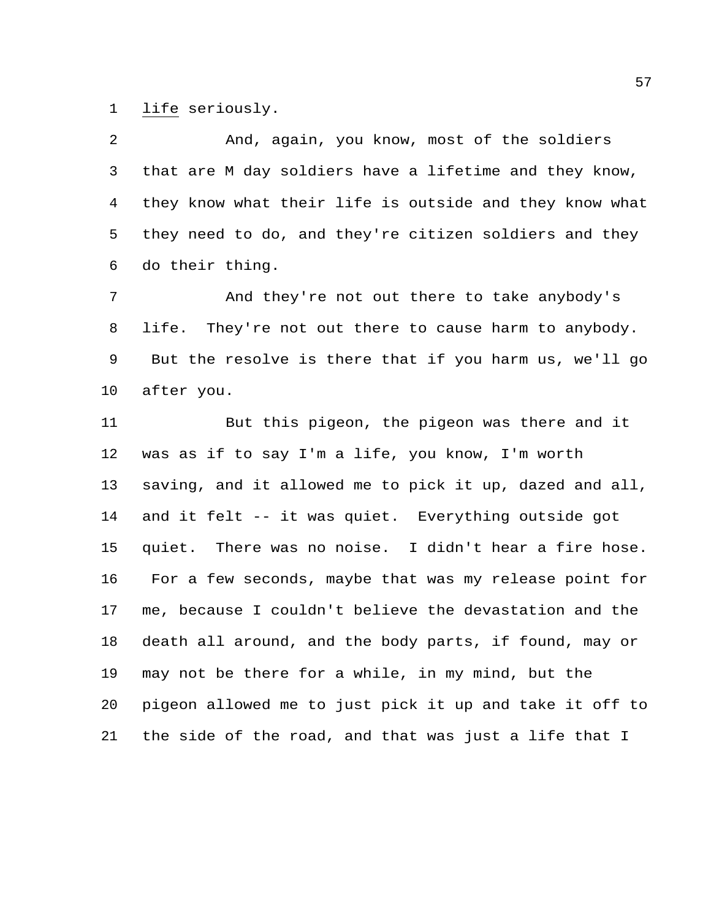life seriously.

And, again, you know, most of the soldiers that are M day soldiers have a lifetime and they know, they know what their life is outside and they know what they need to do, and they're citizen soldiers and they do their thing.

And they're not out there to take anybody's life. They're not out there to cause harm to anybody. But the resolve is there that if you harm us, we'll go after you.

But this pigeon, the pigeon was there and it was as if to say I'm a life, you know, I'm worth saving, and it allowed me to pick it up, dazed and all, and it felt -- it was quiet. Everything outside got quiet. There was no noise. I didn't hear a fire hose. For a few seconds, maybe that was my release point for me, because I couldn't believe the devastation and the death all around, and the body parts, if found, may or may not be there for a while, in my mind, but the pigeon allowed me to just pick it up and take it off to the side of the road, and that was just a life that I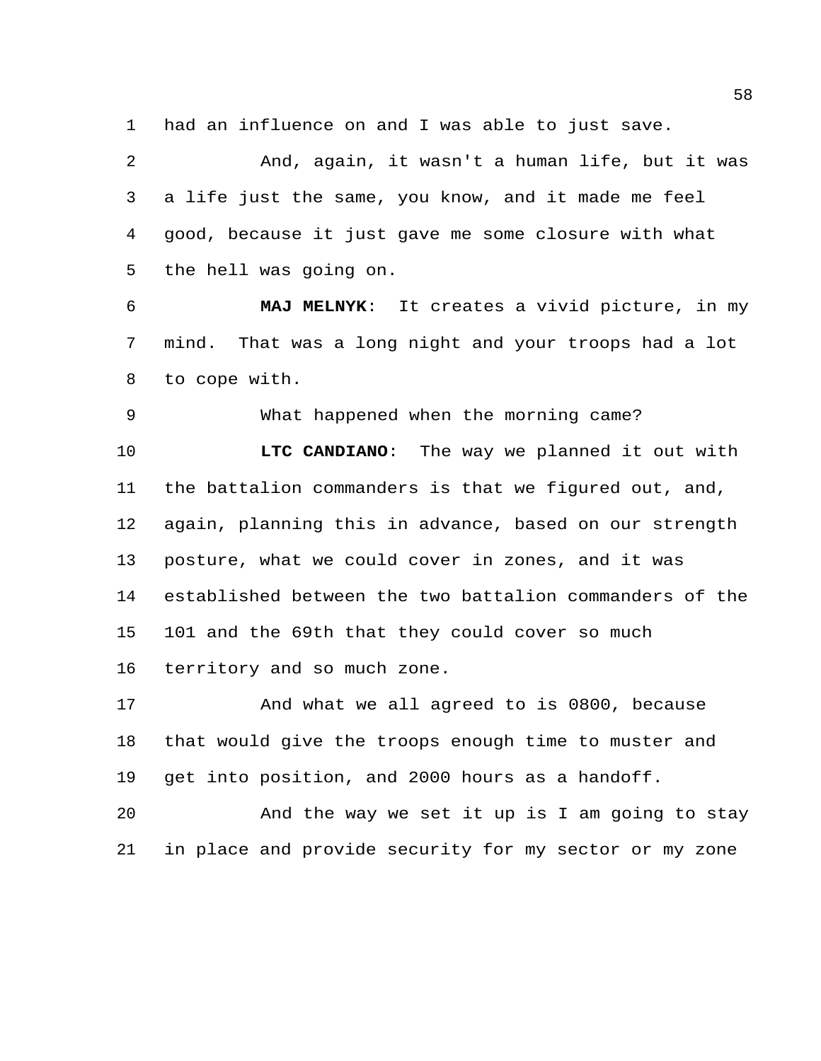had an influence on and I was able to just save.

And, again, it wasn't a human life, but it was a life just the same, you know, and it made me feel good, because it just gave me some closure with what the hell was going on.

**MAJ MELNYK**: It creates a vivid picture, in my mind. That was a long night and your troops had a lot to cope with.

What happened when the morning came?

**LTC CANDIANO**: The way we planned it out with the battalion commanders is that we figured out, and, again, planning this in advance, based on our strength posture, what we could cover in zones, and it was established between the two battalion commanders of the 101 and the 69th that they could cover so much territory and so much zone.

And what we all agreed to is 0800, because that would give the troops enough time to muster and get into position, and 2000 hours as a handoff.

And the way we set it up is I am going to stay in place and provide security for my sector or my zone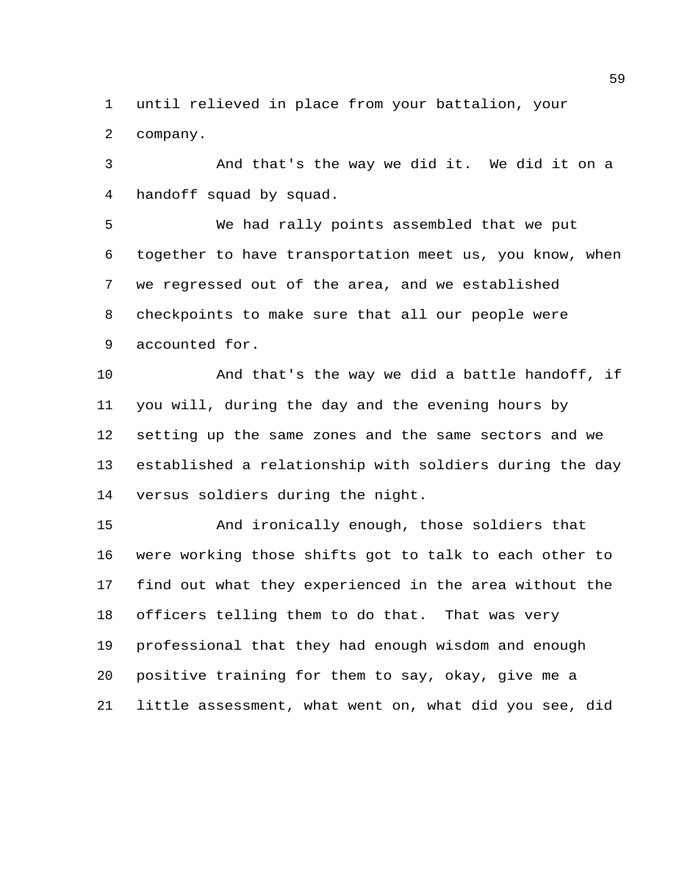until relieved in place from your battalion, your company.

And that's the way we did it. We did it on a handoff squad by squad.

We had rally points assembled that we put together to have transportation meet us, you know, when we regressed out of the area, and we established checkpoints to make sure that all our people were accounted for.

And that's the way we did a battle handoff, if you will, during the day and the evening hours by setting up the same zones and the same sectors and we established a relationship with soldiers during the day versus soldiers during the night.

And ironically enough, those soldiers that were working those shifts got to talk to each other to find out what they experienced in the area without the officers telling them to do that. That was very professional that they had enough wisdom and enough positive training for them to say, okay, give me a little assessment, what went on, what did you see, did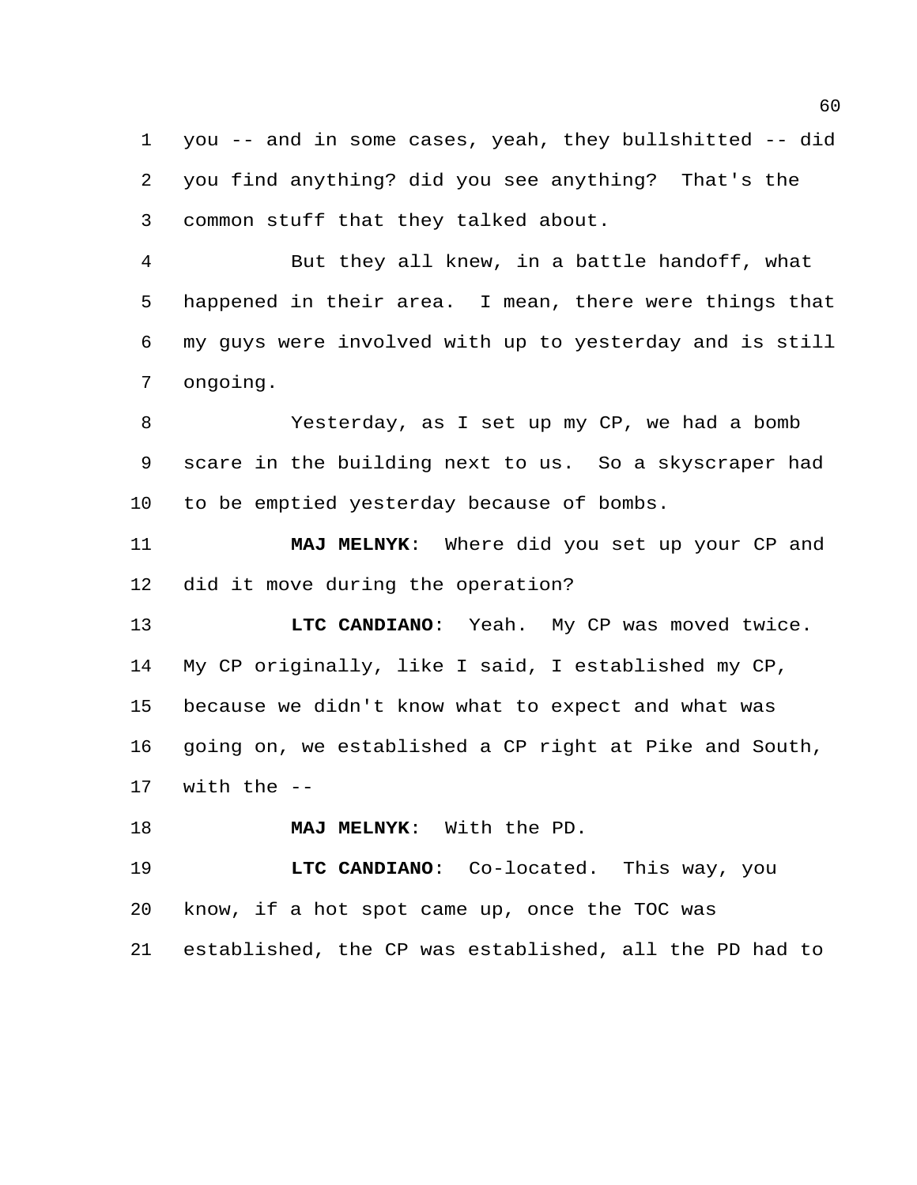you -- and in some cases, yeah, they bullshitted -- did you find anything? did you see anything? That's the common stuff that they talked about.

But they all knew, in a battle handoff, what happened in their area. I mean, there were things that my guys were involved with up to yesterday and is still ongoing.

Yesterday, as I set up my CP, we had a bomb scare in the building next to us. So a skyscraper had to be emptied yesterday because of bombs.

**MAJ MELNYK**: Where did you set up your CP and did it move during the operation?

**LTC CANDIANO**: Yeah. My CP was moved twice. My CP originally, like I said, I established my CP, because we didn't know what to expect and what was going on, we established a CP right at Pike and South, with the --

**MAJ MELNYK**: With the PD.

**LTC CANDIANO**: Co-located. This way, you know, if a hot spot came up, once the TOC was established, the CP was established, all the PD had to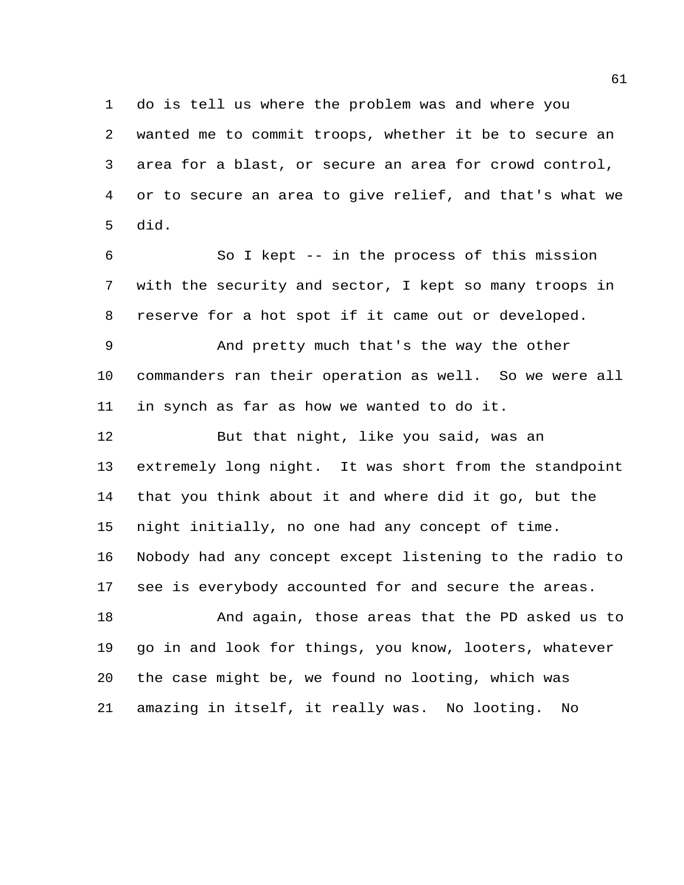do is tell us where the problem was and where you wanted me to commit troops, whether it be to secure an area for a blast, or secure an area for crowd control, or to secure an area to give relief, and that's what we did.

So I kept -- in the process of this mission with the security and sector, I kept so many troops in reserve for a hot spot if it came out or developed.

And pretty much that's the way the other commanders ran their operation as well. So we were all in synch as far as how we wanted to do it.

But that night, like you said, was an extremely long night. It was short from the standpoint that you think about it and where did it go, but the night initially, no one had any concept of time. Nobody had any concept except listening to the radio to see is everybody accounted for and secure the areas.

And again, those areas that the PD asked us to go in and look for things, you know, looters, whatever the case might be, we found no looting, which was amazing in itself, it really was. No looting. No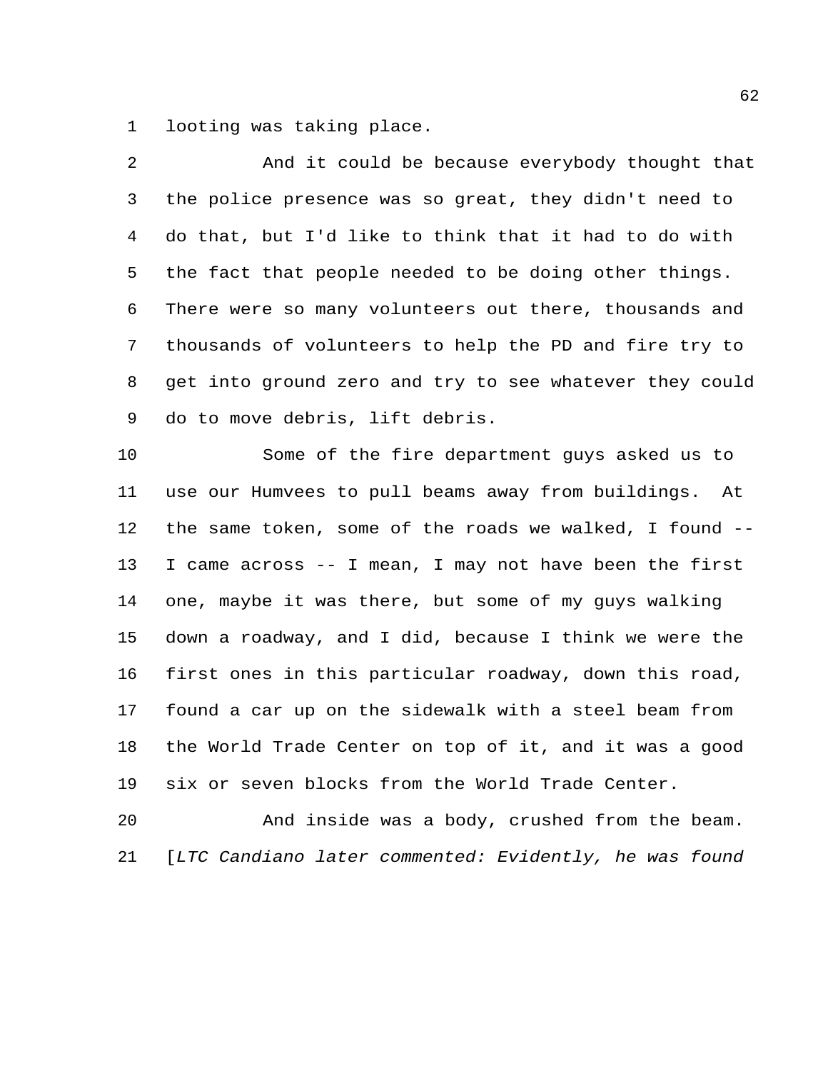looting was taking place.

And it could be because everybody thought that the police presence was so great, they didn't need to do that, but I'd like to think that it had to do with the fact that people needed to be doing other things. There were so many volunteers out there, thousands and thousands of volunteers to help the PD and fire try to get into ground zero and try to see whatever they could do to move debris, lift debris.

Some of the fire department guys asked us to use our Humvees to pull beams away from buildings. At the same token, some of the roads we walked, I found -- I came across -- I mean, I may not have been the first one, maybe it was there, but some of my guys walking down a roadway, and I did, because I think we were the first ones in this particular roadway, down this road, found a car up on the sidewalk with a steel beam from the World Trade Center on top of it, and it was a good six or seven blocks from the World Trade Center.

And inside was a body, crushed from the beam. [*LTC Candiano later commented: Evidently, he was found*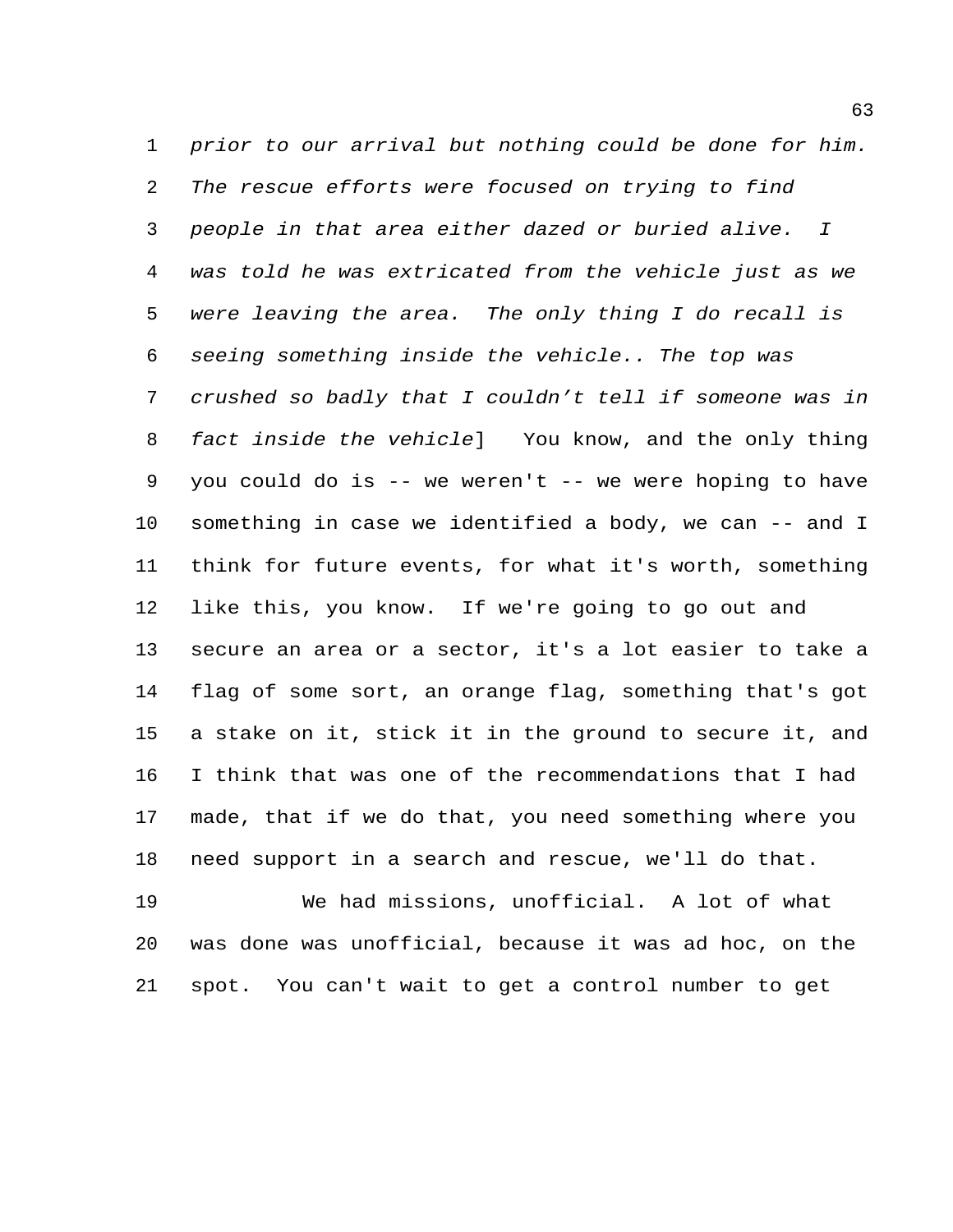*prior to our arrival but nothing could be done for him. The rescue efforts were focused on trying to find people in that area either dazed or buried alive. I was told he was extricated from the vehicle just as we were leaving the area. The only thing I do recall is seeing something inside the vehicle.. The top was crushed so badly that I couldn't tell if someone was in fact inside the vehicle*] You know, and the only thing you could do is -- we weren't -- we were hoping to have something in case we identified a body, we can -- and I think for future events, for what it's worth, something like this, you know. If we're going to go out and secure an area or a sector, it's a lot easier to take a flag of some sort, an orange flag, something that's got a stake on it, stick it in the ground to secure it, and I think that was one of the recommendations that I had made, that if we do that, you need something where you need support in a search and rescue, we'll do that.

We had missions, unofficial. A lot of what was done was unofficial, because it was ad hoc, on the spot. You can't wait to get a control number to get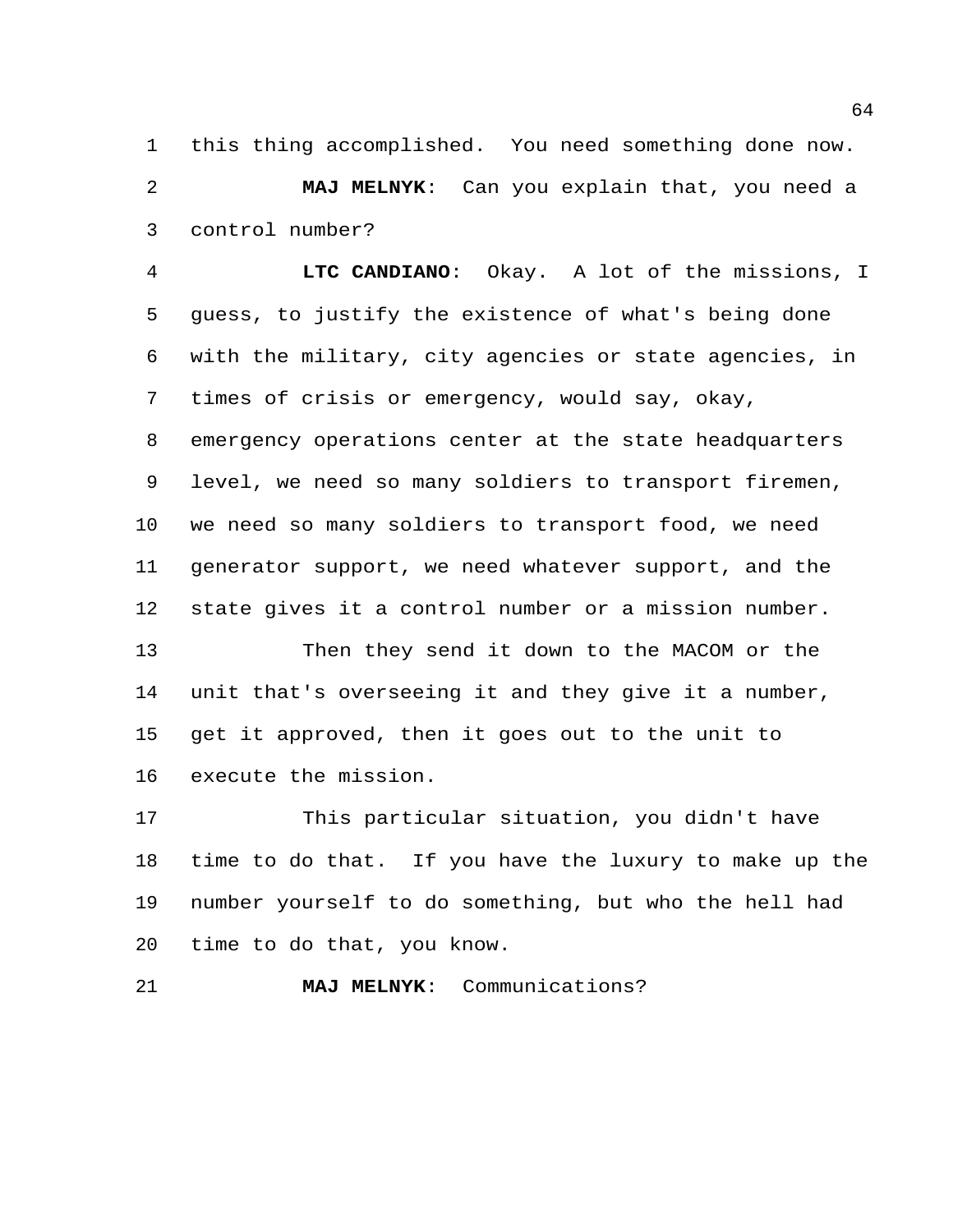this thing accomplished. You need something done now.

**MAJ MELNYK**: Can you explain that, you need a control number?

**LTC CANDIANO**: Okay. A lot of the missions, I guess, to justify the existence of what's being done with the military, city agencies or state agencies, in times of crisis or emergency, would say, okay, emergency operations center at the state headquarters level, we need so many soldiers to transport firemen, we need so many soldiers to transport food, we need generator support, we need whatever support, and the state gives it a control number or a mission number.

Then they send it down to the MACOM or the unit that's overseeing it and they give it a number, get it approved, then it goes out to the unit to execute the mission.

This particular situation, you didn't have time to do that. If you have the luxury to make up the number yourself to do something, but who the hell had time to do that, you know.

**MAJ MELNYK**: Communications?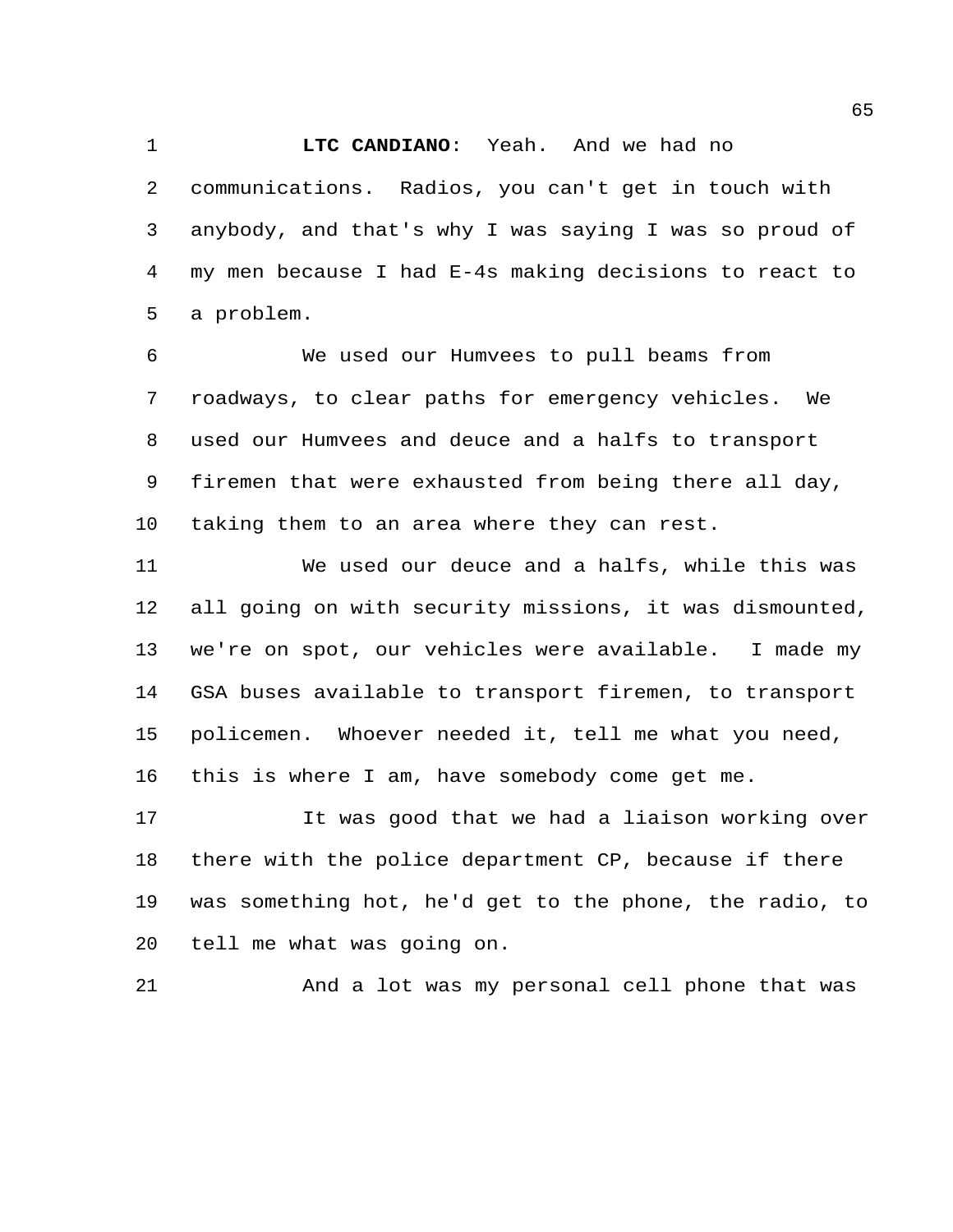**LTC CANDIANO**: Yeah. And we had no communications. Radios, you can't get in touch with anybody, and that's why I was saying I was so proud of my men because I had E-4s making decisions to react to a problem.

We used our Humvees to pull beams from roadways, to clear paths for emergency vehicles. We used our Humvees and deuce and a halfs to transport firemen that were exhausted from being there all day, taking them to an area where they can rest.

We used our deuce and a halfs, while this was all going on with security missions, it was dismounted, we're on spot, our vehicles were available. I made my GSA buses available to transport firemen, to transport policemen. Whoever needed it, tell me what you need, this is where I am, have somebody come get me.

It was good that we had a liaison working over there with the police department CP, because if there was something hot, he'd get to the phone, the radio, to tell me what was going on.

And a lot was my personal cell phone that was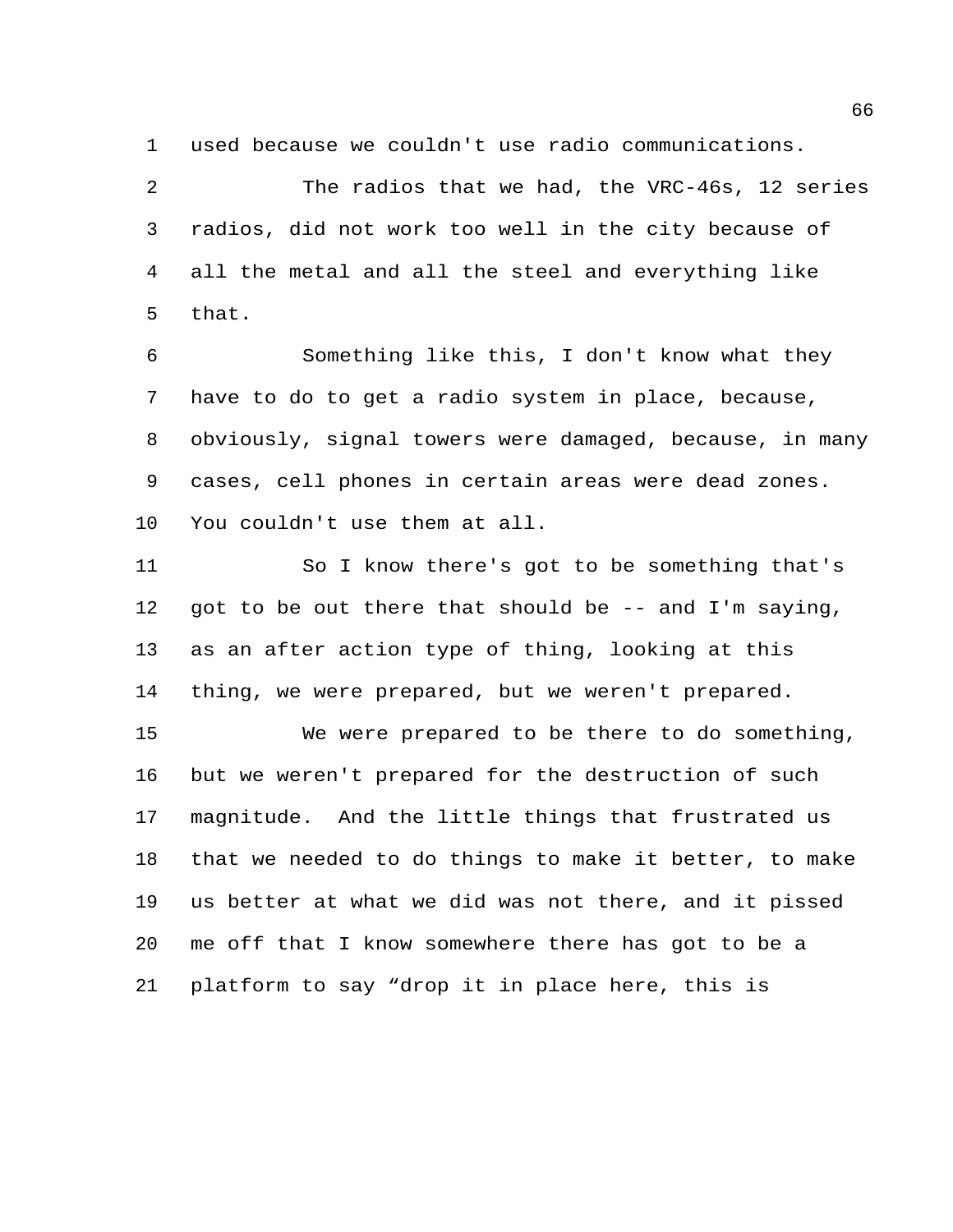used because we couldn't use radio communications.

The radios that we had, the VRC-46s, 12 series radios, did not work too well in the city because of all the metal and all the steel and everything like that.

Something like this, I don't know what they have to do to get a radio system in place, because, obviously, signal towers were damaged, because, in many cases, cell phones in certain areas were dead zones. You couldn't use them at all.

So I know there's got to be something that's got to be out there that should be -- and I'm saying, as an after action type of thing, looking at this thing, we were prepared, but we weren't prepared.

We were prepared to be there to do something, but we weren't prepared for the destruction of such magnitude. And the little things that frustrated us that we needed to do things to make it better, to make us better at what we did was not there, and it pissed me off that I know somewhere there has got to be a platform to say "drop it in place here, this is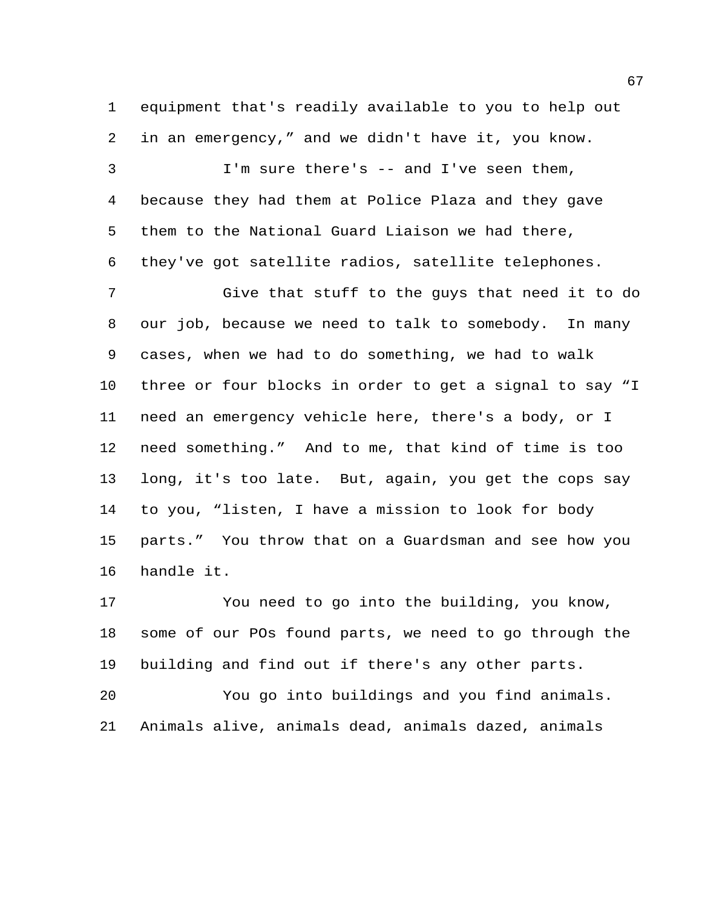equipment that's readily available to you to help out in an emergency," and we didn't have it, you know.

I'm sure there's -- and I've seen them, because they had them at Police Plaza and they gave them to the National Guard Liaison we had there, they've got satellite radios, satellite telephones.

Give that stuff to the guys that need it to do our job, because we need to talk to somebody. In many cases, when we had to do something, we had to walk three or four blocks in order to get a signal to say "I need an emergency vehicle here, there's a body, or I need something." And to me, that kind of time is too long, it's too late. But, again, you get the cops say to you, "listen, I have a mission to look for body parts." You throw that on a Guardsman and see how you handle it.

You need to go into the building, you know, some of our POs found parts, we need to go through the building and find out if there's any other parts.

You go into buildings and you find animals. Animals alive, animals dead, animals dazed, animals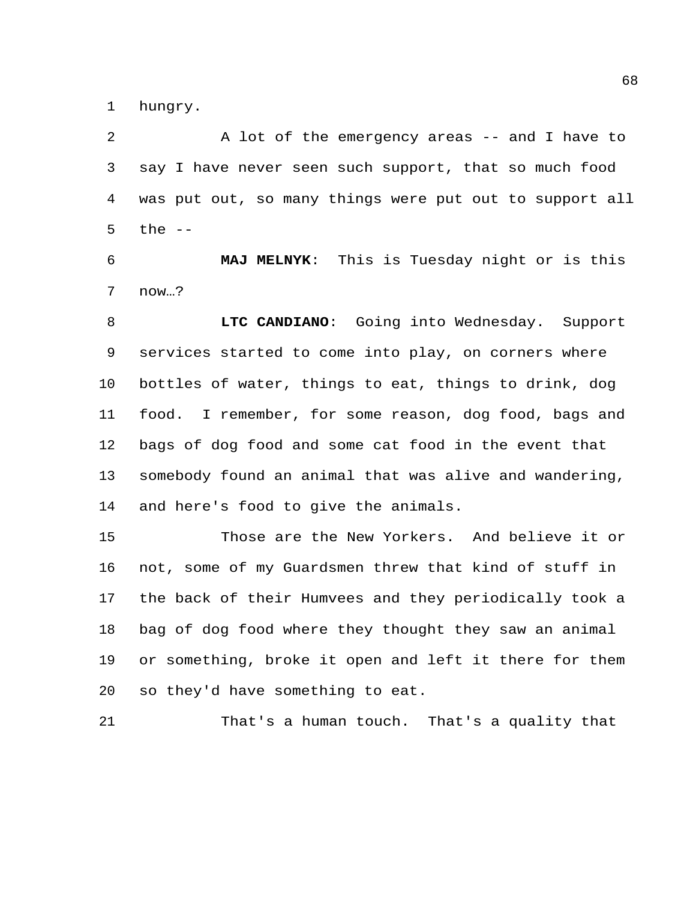hungry.

A lot of the emergency areas -- and I have to say I have never seen such support, that so much food was put out, so many things were put out to support all the --

**MAJ MELNYK**: This is Tuesday night or is this now…?

**LTC CANDIANO**: Going into Wednesday. Support services started to come into play, on corners where bottles of water, things to eat, things to drink, dog food. I remember, for some reason, dog food, bags and bags of dog food and some cat food in the event that somebody found an animal that was alive and wandering, and here's food to give the animals.

Those are the New Yorkers. And believe it or not, some of my Guardsmen threw that kind of stuff in the back of their Humvees and they periodically took a bag of dog food where they thought they saw an animal or something, broke it open and left it there for them so they'd have something to eat.

That's a human touch. That's a quality that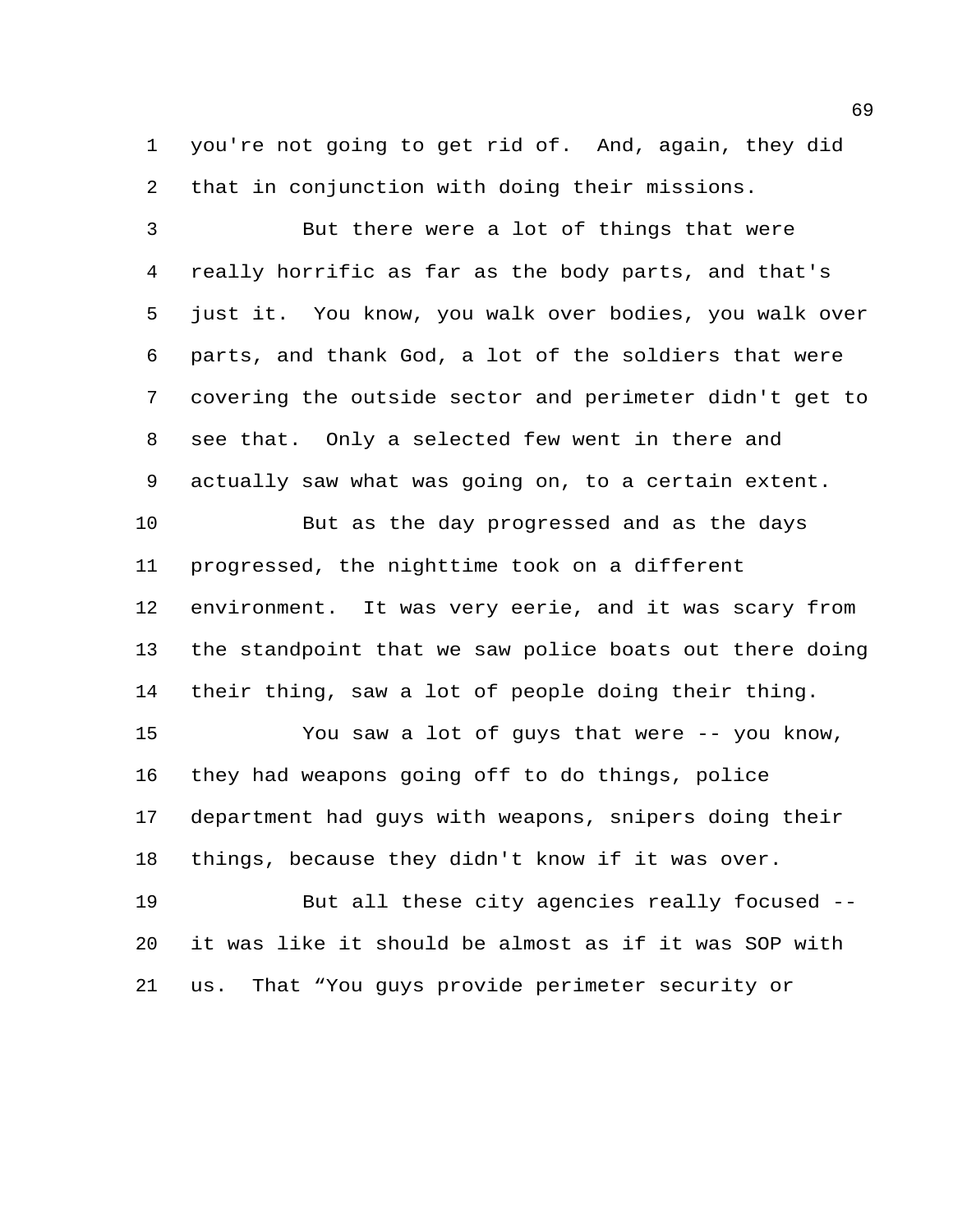you're not going to get rid of. And, again, they did that in conjunction with doing their missions.

But there were a lot of things that were really horrific as far as the body parts, and that's just it. You know, you walk over bodies, you walk over parts, and thank God, a lot of the soldiers that were covering the outside sector and perimeter didn't get to see that. Only a selected few went in there and actually saw what was going on, to a certain extent.

But as the day progressed and as the days progressed, the nighttime took on a different environment. It was very eerie, and it was scary from the standpoint that we saw police boats out there doing their thing, saw a lot of people doing their thing.

You saw a lot of guys that were -- you know, they had weapons going off to do things, police department had guys with weapons, snipers doing their things, because they didn't know if it was over.

But all these city agencies really focused -- it was like it should be almost as if it was SOP with us. That "You guys provide perimeter security or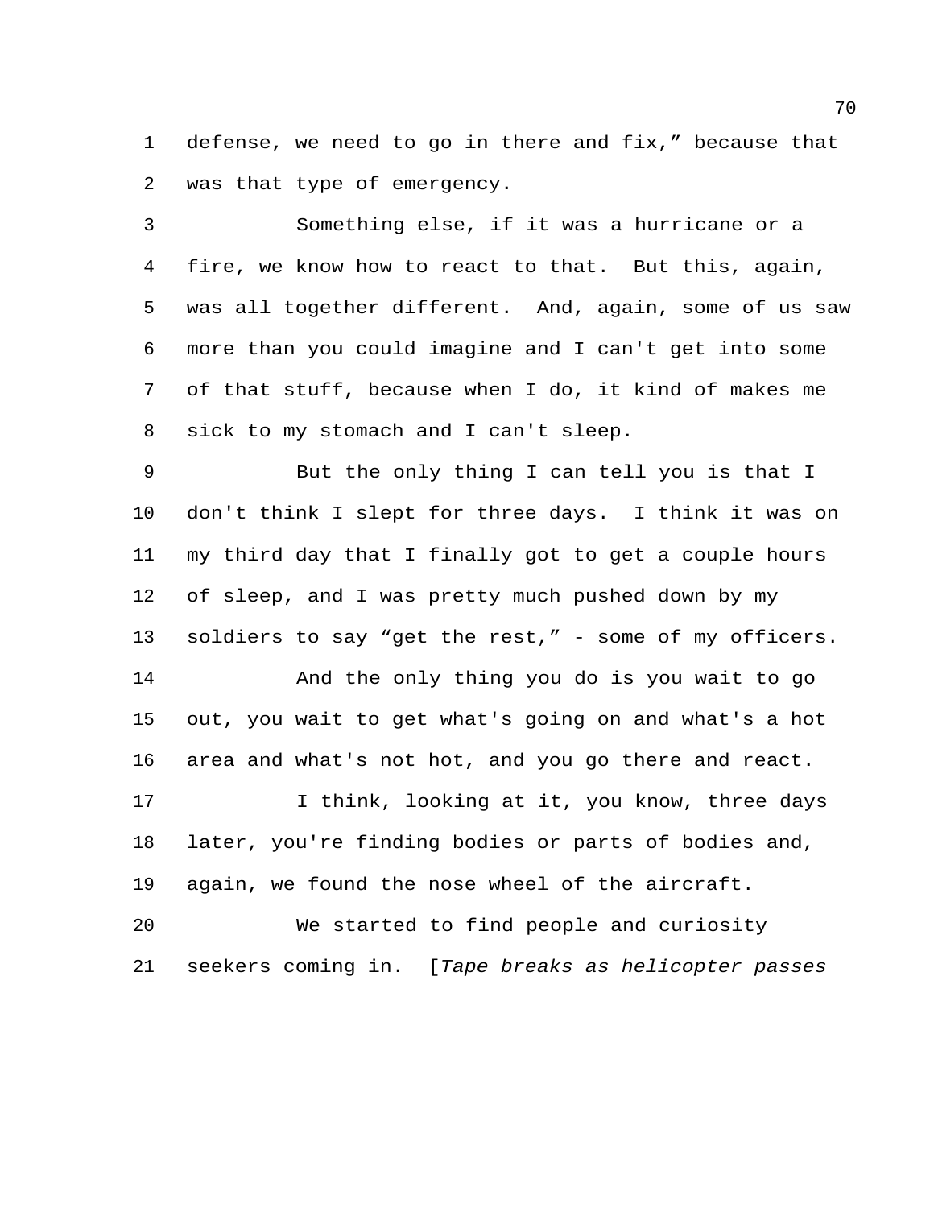defense, we need to go in there and fix," because that was that type of emergency.

Something else, if it was a hurricane or a fire, we know how to react to that. But this, again, was all together different. And, again, some of us saw more than you could imagine and I can't get into some of that stuff, because when I do, it kind of makes me sick to my stomach and I can't sleep.

But the only thing I can tell you is that I don't think I slept for three days. I think it was on my third day that I finally got to get a couple hours of sleep, and I was pretty much pushed down by my soldiers to say "get the rest," - some of my officers.

And the only thing you do is you wait to go out, you wait to get what's going on and what's a hot area and what's not hot, and you go there and react.

I think, looking at it, you know, three days later, you're finding bodies or parts of bodies and, again, we found the nose wheel of the aircraft.

We started to find people and curiosity seekers coming in. [*Tape breaks as helicopter passes*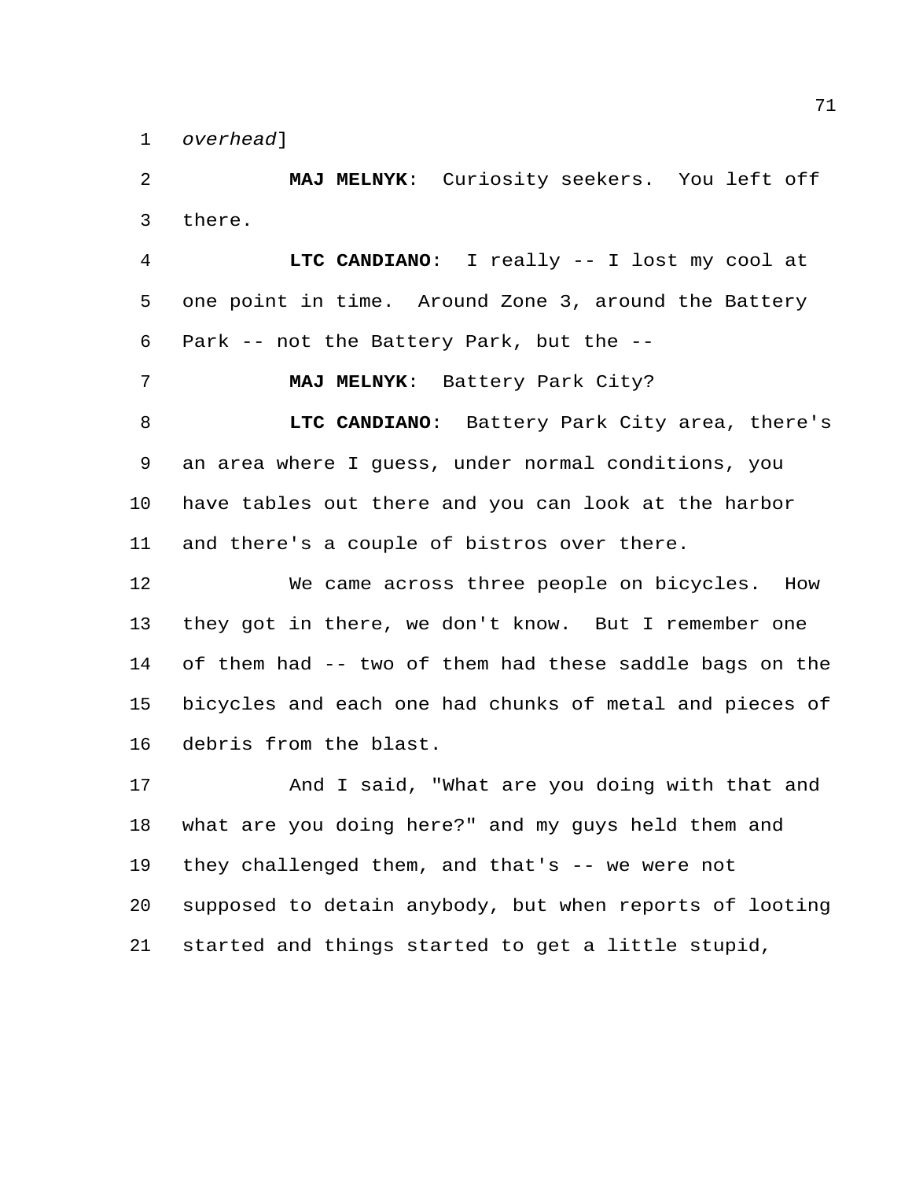*overhead*]

**MAJ MELNYK**: Curiosity seekers. You left off there.

**LTC CANDIANO**: I really -- I lost my cool at one point in time. Around Zone 3, around the Battery Park -- not the Battery Park, but the --

**MAJ MELNYK**: Battery Park City?

**LTC CANDIANO**: Battery Park City area, there's an area where I guess, under normal conditions, you have tables out there and you can look at the harbor and there's a couple of bistros over there.

We came across three people on bicycles. How they got in there, we don't know. But I remember one of them had -- two of them had these saddle bags on the bicycles and each one had chunks of metal and pieces of debris from the blast.

And I said, "What are you doing with that and what are you doing here?" and my guys held them and they challenged them, and that's -- we were not supposed to detain anybody, but when reports of looting started and things started to get a little stupid,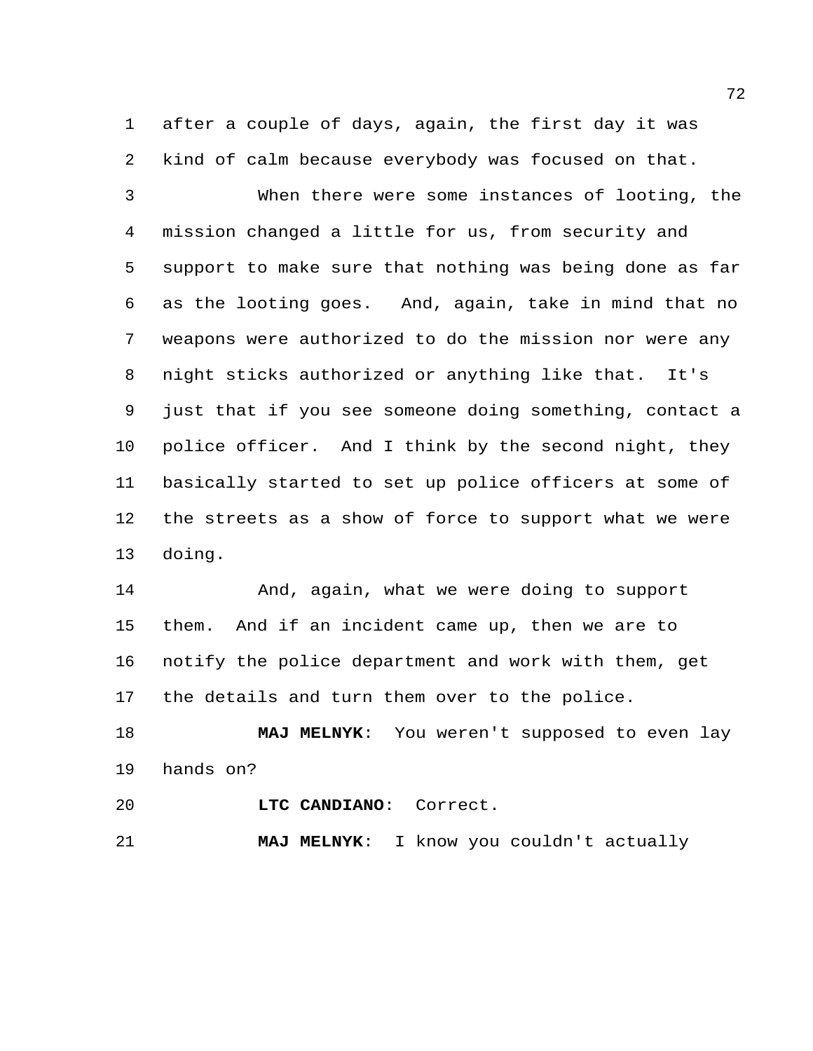after a couple of days, again, the first day it was kind of calm because everybody was focused on that.

When there were some instances of looting, the mission changed a little for us, from security and support to make sure that nothing was being done as far as the looting goes. And, again, take in mind that no weapons were authorized to do the mission nor were any night sticks authorized or anything like that. It's just that if you see someone doing something, contact a police officer. And I think by the second night, they basically started to set up police officers at some of the streets as a show of force to support what we were doing.

And, again, what we were doing to support them. And if an incident came up, then we are to notify the police department and work with them, get the details and turn them over to the police.

**MAJ MELNYK**: You weren't supposed to even lay hands on?

**LTC CANDIANO**: Correct.

**MAJ MELNYK**: I know you couldn't actually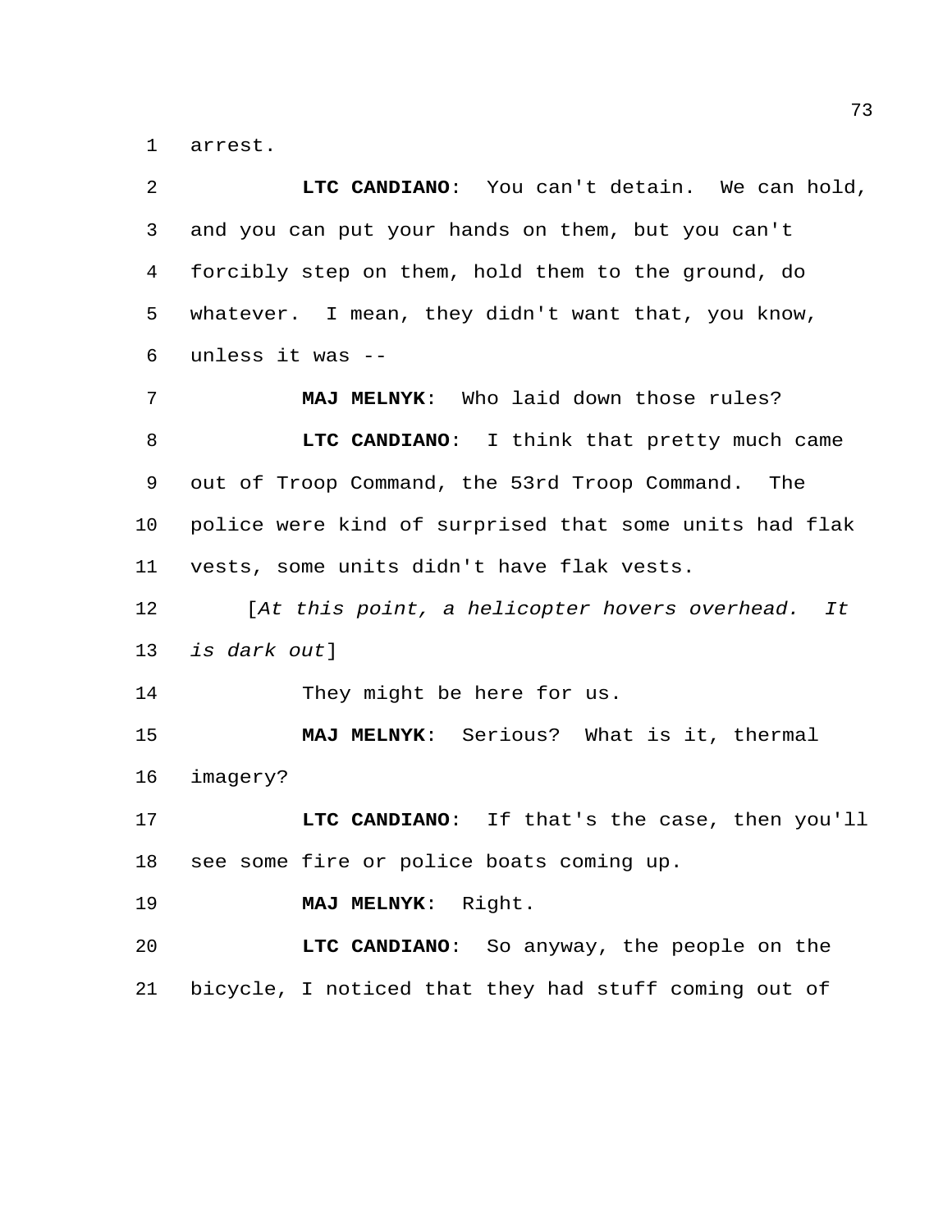arrest.

**LTC CANDIANO**: You can't detain. We can hold, and you can put your hands on them, but you can't forcibly step on them, hold them to the ground, do whatever. I mean, they didn't want that, you know, unless it was --

**MAJ MELNYK**: Who laid down those rules?

**LTC CANDIANO**: I think that pretty much came out of Troop Command, the 53rd Troop Command. The police were kind of surprised that some units had flak vests, some units didn't have flak vests.

[*At this point, a helicopter hovers overhead. It is dark out*]

They might be here for us.

**MAJ MELNYK**: Serious? What is it, thermal imagery?

**LTC CANDIANO**: If that's the case, then you'll see some fire or police boats coming up.

**MAJ MELNYK**: Right.

**LTC CANDIANO**: So anyway, the people on the bicycle, I noticed that they had stuff coming out of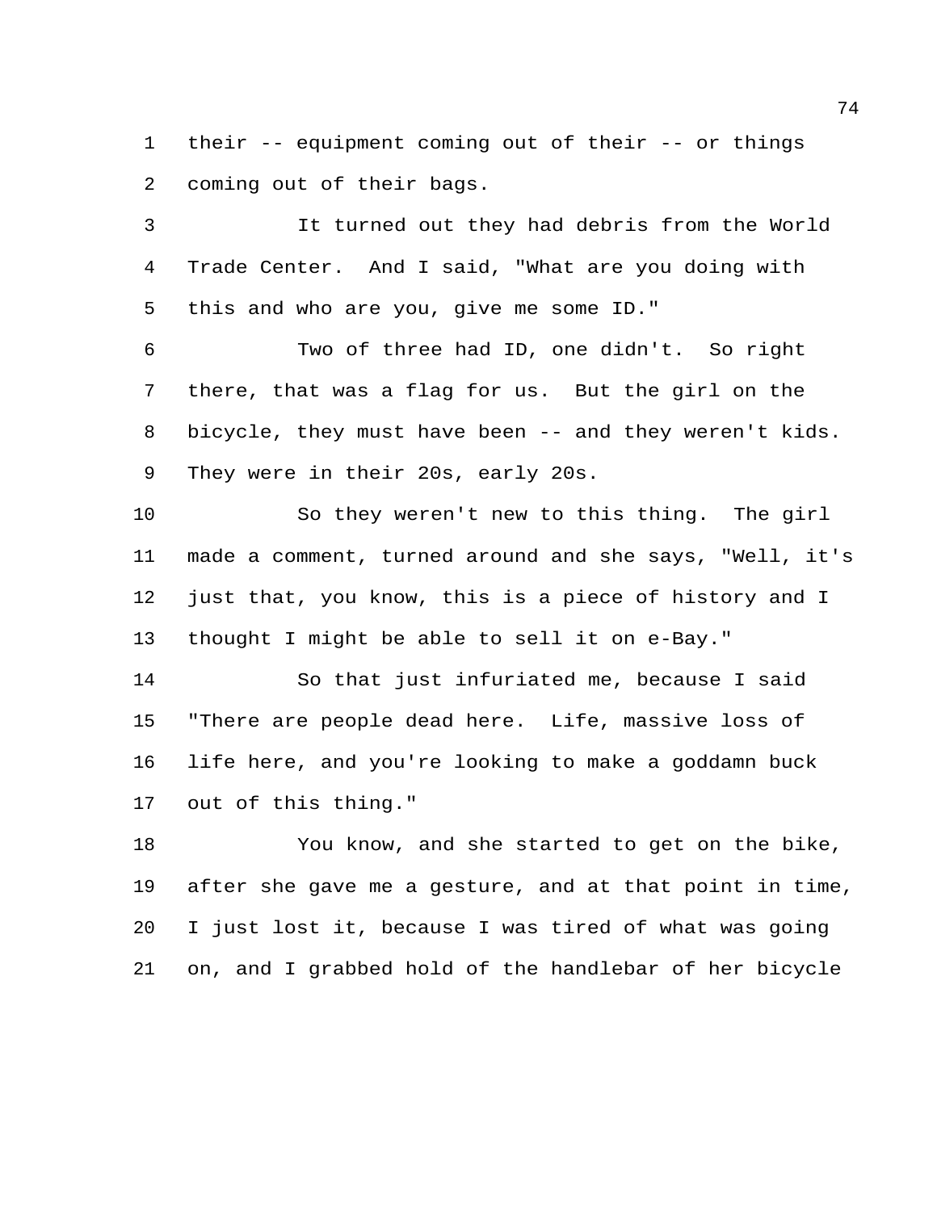their -- equipment coming out of their -- or things coming out of their bags.

It turned out they had debris from the World Trade Center. And I said, "What are you doing with this and who are you, give me some ID."

Two of three had ID, one didn't. So right there, that was a flag for us. But the girl on the bicycle, they must have been -- and they weren't kids. They were in their 20s, early 20s.

So they weren't new to this thing. The girl made a comment, turned around and she says, "Well, it's just that, you know, this is a piece of history and I thought I might be able to sell it on e-Bay."

So that just infuriated me, because I said "There are people dead here. Life, massive loss of life here, and you're looking to make a goddamn buck out of this thing."

You know, and she started to get on the bike, after she gave me a gesture, and at that point in time, I just lost it, because I was tired of what was going on, and I grabbed hold of the handlebar of her bicycle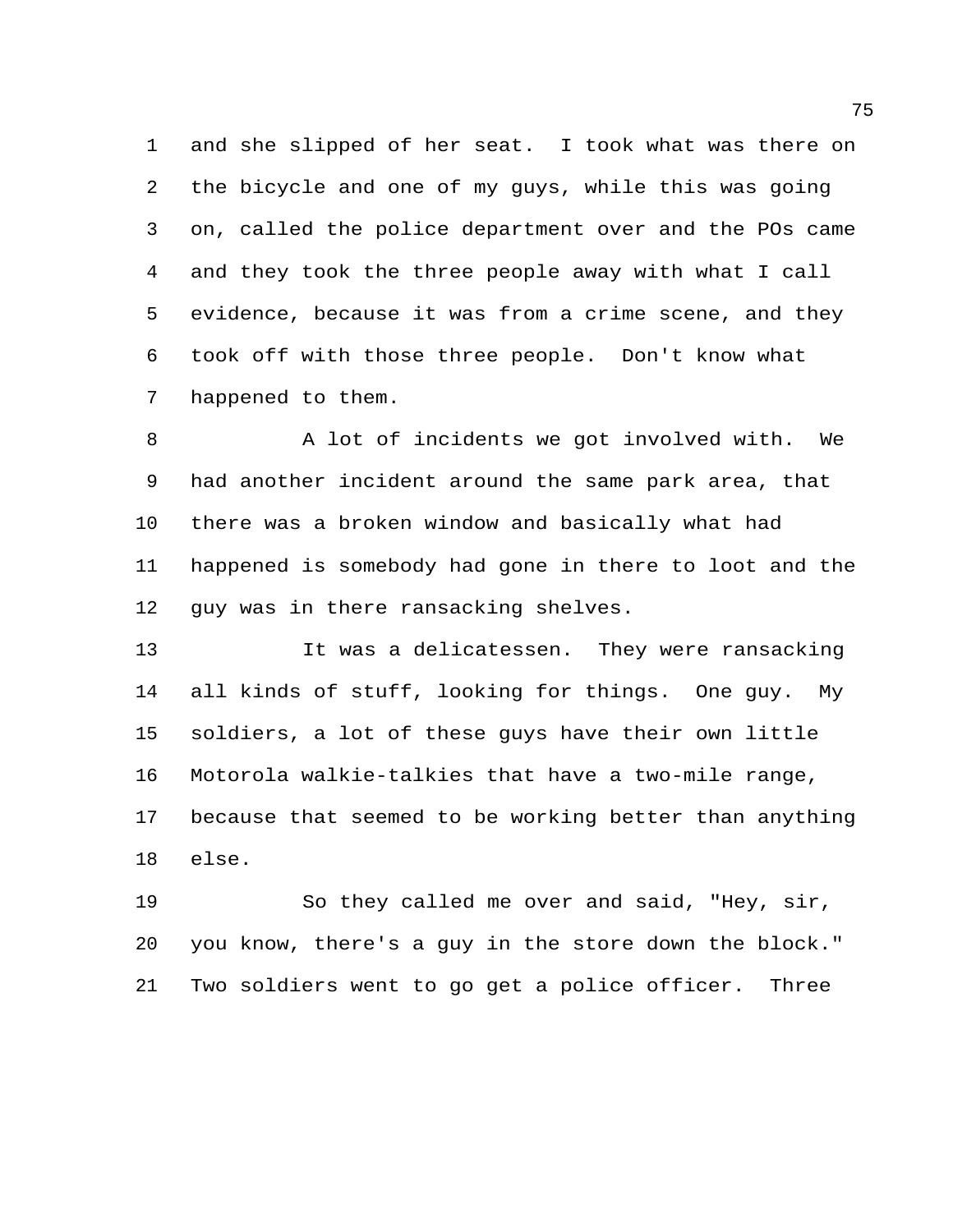and she slipped of her seat. I took what was there on the bicycle and one of my guys, while this was going on, called the police department over and the POs came and they took the three people away with what I call evidence, because it was from a crime scene, and they took off with those three people. Don't know what happened to them.

A lot of incidents we got involved with. We had another incident around the same park area, that there was a broken window and basically what had happened is somebody had gone in there to loot and the guy was in there ransacking shelves.

It was a delicatessen. They were ransacking all kinds of stuff, looking for things. One guy. My soldiers, a lot of these guys have their own little Motorola walkie-talkies that have a two-mile range, because that seemed to be working better than anything else.

So they called me over and said, "Hey, sir, you know, there's a guy in the store down the block." Two soldiers went to go get a police officer. Three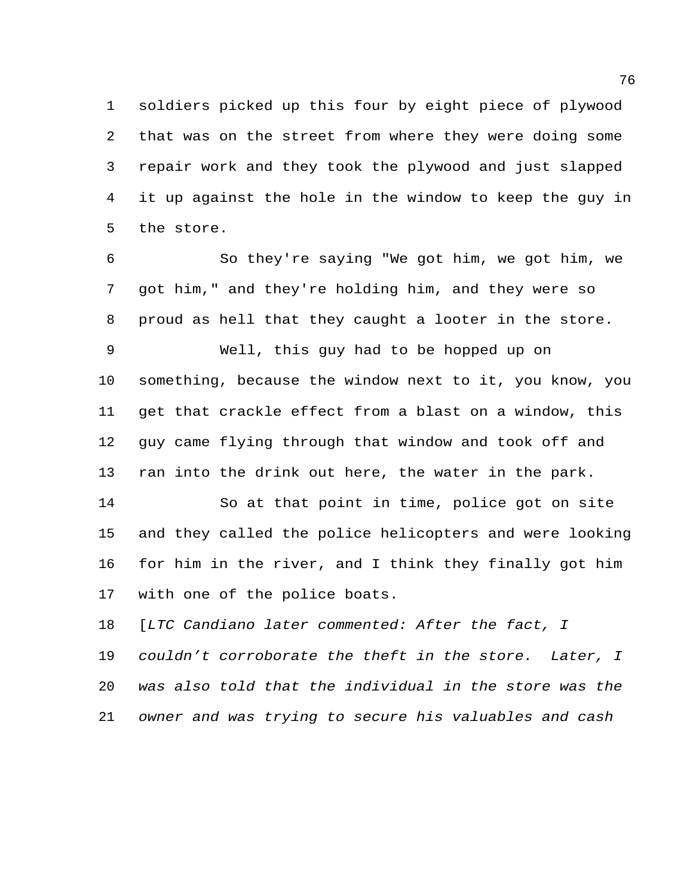soldiers picked up this four by eight piece of plywood that was on the street from where they were doing some repair work and they took the plywood and just slapped it up against the hole in the window to keep the guy in the store.

So they're saying "We got him, we got him, we got him," and they're holding him, and they were so proud as hell that they caught a looter in the store.

Well, this guy had to be hopped up on something, because the window next to it, you know, you get that crackle effect from a blast on a window, this guy came flying through that window and took off and ran into the drink out here, the water in the park.

So at that point in time, police got on site and they called the police helicopters and were looking for him in the river, and I think they finally got him with one of the police boats.

[*LTC Candiano later commented: After the fact, I couldn't corroborate the theft in the store. Later, I was also told that the individual in the store was the owner and was trying to secure his valuables and cash*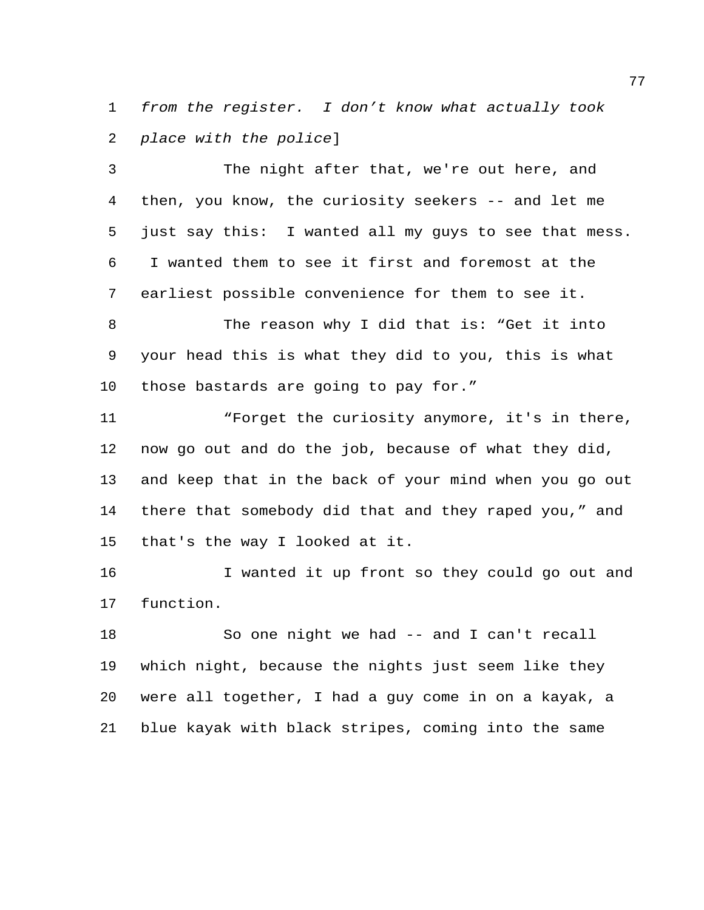*from the register. I don't know what actually took place with the police*]

The night after that, we're out here, and then, you know, the curiosity seekers -- and let me just say this: I wanted all my guys to see that mess. I wanted them to see it first and foremost at the earliest possible convenience for them to see it.

The reason why I did that is: "Get it into your head this is what they did to you, this is what those bastards are going to pay for."

"Forget the curiosity anymore, it's in there, now go out and do the job, because of what they did, and keep that in the back of your mind when you go out there that somebody did that and they raped you," and that's the way I looked at it.

I wanted it up front so they could go out and function.

So one night we had -- and I can't recall which night, because the nights just seem like they were all together, I had a guy come in on a kayak, a blue kayak with black stripes, coming into the same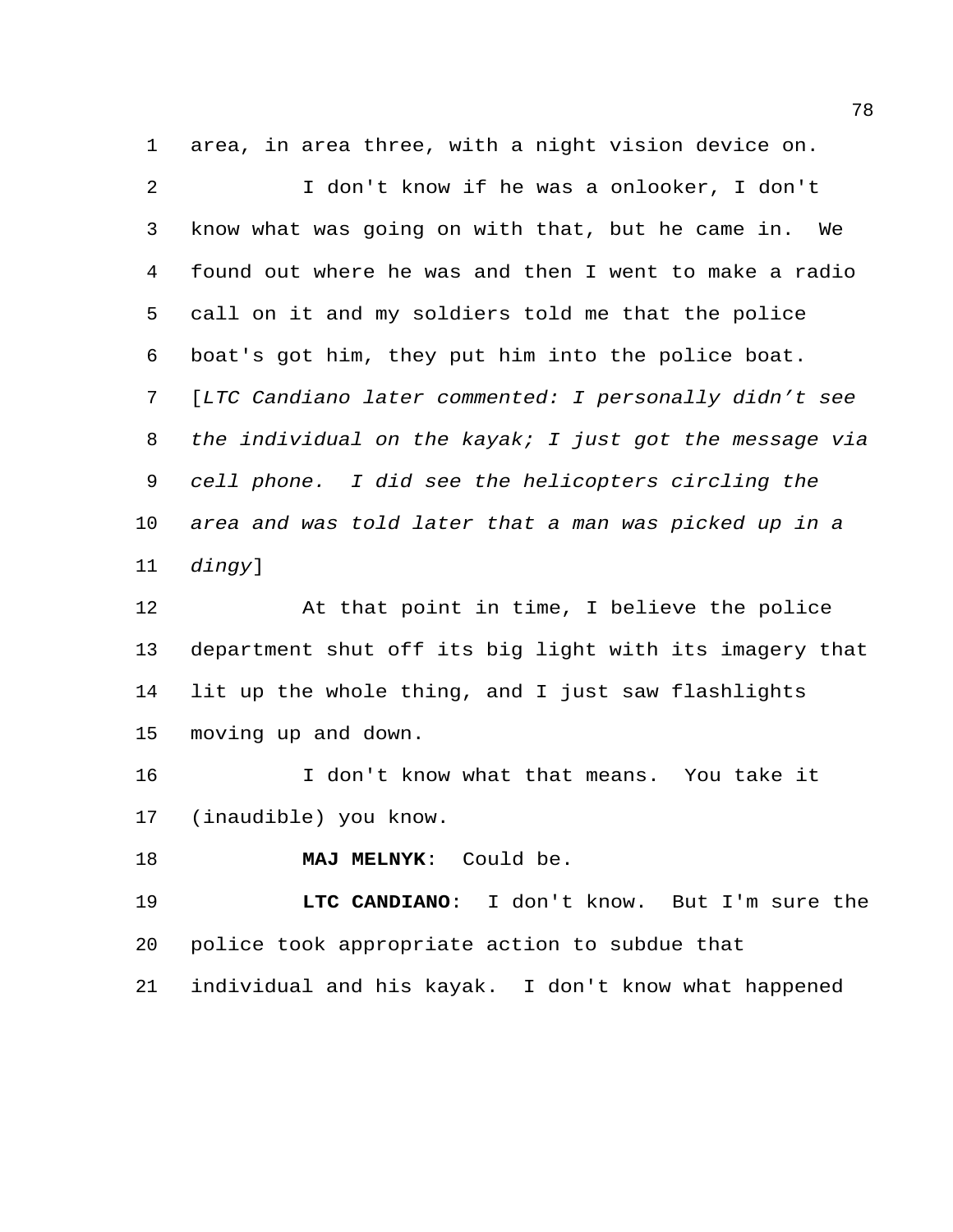area, in area three, with a night vision device on.

I don't know if he was a onlooker, I don't know what was going on with that, but he came in. We found out where he was and then I went to make a radio call on it and my soldiers told me that the police boat's got him, they put him into the police boat. [*LTC Candiano later commented: I personally didn't see the individual on the kayak; I just got the message via cell phone. I did see the helicopters circling the area and was told later that a man was picked up in a dingy*]

At that point in time, I believe the police department shut off its big light with its imagery that lit up the whole thing, and I just saw flashlights moving up and down.

I don't know what that means. You take it (inaudible) you know.

**MAJ MELNYK**: Could be.

**LTC CANDIANO**: I don't know. But I'm sure the police took appropriate action to subdue that individual and his kayak. I don't know what happened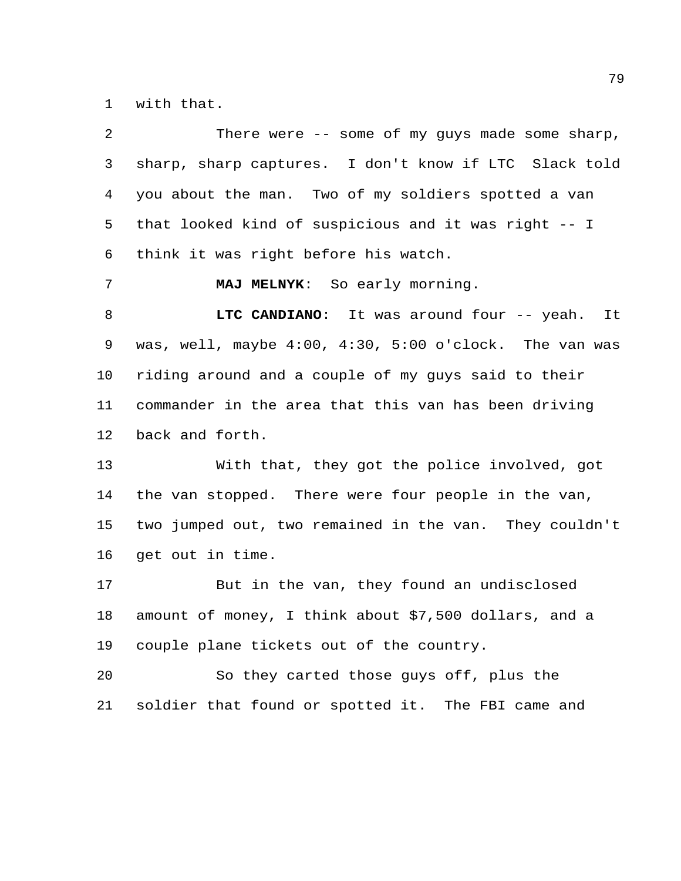with that.

There were -- some of my guys made some sharp, sharp, sharp captures. I don't know if LTC Slack told you about the man. Two of my soldiers spotted a van that looked kind of suspicious and it was right -- I think it was right before his watch.

**MAJ MELNYK**: So early morning.

**LTC CANDIANO**: It was around four -- yeah. It was, well, maybe 4:00, 4:30, 5:00 o'clock. The van was riding around and a couple of my guys said to their commander in the area that this van has been driving back and forth.

With that, they got the police involved, got the van stopped. There were four people in the van, two jumped out, two remained in the van. They couldn't get out in time.

But in the van, they found an undisclosed amount of money, I think about $7,500 dollars, and a couple plane tickets out of the country.

So they carted those guys off, plus the soldier that found or spotted it. The FBI came and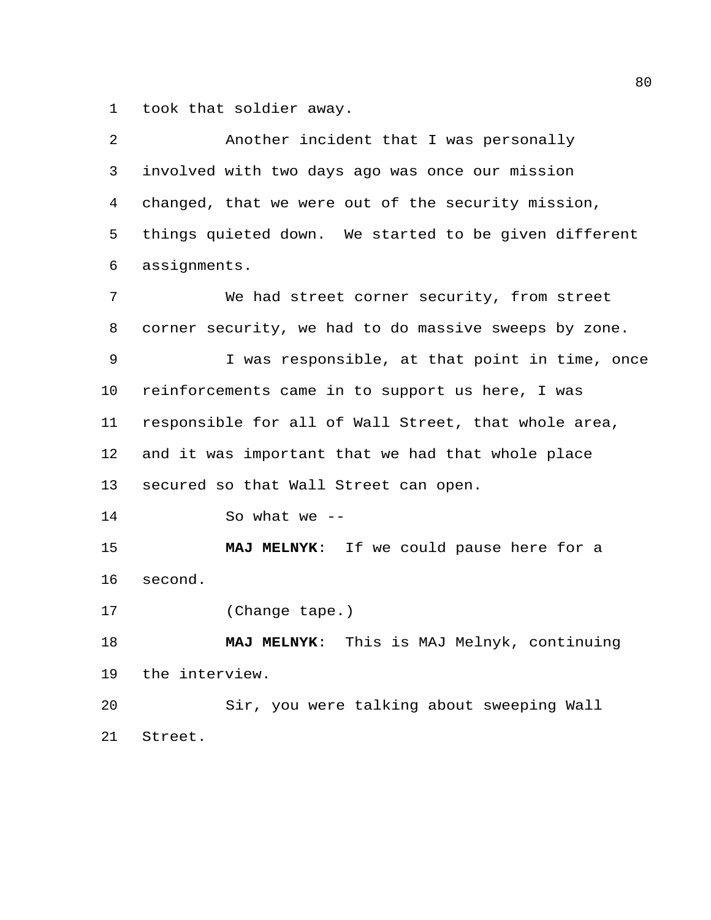took that soldier away.

Another incident that I was personally involved with two days ago was once our mission changed, that we were out of the security mission, things quieted down. We started to be given different assignments.

We had street corner security, from street corner security, we had to do massive sweeps by zone.

I was responsible, at that point in time, once reinforcements came in to support us here, I was responsible for all of Wall Street, that whole area, and it was important that we had that whole place secured so that Wall Street can open.

So what we --

**MAJ MELNYK**: If we could pause here for a second.

(Change tape.)

**MAJ MELNYK**: This is MAJ Melnyk, continuing the interview.

Sir, you were talking about sweeping Wall Street.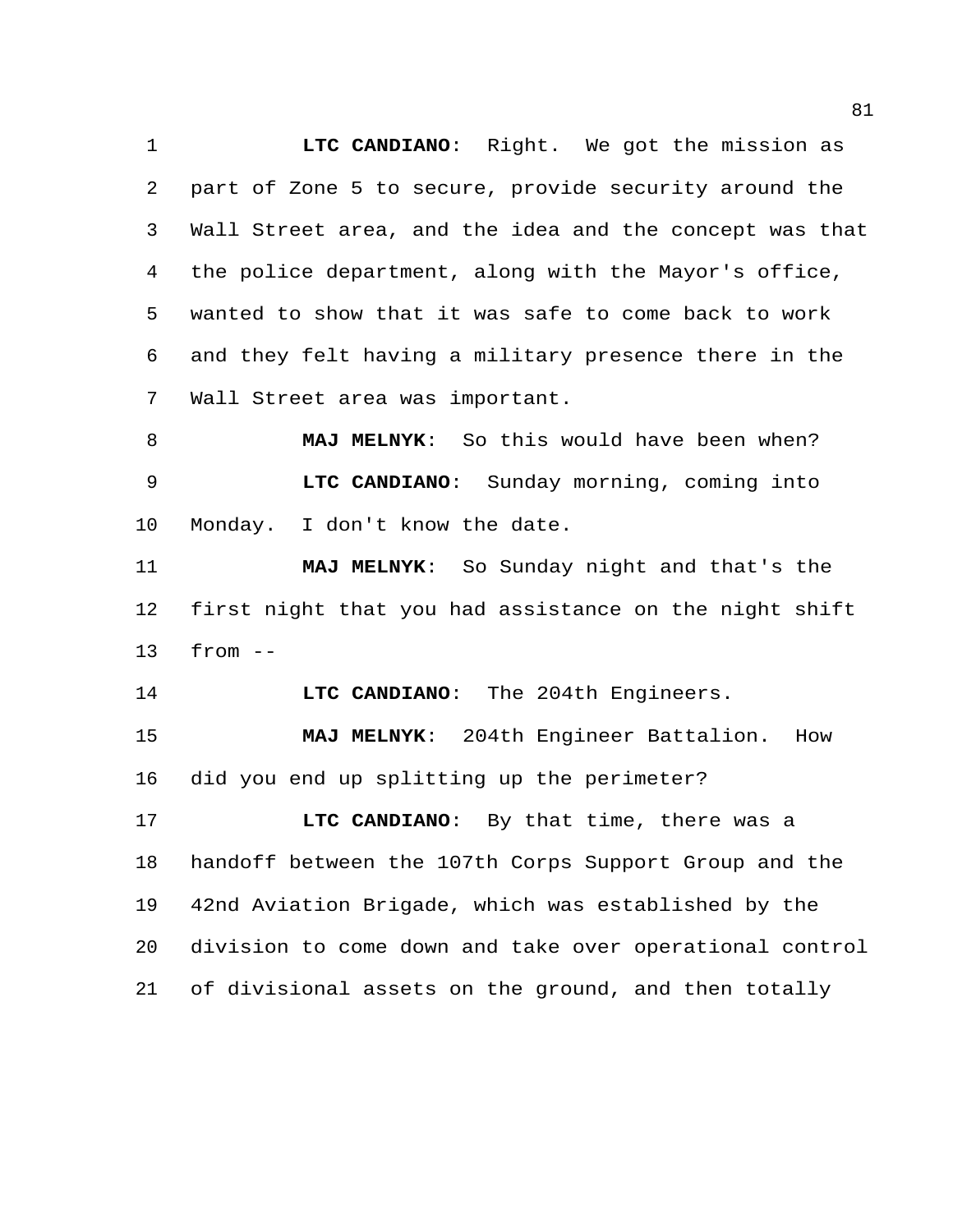**LTC CANDIANO**: Right. We got the mission as part of Zone 5 to secure, provide security around the Wall Street area, and the idea and the concept was that the police department, along with the Mayor's office, wanted to show that it was safe to come back to work and they felt having a military presence there in the Wall Street area was important.

**MAJ MELNYK**: So this would have been when?

**LTC CANDIANO**: Sunday morning, coming into Monday. I don't know the date.

**MAJ MELNYK**: So Sunday night and that's the first night that you had assistance on the night shift from --

**LTC CANDIANO**: The 204th Engineers.

**MAJ MELNYK**: 204th Engineer Battalion. How did you end up splitting up the perimeter?

**LTC CANDIANO**: By that time, there was a handoff between the 107th Corps Support Group and the 42nd Aviation Brigade, which was established by the division to come down and take over operational control of divisional assets on the ground, and then totally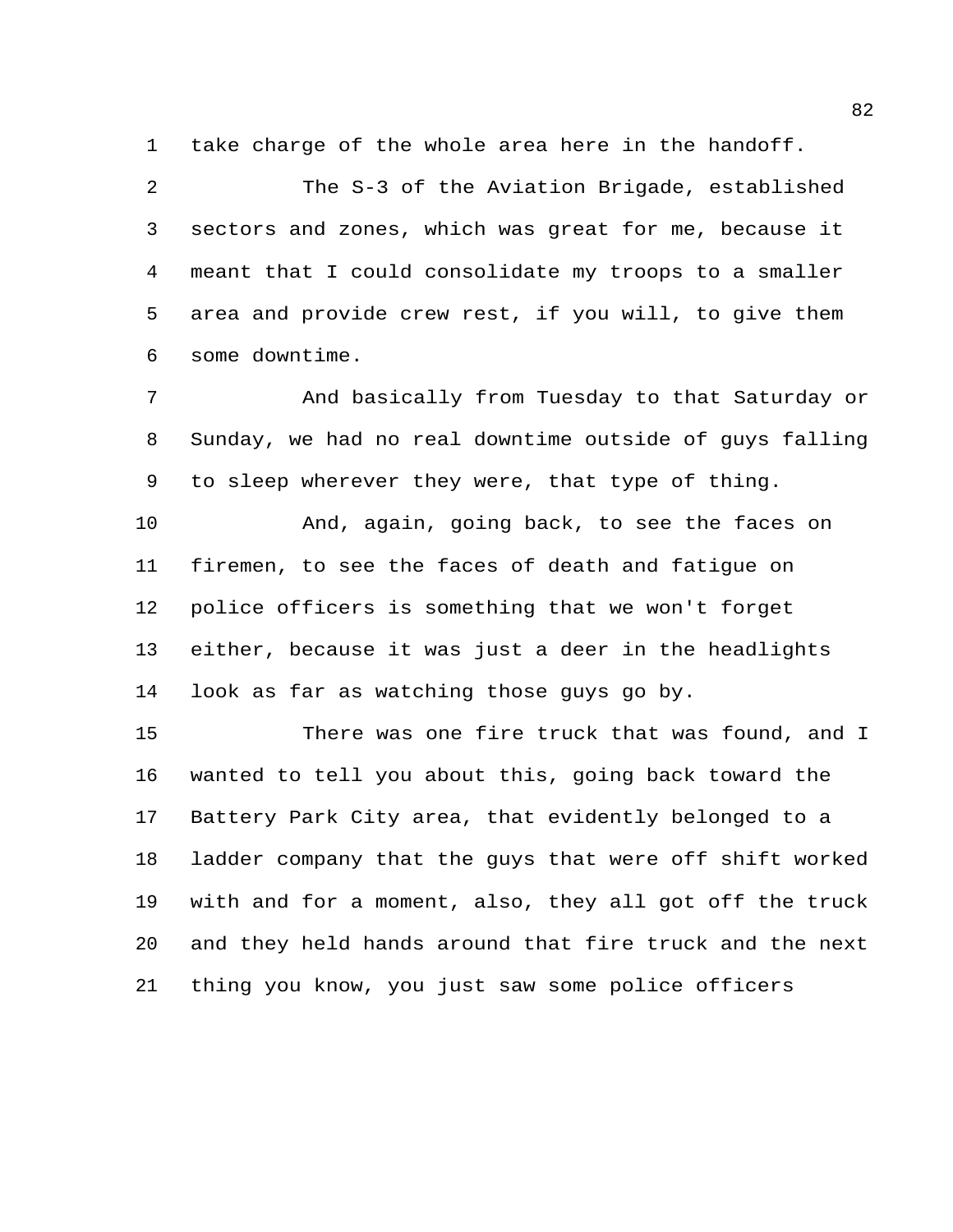take charge of the whole area here in the handoff.

The S-3 of the Aviation Brigade, established sectors and zones, which was great for me, because it meant that I could consolidate my troops to a smaller area and provide crew rest, if you will, to give them some downtime.

And basically from Tuesday to that Saturday or Sunday, we had no real downtime outside of guys falling to sleep wherever they were, that type of thing.

And, again, going back, to see the faces on firemen, to see the faces of death and fatigue on police officers is something that we won't forget either, because it was just a deer in the headlights look as far as watching those guys go by.

There was one fire truck that was found, and I wanted to tell you about this, going back toward the Battery Park City area, that evidently belonged to a ladder company that the guys that were off shift worked with and for a moment, also, they all got off the truck and they held hands around that fire truck and the next thing you know, you just saw some police officers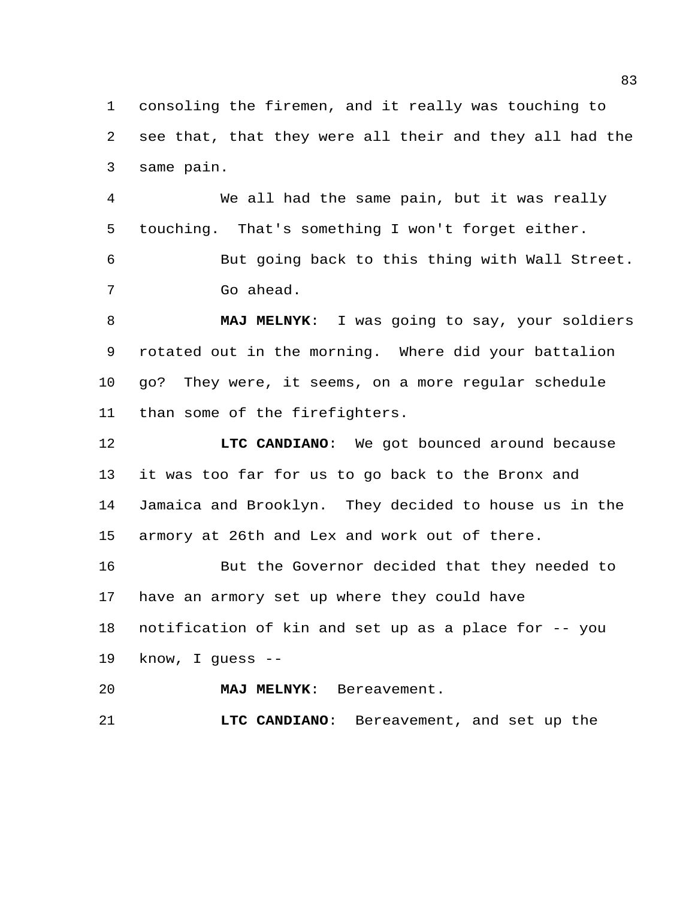consoling the firemen, and it really was touching to see that, that they were all their and they all had the same pain.

We all had the same pain, but it was really touching. That's something I won't forget either.

But going back to this thing with Wall Street. Go ahead.

**MAJ MELNYK**: I was going to say, your soldiers rotated out in the morning. Where did your battalion go? They were, it seems, on a more regular schedule than some of the firefighters.

**LTC CANDIANO**: We got bounced around because it was too far for us to go back to the Bronx and Jamaica and Brooklyn. They decided to house us in the armory at 26th and Lex and work out of there.

But the Governor decided that they needed to have an armory set up where they could have notification of kin and set up as a place for -- you know, I guess --

**MAJ MELNYK**: Bereavement.

**LTC CANDIANO**: Bereavement, and set up the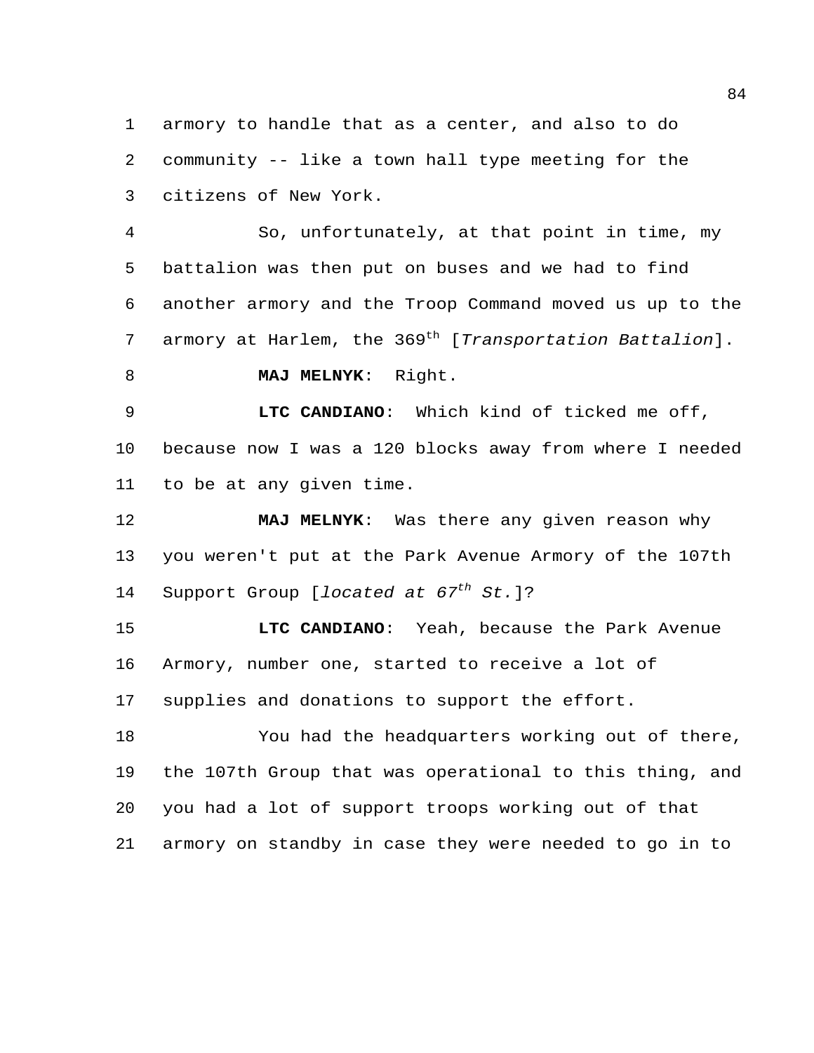armory to handle that as a center, and also to do community -- like a town hall type meeting for the citizens of New York.

So, unfortunately, at that point in time, my battalion was then put on buses and we had to find another armory and the Troop Command moved us up to the armory at Harlem, the 369th [*Transportation Battalion*].

**MAJ MELNYK**: Right.

**LTC CANDIANO**: Which kind of ticked me off, because now I was a 120 blocks away from where I needed to be at any given time.

**MAJ MELNYK**: Was there any given reason why you weren't put at the Park Avenue Armory of the 107th Support Group [*located at 67th St.*]?

**LTC CANDIANO**: Yeah, because the Park Avenue Armory, number one, started to receive a lot of supplies and donations to support the effort.

You had the headquarters working out of there, the 107th Group that was operational to this thing, and you had a lot of support troops working out of that armory on standby in case they were needed to go in to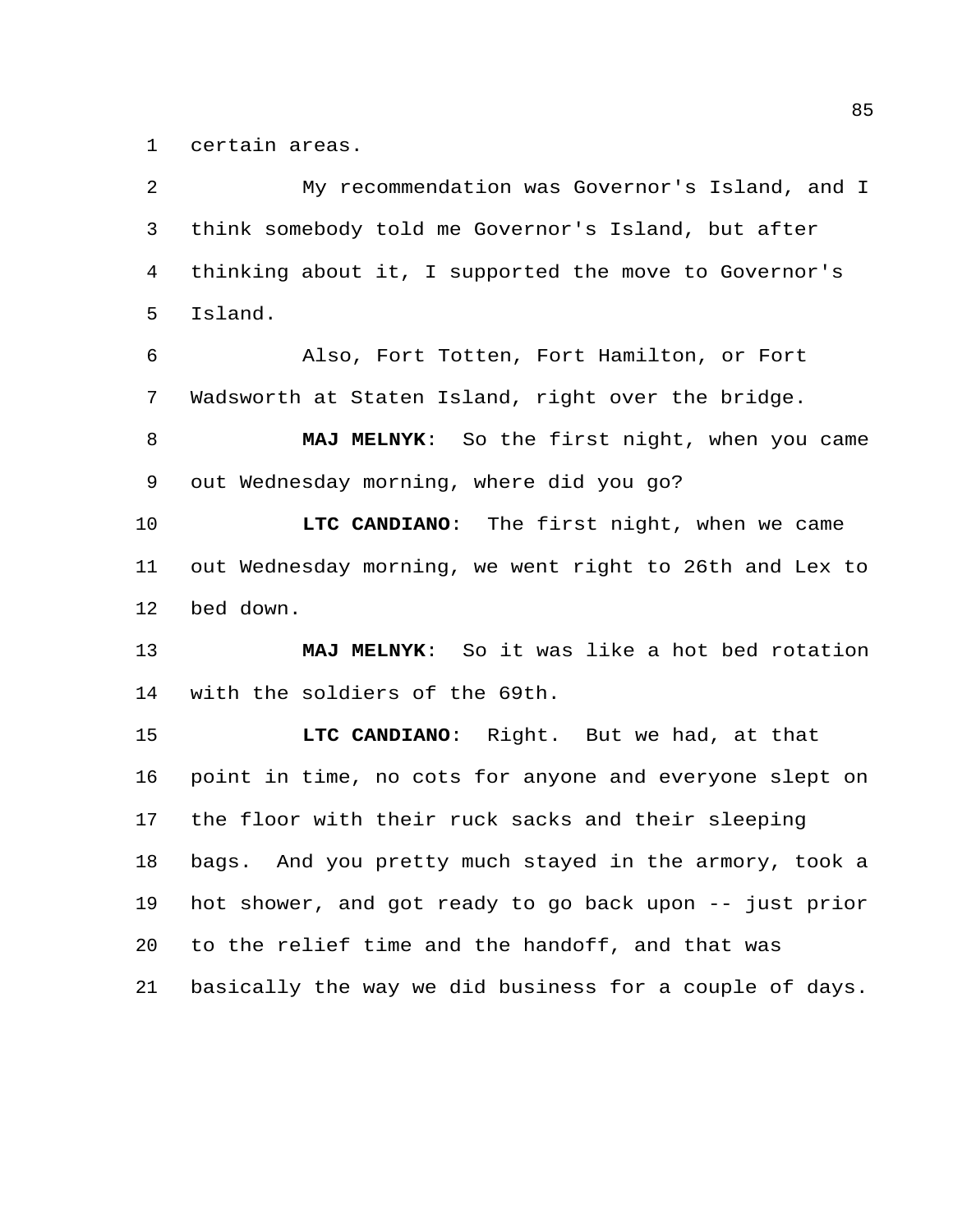certain areas.

My recommendation was Governor's Island, and I think somebody told me Governor's Island, but after thinking about it, I supported the move to Governor's Island.

Also, Fort Totten, Fort Hamilton, or Fort Wadsworth at Staten Island, right over the bridge.

**MAJ MELNYK**: So the first night, when you came out Wednesday morning, where did you go?

**LTC CANDIANO**: The first night, when we came out Wednesday morning, we went right to 26th and Lex to bed down.

**MAJ MELNYK**: So it was like a hot bed rotation with the soldiers of the 69th.

**LTC CANDIANO**: Right. But we had, at that point in time, no cots for anyone and everyone slept on the floor with their ruck sacks and their sleeping bags. And you pretty much stayed in the armory, took a hot shower, and got ready to go back upon -- just prior to the relief time and the handoff, and that was basically the way we did business for a couple of days.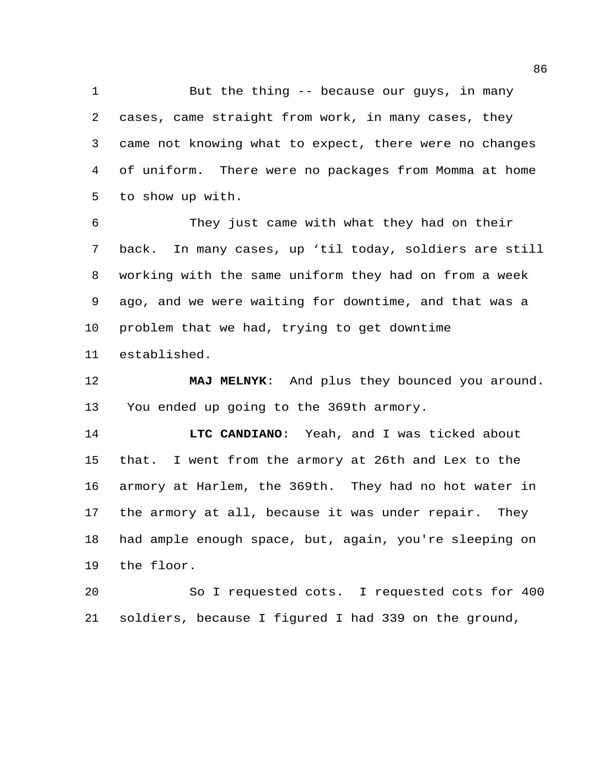But the thing -- because our guys, in many cases, came straight from work, in many cases, they came not knowing what to expect, there were no changes of uniform. There were no packages from Momma at home to show up with.

They just came with what they had on their back. In many cases, up ‘til today, soldiers are still working with the same uniform they had on from a week ago, and we were waiting for downtime, and that was a problem that we had, trying to get downtime established.

**MAJ MELNYK**: And plus they bounced you around. You ended up going to the 369th armory.

**LTC CANDIANO**: Yeah, and I was ticked about that. I went from the armory at 26th and Lex to the armory at Harlem, the 369th. They had no hot water in the armory at all, because it was under repair. They had ample enough space, but, again, you're sleeping on the floor.

So I requested cots. I requested cots for 400 soldiers, because I figured I had 339 on the ground,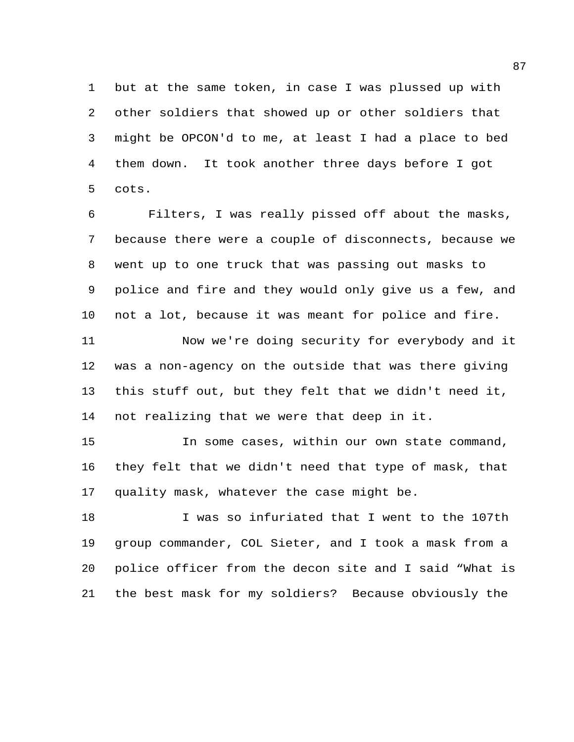but at the same token, in case I was plussed up with other soldiers that showed up or other soldiers that might be OPCON'd to me, at least I had a place to bed them down. It took another three days before I got cots.

Filters, I was really pissed off about the masks, because there were a couple of disconnects, because we went up to one truck that was passing out masks to police and fire and they would only give us a few, and not a lot, because it was meant for police and fire.

Now we're doing security for everybody and it was a non-agency on the outside that was there giving this stuff out, but they felt that we didn't need it, not realizing that we were that deep in it.

In some cases, within our own state command, they felt that we didn't need that type of mask, that quality mask, whatever the case might be.

I was so infuriated that I went to the 107th group commander, COL Sieter, and I took a mask from a police officer from the decon site and I said "What is the best mask for my soldiers? Because obviously the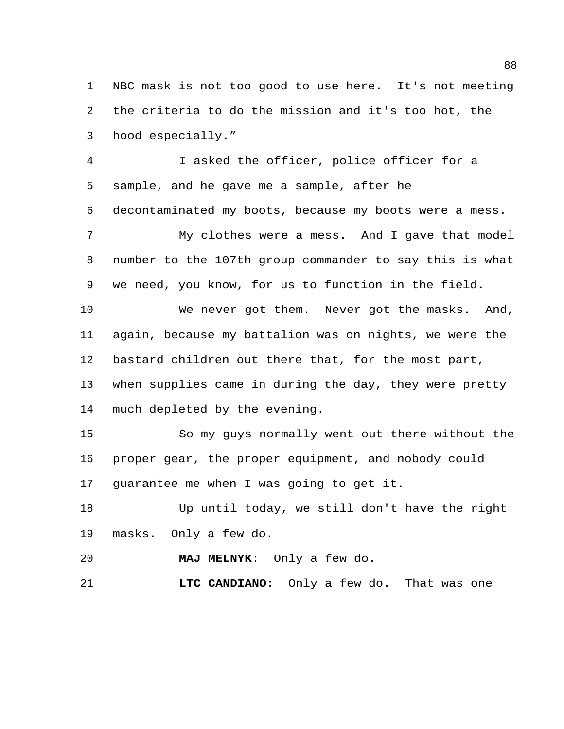NBC mask is not too good to use here. It's not meeting the criteria to do the mission and it's too hot, the hood especially."

I asked the officer, police officer for a sample, and he gave me a sample, after he decontaminated my boots, because my boots were a mess.

My clothes were a mess. And I gave that model number to the 107th group commander to say this is what we need, you know, for us to function in the field.

We never got them. Never got the masks. And, again, because my battalion was on nights, we were the bastard children out there that, for the most part, when supplies came in during the day, they were pretty much depleted by the evening.

So my guys normally went out there without the proper gear, the proper equipment, and nobody could guarantee me when I was going to get it.

Up until today, we still don't have the right masks. Only a few do.

**MAJ MELNYK**: Only a few do.

**LTC CANDIANO**: Only a few do. That was one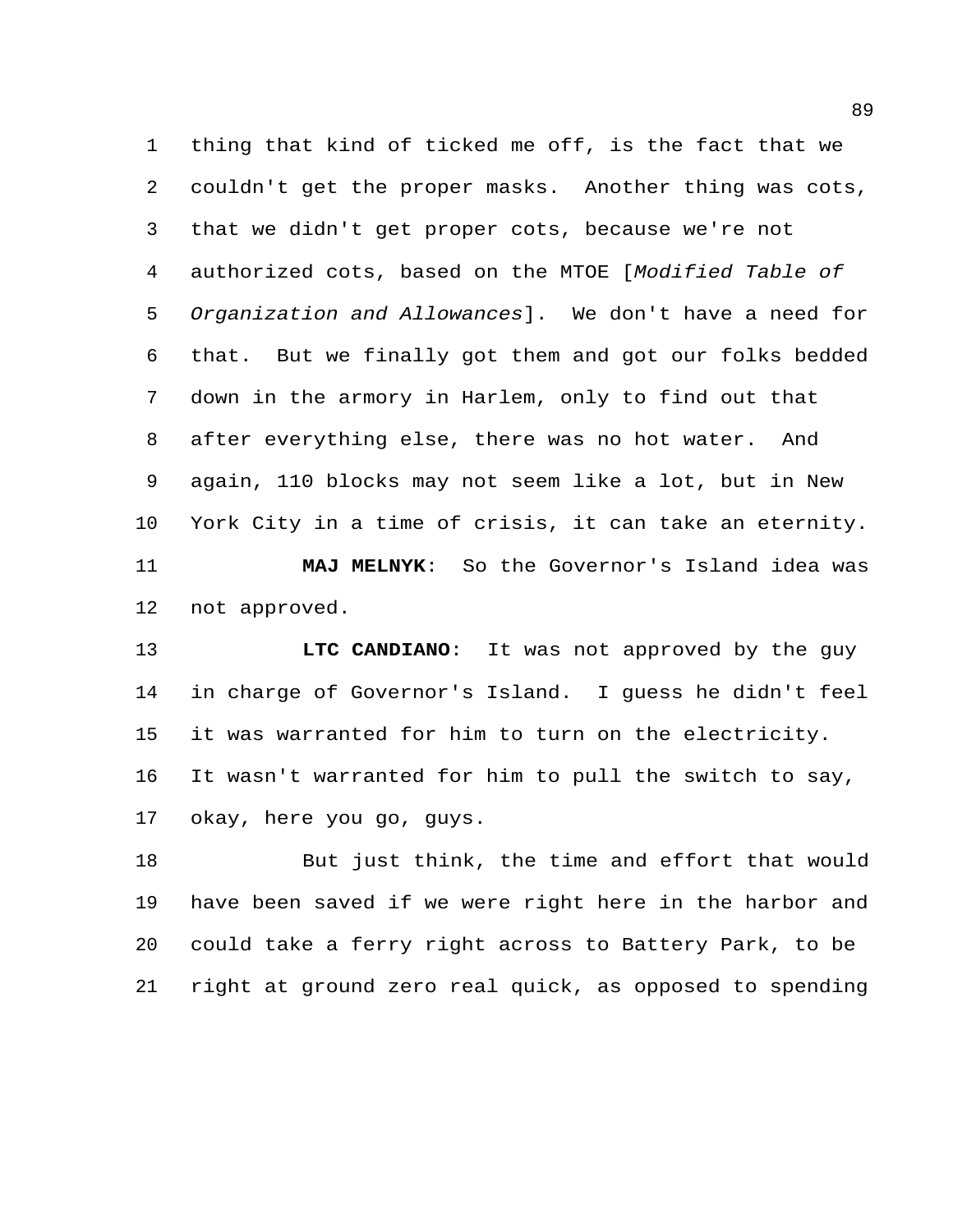thing that kind of ticked me off, is the fact that we couldn't get the proper masks. Another thing was cots, that we didn't get proper cots, because we're not authorized cots, based on the MTOE [*Modified Table of Organization and Allowances*]. We don't have a need for that. But we finally got them and got our folks bedded down in the armory in Harlem, only to find out that after everything else, there was no hot water. And again, 110 blocks may not seem like a lot, but in New York City in a time of crisis, it can take an eternity.

**MAJ MELNYK**: So the Governor's Island idea was not approved.

**LTC CANDIANO**: It was not approved by the guy in charge of Governor's Island. I guess he didn't feel it was warranted for him to turn on the electricity. It wasn't warranted for him to pull the switch to say, okay, here you go, guys.

But just think, the time and effort that would have been saved if we were right here in the harbor and could take a ferry right across to Battery Park, to be right at ground zero real quick, as opposed to spending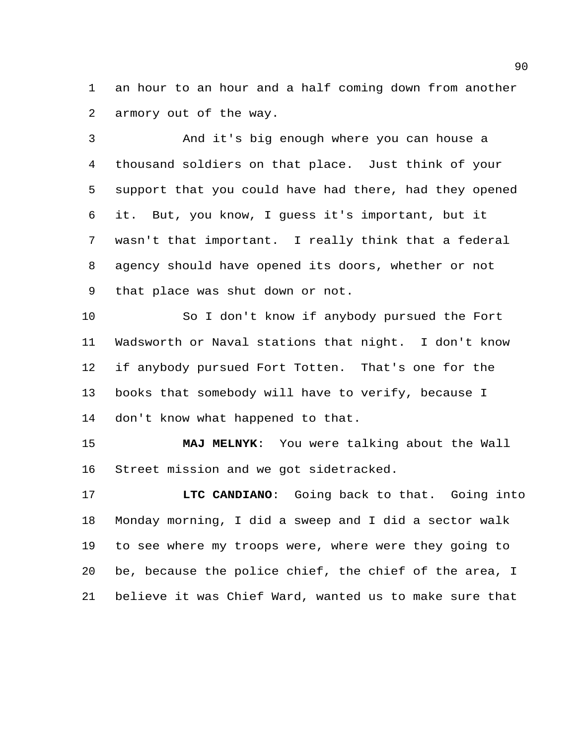an hour to an hour and a half coming down from another armory out of the way.

And it's big enough where you can house a thousand soldiers on that place. Just think of your support that you could have had there, had they opened it. But, you know, I guess it's important, but it wasn't that important. I really think that a federal agency should have opened its doors, whether or not that place was shut down or not.

So I don't know if anybody pursued the Fort Wadsworth or Naval stations that night. I don't know if anybody pursued Fort Totten. That's one for the books that somebody will have to verify, because I don't know what happened to that.

**MAJ MELNYK**: You were talking about the Wall Street mission and we got sidetracked.

**LTC CANDIANO**: Going back to that. Going into Monday morning, I did a sweep and I did a sector walk to see where my troops were, where were they going to be, because the police chief, the chief of the area, I believe it was Chief Ward, wanted us to make sure that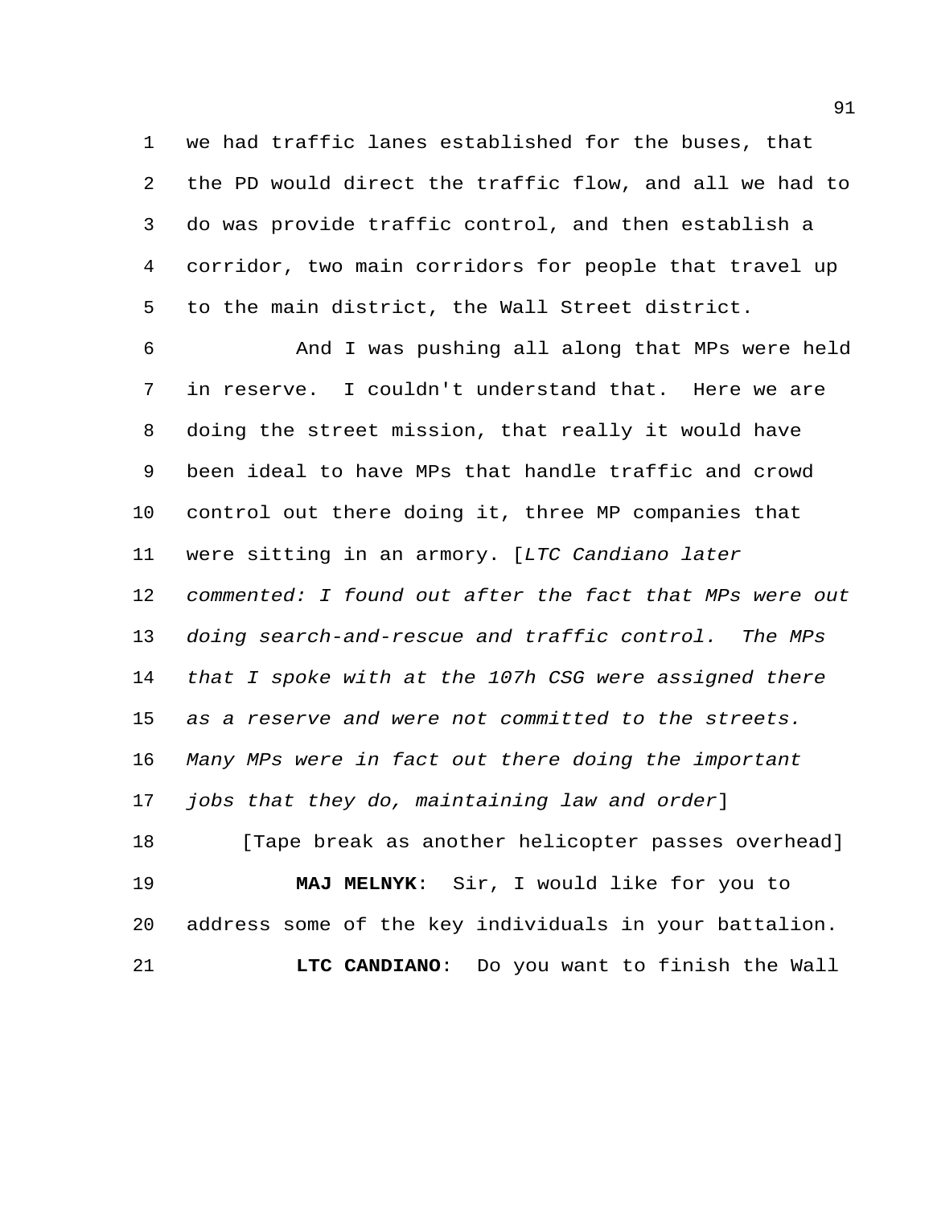we had traffic lanes established for the buses, that the PD would direct the traffic flow, and all we had to do was provide traffic control, and then establish a corridor, two main corridors for people that travel up to the main district, the Wall Street district.

And I was pushing all along that MPs were held in reserve. I couldn't understand that. Here we are doing the street mission, that really it would have been ideal to have MPs that handle traffic and crowd control out there doing it, three MP companies that were sitting in an armory. [*LTC Candiano later commented: I found out after the fact that MPs were out doing search-and-rescue and traffic control. The MPs that I spoke with at the 107h CSG were assigned there as a reserve and were not committed to the streets. Many MPs were in fact out there doing the important jobs that they do, maintaining law and order*]

[Tape break as another helicopter passes overhead]

**MAJ MELNYK**: Sir, I would like for you to address some of the key individuals in your battalion.

**LTC CANDIANO**: Do you want to finish the Wall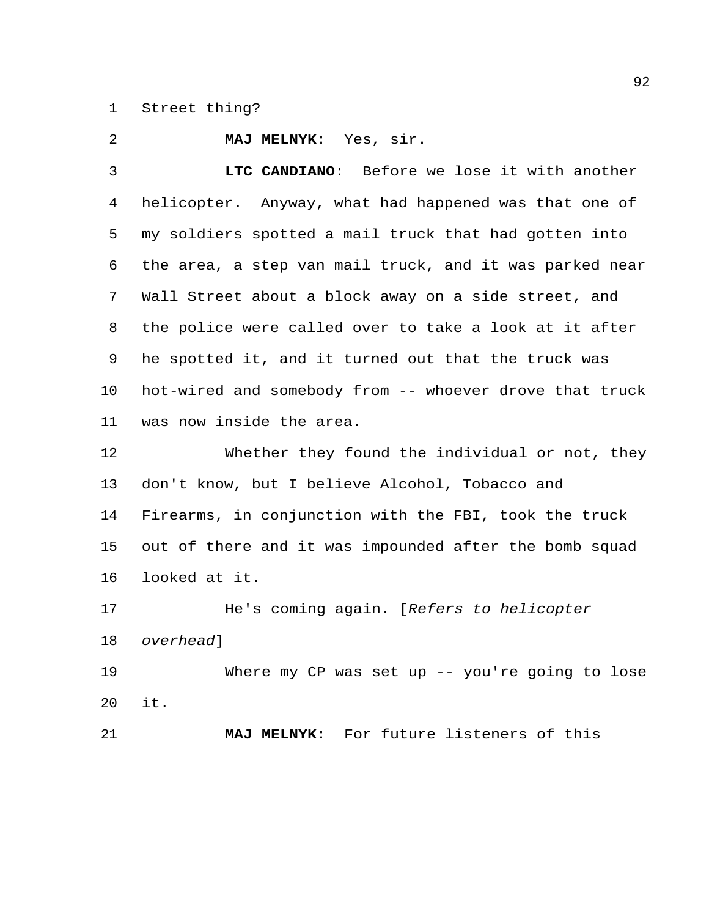Street thing?

**MAJ MELNYK**: Yes, sir.

**LTC CANDIANO**: Before we lose it with another helicopter. Anyway, what had happened was that one of my soldiers spotted a mail truck that had gotten into the area, a step van mail truck, and it was parked near Wall Street about a block away on a side street, and the police were called over to take a look at it after he spotted it, and it turned out that the truck was hot-wired and somebody from -- whoever drove that truck was now inside the area.

Whether they found the individual or not, they don't know, but I believe Alcohol, Tobacco and Firearms, in conjunction with the FBI, took the truck out of there and it was impounded after the bomb squad looked at it.

He's coming again. [*Refers to helicopter overhead*]

Where my CP was set up -- you're going to lose it.

**MAJ MELNYK**: For future listeners of this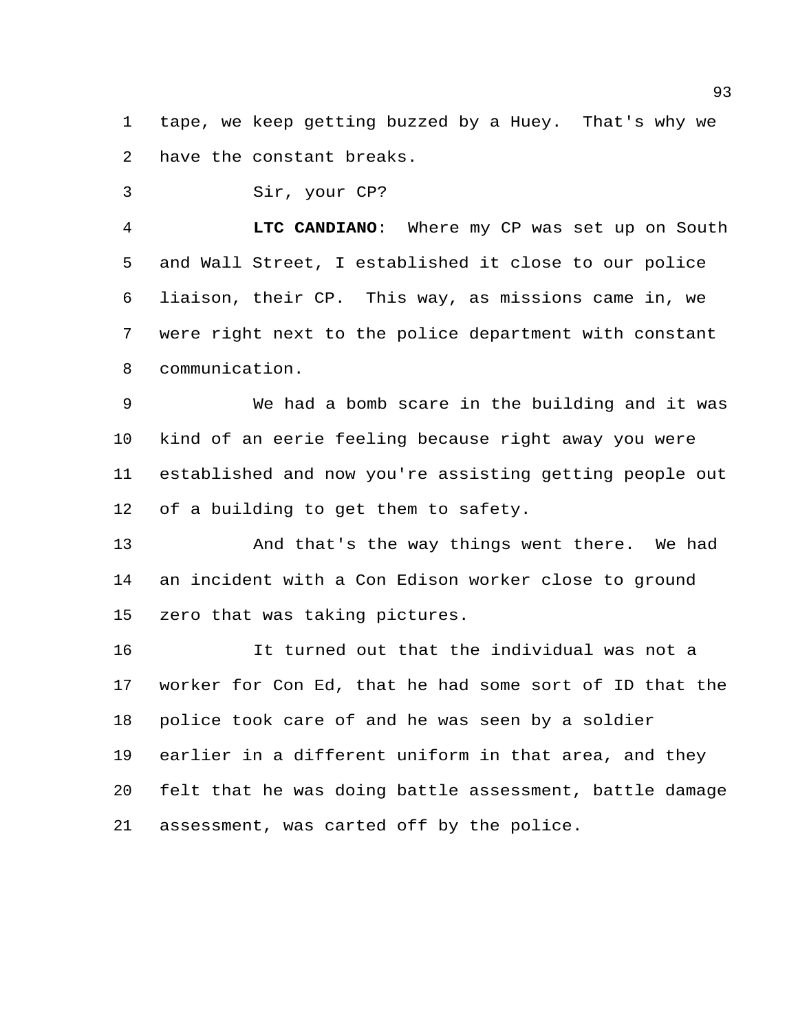tape, we keep getting buzzed by a Huey. That's why we have the constant breaks.

Sir, your CP?

**LTC CANDIANO**: Where my CP was set up on South and Wall Street, I established it close to our police liaison, their CP. This way, as missions came in, we were right next to the police department with constant communication.

We had a bomb scare in the building and it was kind of an eerie feeling because right away you were established and now you're assisting getting people out of a building to get them to safety.

And that's the way things went there. We had an incident with a Con Edison worker close to ground zero that was taking pictures.

It turned out that the individual was not a worker for Con Ed, that he had some sort of ID that the police took care of and he was seen by a soldier earlier in a different uniform in that area, and they felt that he was doing battle assessment, battle damage assessment, was carted off by the police.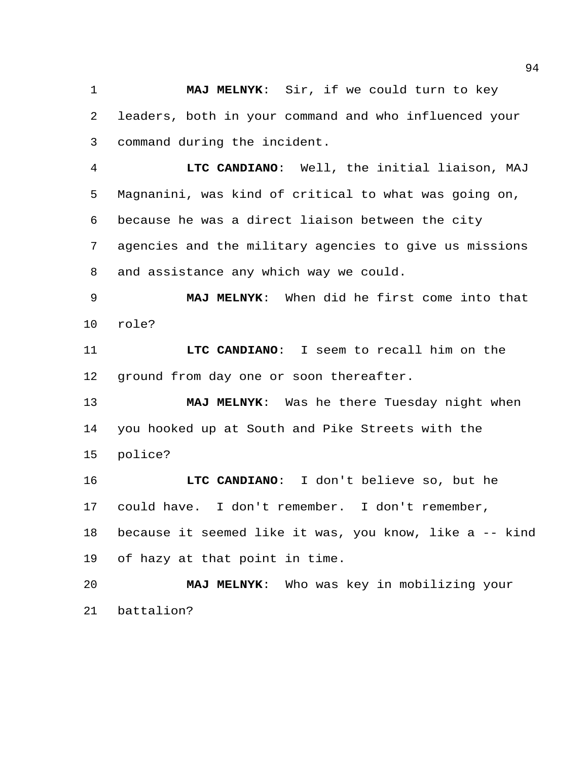**MAJ MELNYK**: Sir, if we could turn to key leaders, both in your command and who influenced your command during the incident.

**LTC CANDIANO**: Well, the initial liaison, MAJ Magnanini, was kind of critical to what was going on, because he was a direct liaison between the city agencies and the military agencies to give us missions and assistance any which way we could.

**MAJ MELNYK**: When did he first come into that role?

**LTC CANDIANO**: I seem to recall him on the ground from day one or soon thereafter.

**MAJ MELNYK**: Was he there Tuesday night when you hooked up at South and Pike Streets with the police?

**LTC CANDIANO**: I don't believe so, but he could have. I don't remember. I don't remember, because it seemed like it was, you know, like a -- kind of hazy at that point in time.

**MAJ MELNYK**: Who was key in mobilizing your battalion?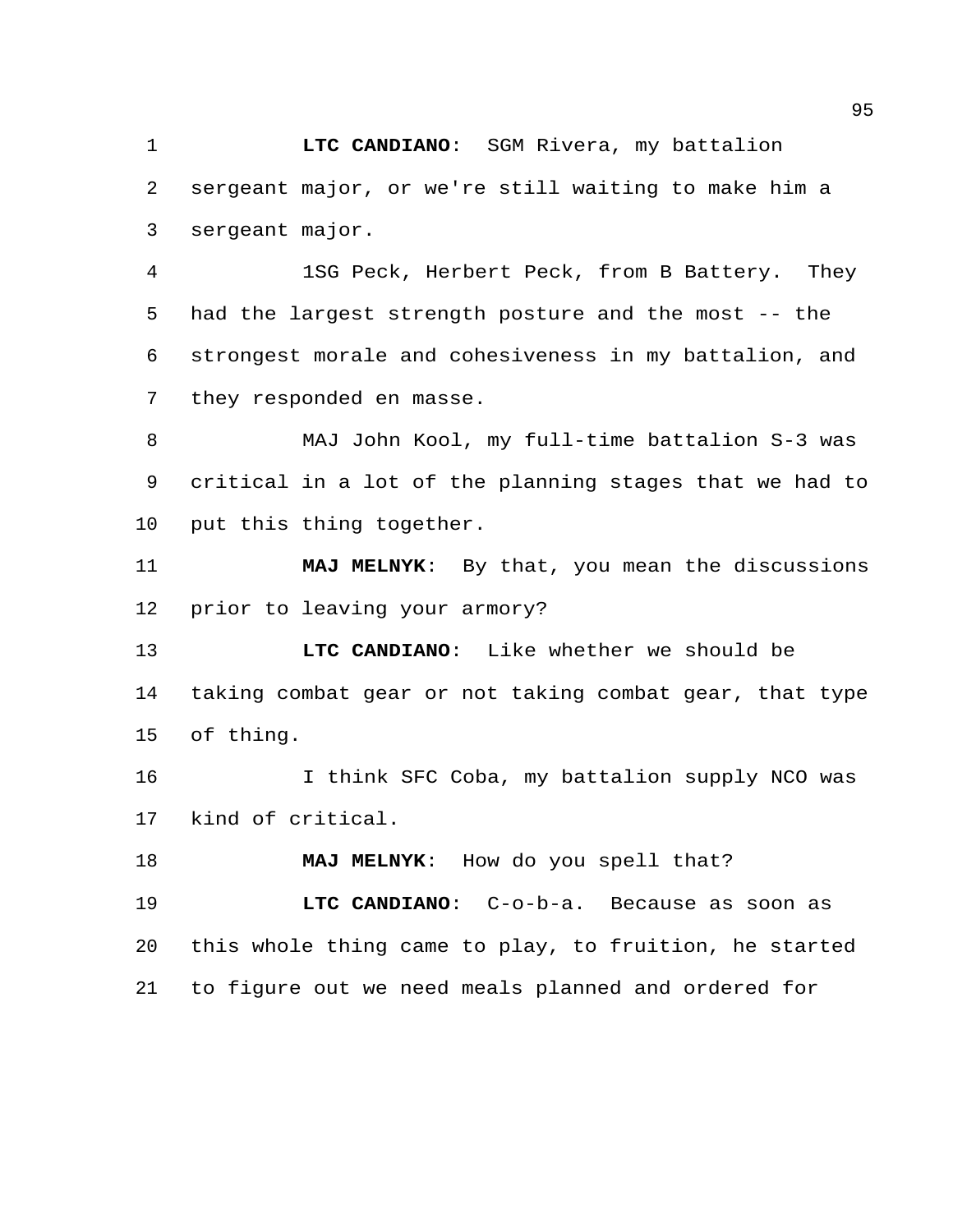**LTC CANDIANO**: SGM Rivera, my battalion sergeant major, or we're still waiting to make him a sergeant major.

1SG Peck, Herbert Peck, from B Battery. They had the largest strength posture and the most -- the strongest morale and cohesiveness in my battalion, and they responded en masse.

MAJ John Kool, my full-time battalion S-3 was critical in a lot of the planning stages that we had to put this thing together.

**MAJ MELNYK**: By that, you mean the discussions prior to leaving your armory?

**LTC CANDIANO**: Like whether we should be taking combat gear or not taking combat gear, that type of thing.

I think SFC Coba, my battalion supply NCO was kind of critical.

**MAJ MELNYK**: How do you spell that?

**LTC CANDIANO**: C-o-b-a. Because as soon as this whole thing came to play, to fruition, he started to figure out we need meals planned and ordered for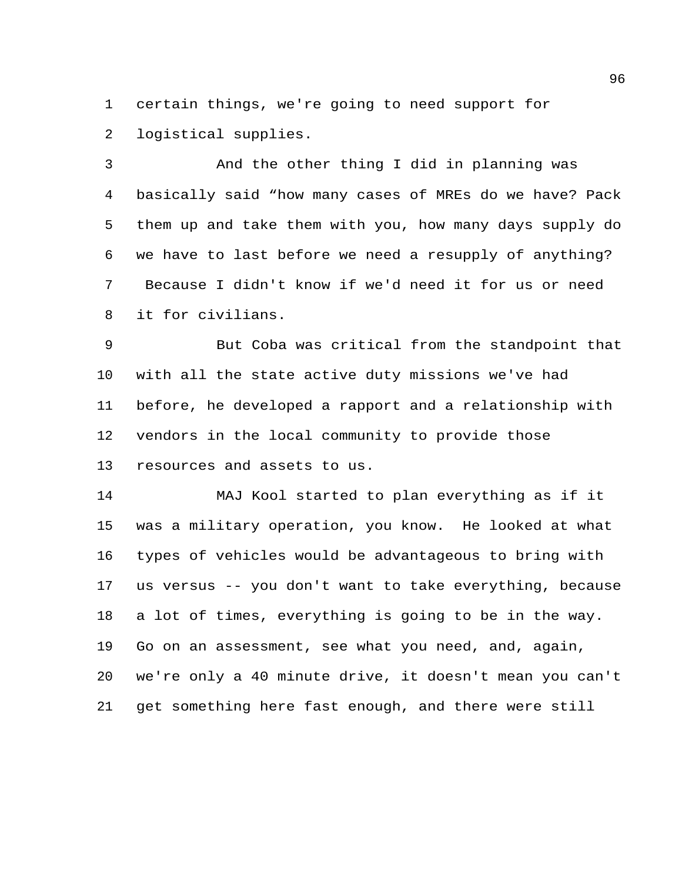certain things, we're going to need support for logistical supplies.

And the other thing I did in planning was basically said “how many cases of MREs do we have? Pack them up and take them with you, how many days supply do we have to last before we need a resupply of anything? Because I didn't know if we'd need it for us or need it for civilians.

But Coba was critical from the standpoint that with all the state active duty missions we've had before, he developed a rapport and a relationship with vendors in the local community to provide those resources and assets to us.

MAJ Kool started to plan everything as if it was a military operation, you know. He looked at what types of vehicles would be advantageous to bring with us versus -- you don't want to take everything, because a lot of times, everything is going to be in the way. Go on an assessment, see what you need, and, again, we're only a 40 minute drive, it doesn't mean you can't get something here fast enough, and there were still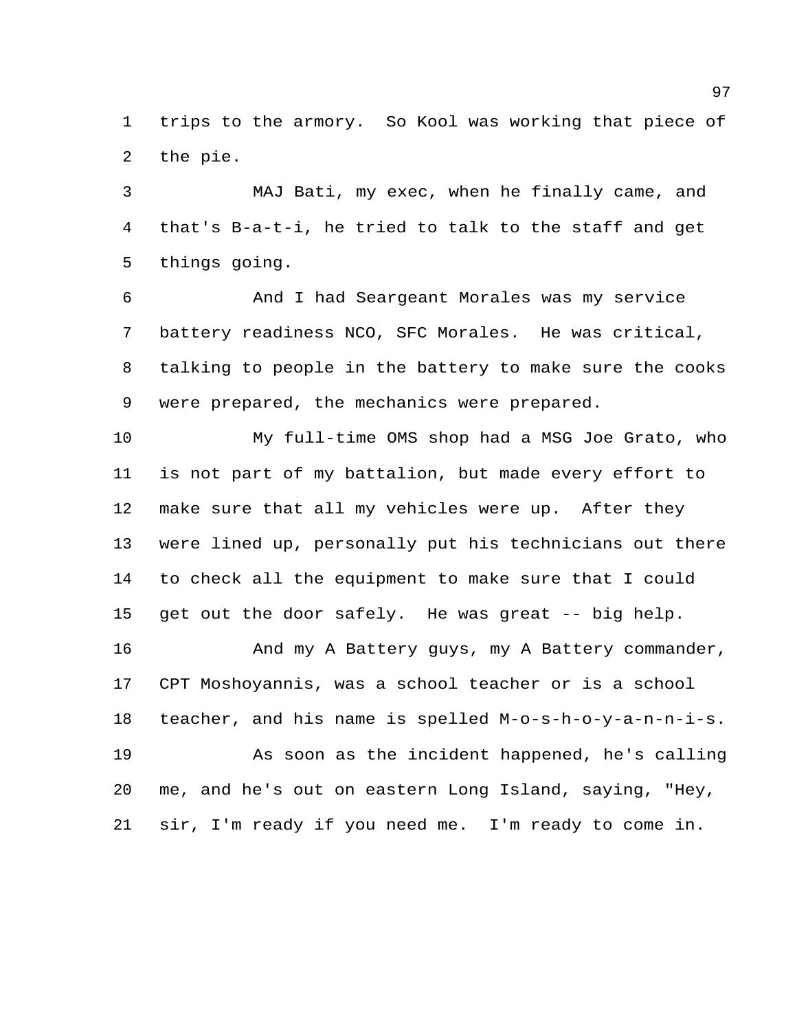trips to the armory. So Kool was working that piece of the pie.

MAJ Bati, my exec, when he finally came, and that's B-a-t-i, he tried to talk to the staff and get things going.

And I had Seargeant Morales was my service battery readiness NCO, SFC Morales. He was critical, talking to people in the battery to make sure the cooks were prepared, the mechanics were prepared.

My full-time OMS shop had a MSG Joe Grato, who is not part of my battalion, but made every effort to make sure that all my vehicles were up. After they were lined up, personally put his technicians out there to check all the equipment to make sure that I could get out the door safely. He was great -- big help.

And my A Battery guys, my A Battery commander, CPT Moshoyannis, was a school teacher or is a school teacher, and his name is spelled M-o-s-h-o-y-a-n-n-i-s.

As soon as the incident happened, he's calling me, and he's out on eastern Long Island, saying, "Hey, sir, I'm ready if you need me. I'm ready to come in.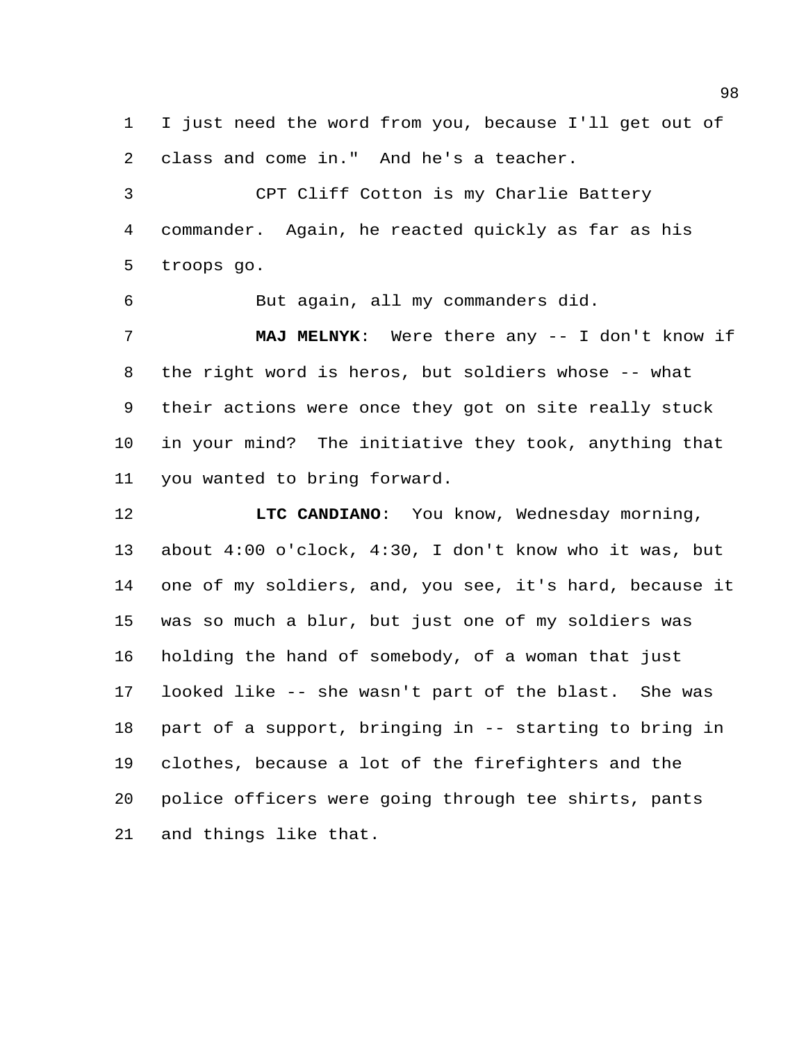I just need the word from you, because I'll get out of class and come in." And he's a teacher.

CPT Cliff Cotton is my Charlie Battery commander. Again, he reacted quickly as far as his troops go.

But again, all my commanders did.

**MAJ MELNYK**: Were there any -- I don't know if the right word is heros, but soldiers whose -- what their actions were once they got on site really stuck in your mind? The initiative they took, anything that you wanted to bring forward.

**LTC CANDIANO**: You know, Wednesday morning, about 4:00 o'clock, 4:30, I don't know who it was, but one of my soldiers, and, you see, it's hard, because it was so much a blur, but just one of my soldiers was holding the hand of somebody, of a woman that just looked like -- she wasn't part of the blast. She was part of a support, bringing in -- starting to bring in clothes, because a lot of the firefighters and the police officers were going through tee shirts, pants and things like that.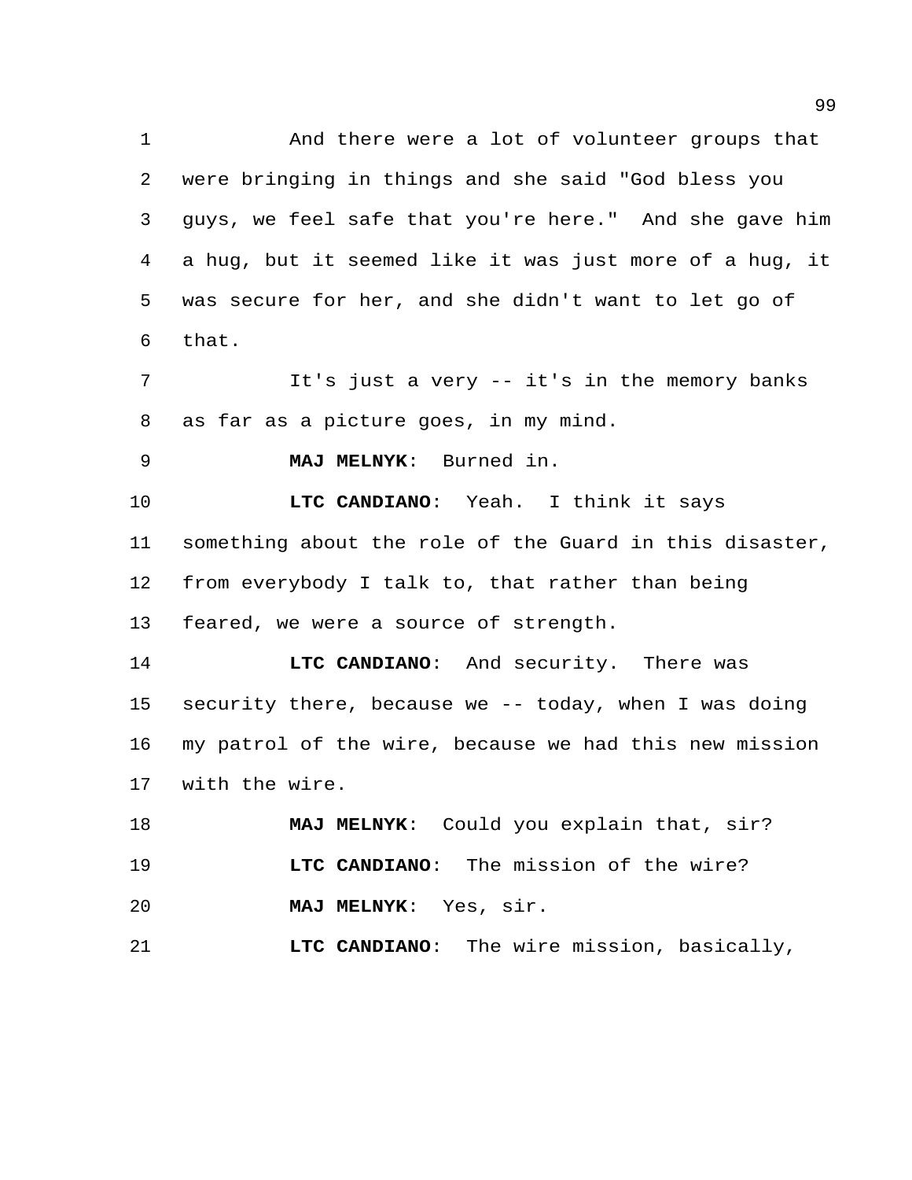And there were a lot of volunteer groups that were bringing in things and she said "God bless you guys, we feel safe that you're here." And she gave him a hug, but it seemed like it was just more of a hug, it was secure for her, and she didn't want to let go of that.

It's just a very -- it's in the memory banks as far as a picture goes, in my mind.

**MAJ MELNYK**: Burned in.

**LTC CANDIANO**: Yeah. I think it says something about the role of the Guard in this disaster, from everybody I talk to, that rather than being feared, we were a source of strength.

**LTC CANDIANO**: And security. There was security there, because we -- today, when I was doing my patrol of the wire, because we had this new mission with the wire.

**MAJ MELNYK**: Could you explain that, sir?

**LTC CANDIANO**: The mission of the wire?

**MAJ MELNYK**: Yes, sir.

**LTC CANDIANO**: The wire mission, basically,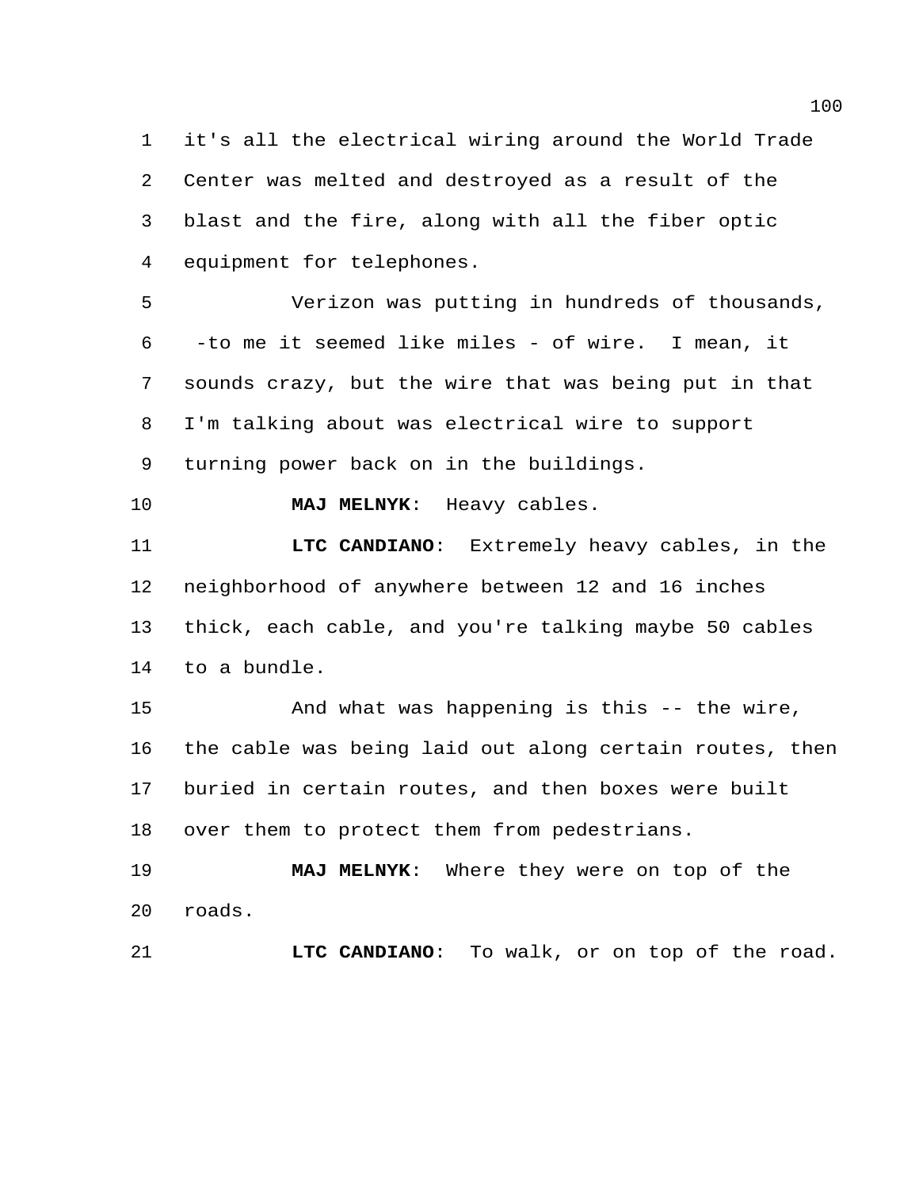it's all the electrical wiring around the World Trade Center was melted and destroyed as a result of the blast and the fire, along with all the fiber optic equipment for telephones.

Verizon was putting in hundreds of thousands, -to me it seemed like miles - of wire. I mean, it sounds crazy, but the wire that was being put in that I'm talking about was electrical wire to support turning power back on in the buildings.

**MAJ MELNYK**: Heavy cables.

**LTC CANDIANO**: Extremely heavy cables, in the neighborhood of anywhere between 12 and 16 inches thick, each cable, and you're talking maybe 50 cables to a bundle.

And what was happening is this -- the wire, the cable was being laid out along certain routes, then buried in certain routes, and then boxes were built over them to protect them from pedestrians.

**MAJ MELNYK**: Where they were on top of the roads.

**LTC CANDIANO**: To walk, or on top of the road.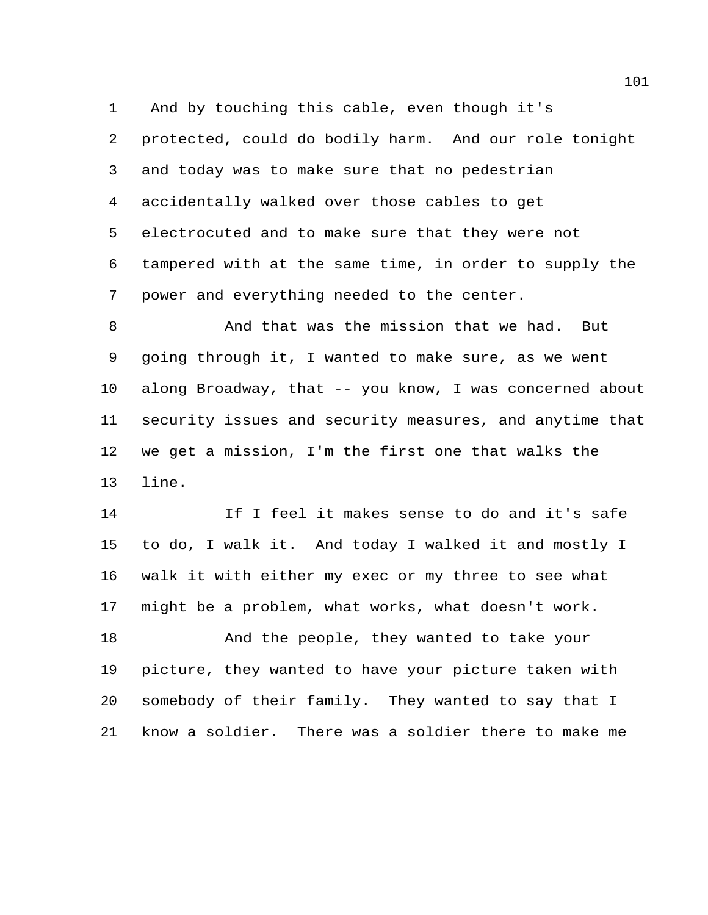And by touching this cable, even though it's protected, could do bodily harm. And our role tonight and today was to make sure that no pedestrian accidentally walked over those cables to get electrocuted and to make sure that they were not tampered with at the same time, in order to supply the power and everything needed to the center.

And that was the mission that we had. But going through it, I wanted to make sure, as we went along Broadway, that -- you know, I was concerned about security issues and security measures, and anytime that we get a mission, I'm the first one that walks the line.

If I feel it makes sense to do and it's safe to do, I walk it. And today I walked it and mostly I walk it with either my exec or my three to see what might be a problem, what works, what doesn't work.

And the people, they wanted to take your picture, they wanted to have your picture taken with somebody of their family. They wanted to say that I know a soldier. There was a soldier there to make me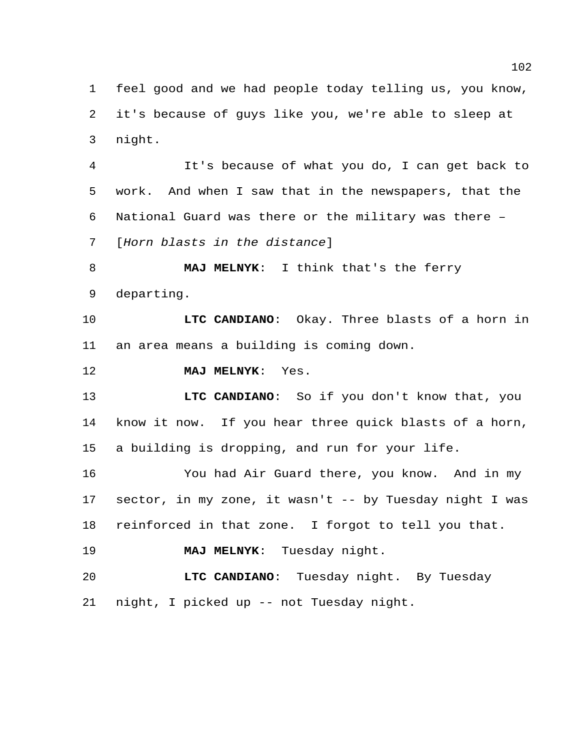feel good and we had people today telling us, you know, it's because of guys like you, we're able to sleep at night.

It's because of what you do, I can get back to work. And when I saw that in the newspapers, that the National Guard was there or the military was there – [*Horn blasts in the distance*]

**MAJ MELNYK**: I think that's the ferry departing.

**LTC CANDIANO**: Okay. Three blasts of a horn in an area means a building is coming down.

**MAJ MELNYK**: Yes.

**LTC CANDIANO**: So if you don't know that, you know it now. If you hear three quick blasts of a horn, a building is dropping, and run for your life.

You had Air Guard there, you know. And in my sector, in my zone, it wasn't -- by Tuesday night I was reinforced in that zone. I forgot to tell you that.

**MAJ MELNYK**: Tuesday night.

**LTC CANDIANO**: Tuesday night. By Tuesday night, I picked up -- not Tuesday night.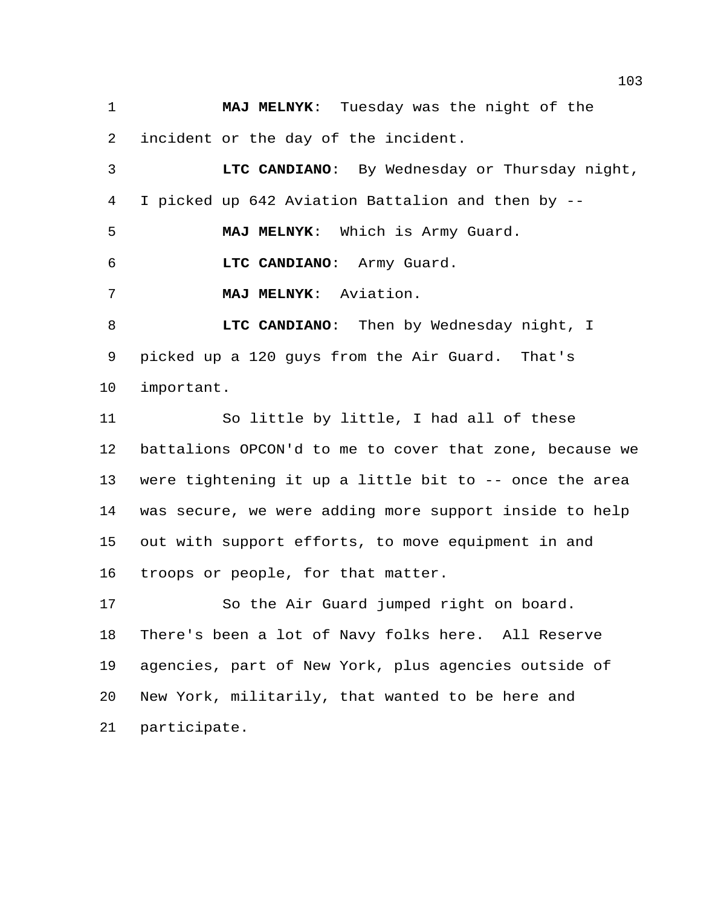**MAJ MELNYK**: Tuesday was the night of the incident or the day of the incident.

**LTC CANDIANO**: By Wednesday or Thursday night, I picked up 642 Aviation Battalion and then by --

**MAJ MELNYK**: Which is Army Guard.

**LTC CANDIANO**: Army Guard.

**MAJ MELNYK**: Aviation.

**LTC CANDIANO**: Then by Wednesday night, I picked up a 120 guys from the Air Guard. That's important.

So little by little, I had all of these battalions OPCON'd to me to cover that zone, because we were tightening it up a little bit to -- once the area was secure, we were adding more support inside to help out with support efforts, to move equipment in and troops or people, for that matter.

So the Air Guard jumped right on board. There's been a lot of Navy folks here. All Reserve agencies, part of New York, plus agencies outside of New York, militarily, that wanted to be here and participate.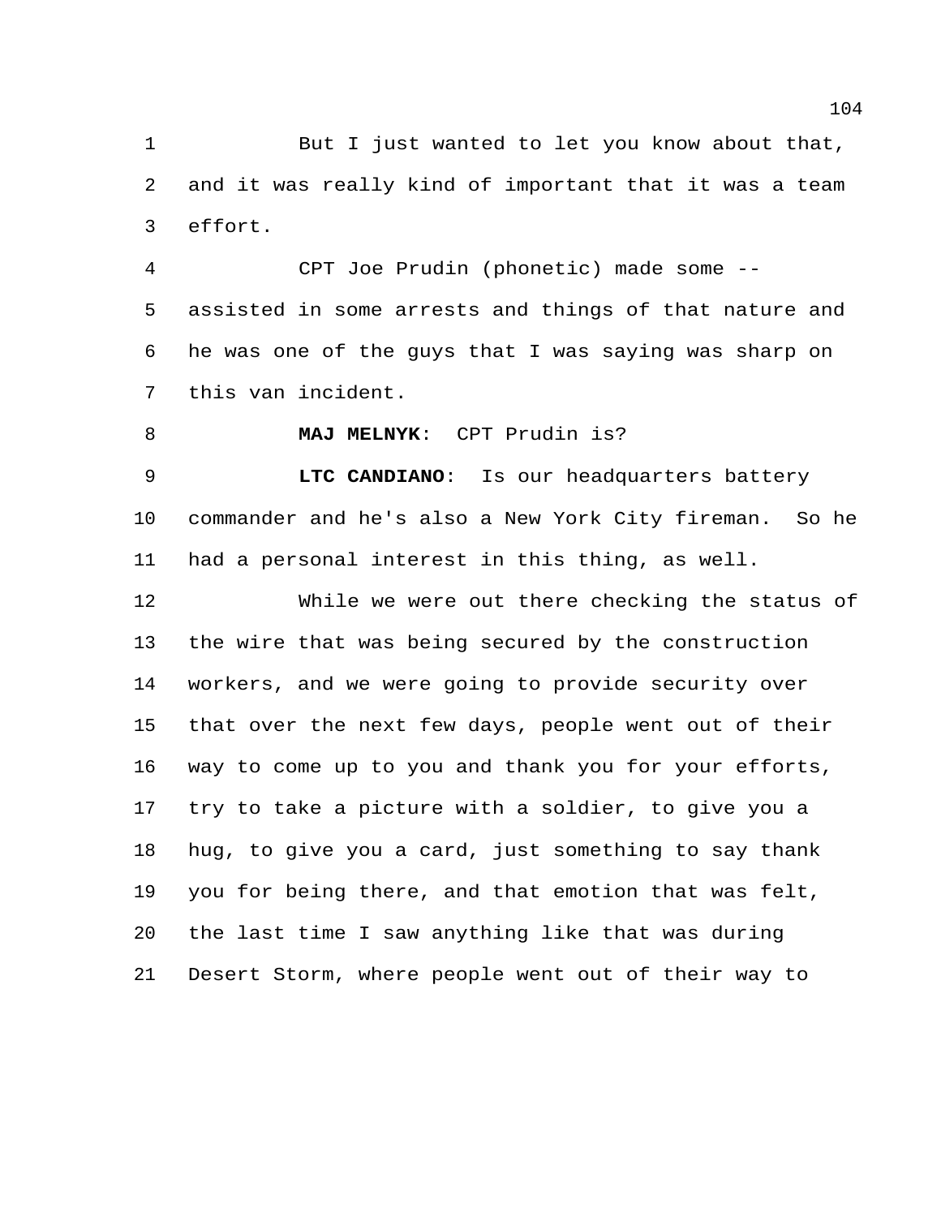But I just wanted to let you know about that, and it was really kind of important that it was a team effort.

CPT Joe Prudin (phonetic) made some -- assisted in some arrests and things of that nature and he was one of the guys that I was saying was sharp on this van incident.

**MAJ MELNYK**: CPT Prudin is?

**LTC CANDIANO**: Is our headquarters battery commander and he's also a New York City fireman. So he had a personal interest in this thing, as well.

While we were out there checking the status of the wire that was being secured by the construction workers, and we were going to provide security over that over the next few days, people went out of their way to come up to you and thank you for your efforts, try to take a picture with a soldier, to give you a hug, to give you a card, just something to say thank you for being there, and that emotion that was felt, the last time I saw anything like that was during Desert Storm, where people went out of their way to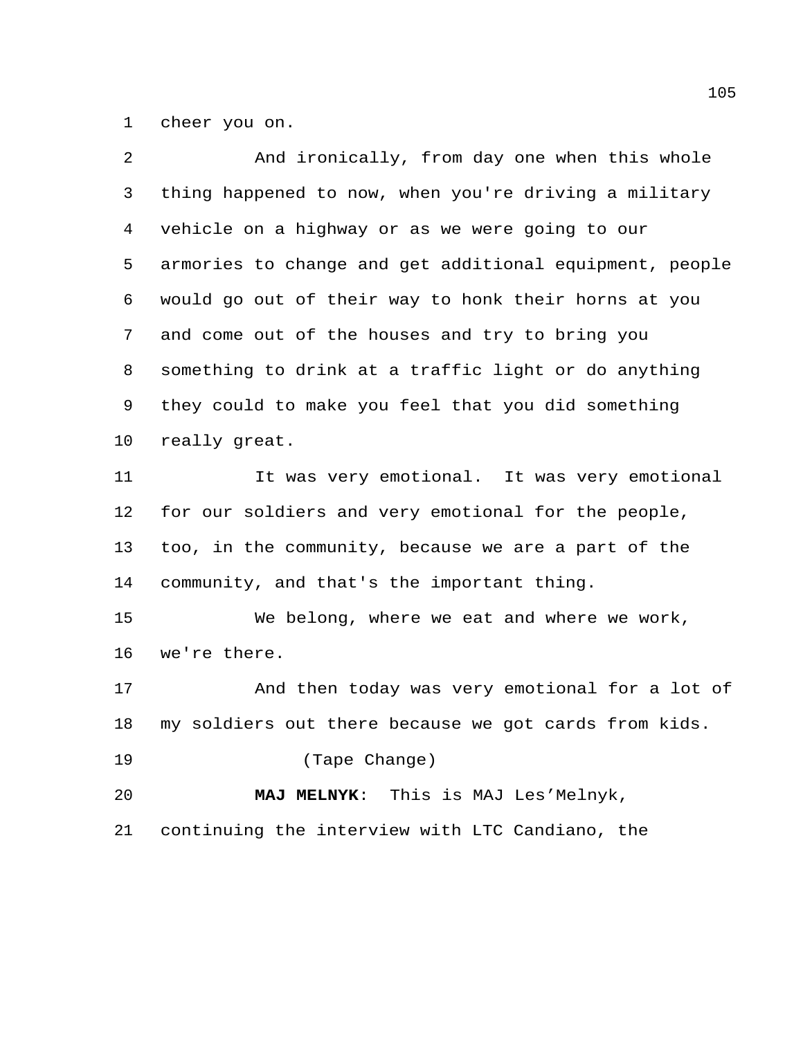cheer you on.

And ironically, from day one when this whole thing happened to now, when you're driving a military vehicle on a highway or as we were going to our armories to change and get additional equipment, people would go out of their way to honk their horns at you and come out of the houses and try to bring you something to drink at a traffic light or do anything they could to make you feel that you did something really great.

It was very emotional. It was very emotional for our soldiers and very emotional for the people, too, in the community, because we are a part of the community, and that's the important thing.

We belong, where we eat and where we work, we're there.

And then today was very emotional for a lot of my soldiers out there because we got cards from kids.

(Tape Change)

**MAJ MELNYK**: This is MAJ Les'Melnyk, continuing the interview with LTC Candiano, the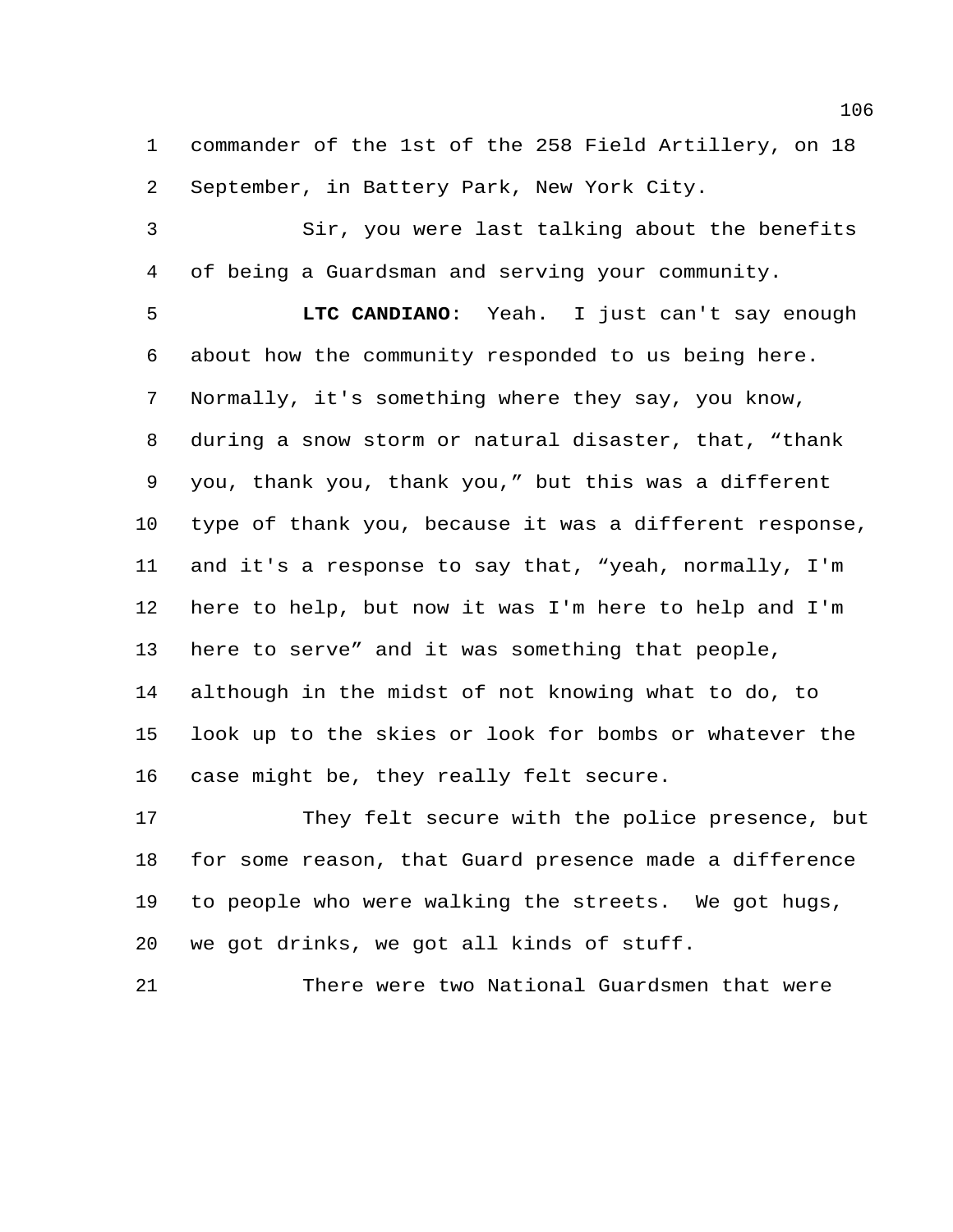commander of the 1st of the 258 Field Artillery, on 18 September, in Battery Park, New York City.

Sir, you were last talking about the benefits of being a Guardsman and serving your community.

**LTC CANDIANO**: Yeah. I just can't say enough about how the community responded to us being here. Normally, it's something where they say, you know, during a snow storm or natural disaster, that, “thank you, thank you, thank you,” but this was a different type of thank you, because it was a different response, and it's a response to say that, “yeah, normally, I'm here to help, but now it was I'm here to help and I'm here to serve” and it was something that people, although in the midst of not knowing what to do, to look up to the skies or look for bombs or whatever the case might be, they really felt secure.

They felt secure with the police presence, but for some reason, that Guard presence made a difference to people who were walking the streets. We got hugs, we got drinks, we got all kinds of stuff.

There were two National Guardsmen that were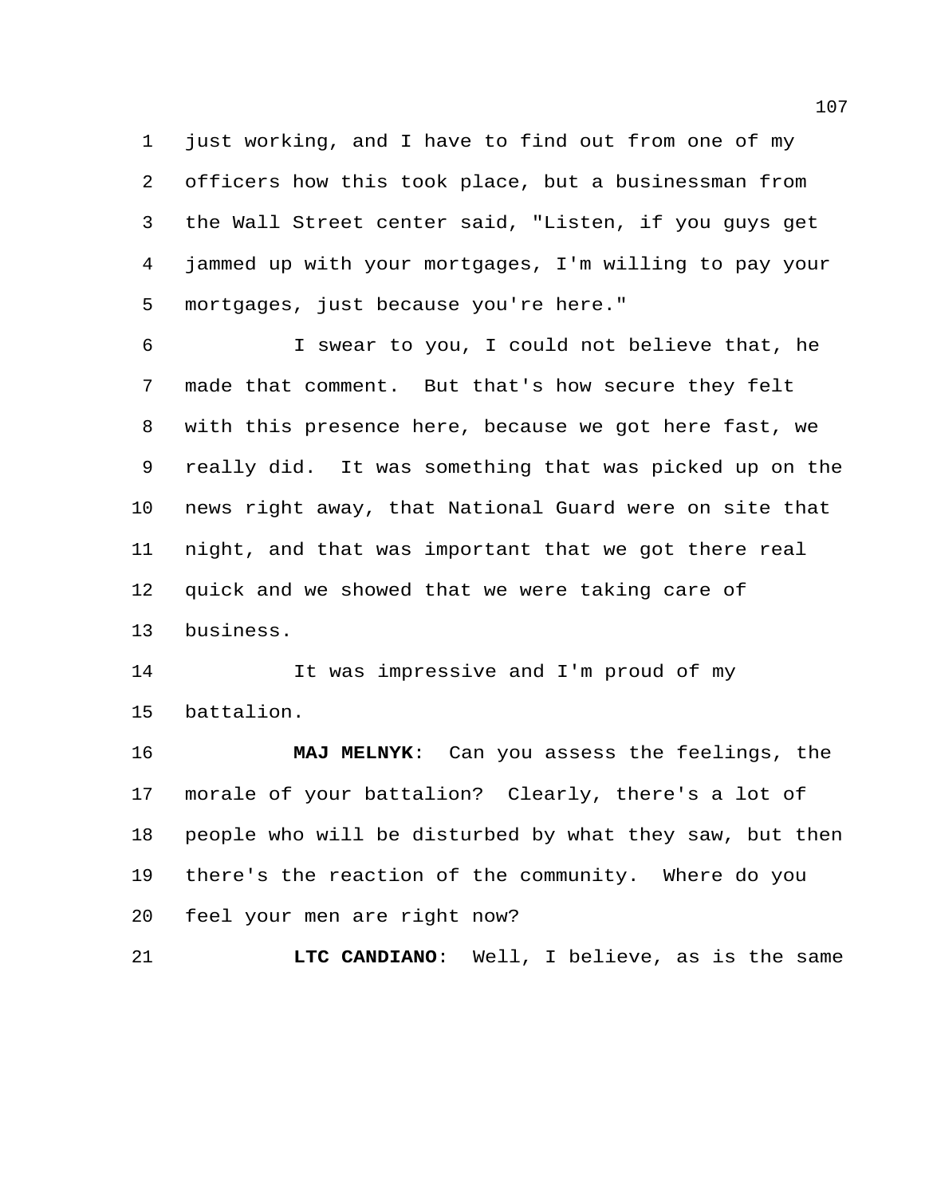just working, and I have to find out from one of my officers how this took place, but a businessman from the Wall Street center said, "Listen, if you guys get jammed up with your mortgages, I'm willing to pay your mortgages, just because you're here."

I swear to you, I could not believe that, he made that comment. But that's how secure they felt with this presence here, because we got here fast, we really did. It was something that was picked up on the news right away, that National Guard were on site that night, and that was important that we got there real quick and we showed that we were taking care of business.

It was impressive and I'm proud of my battalion.

**MAJ MELNYK**: Can you assess the feelings, the morale of your battalion? Clearly, there's a lot of people who will be disturbed by what they saw, but then there's the reaction of the community. Where do you feel your men are right now?

**LTC CANDIANO**: Well, I believe, as is the same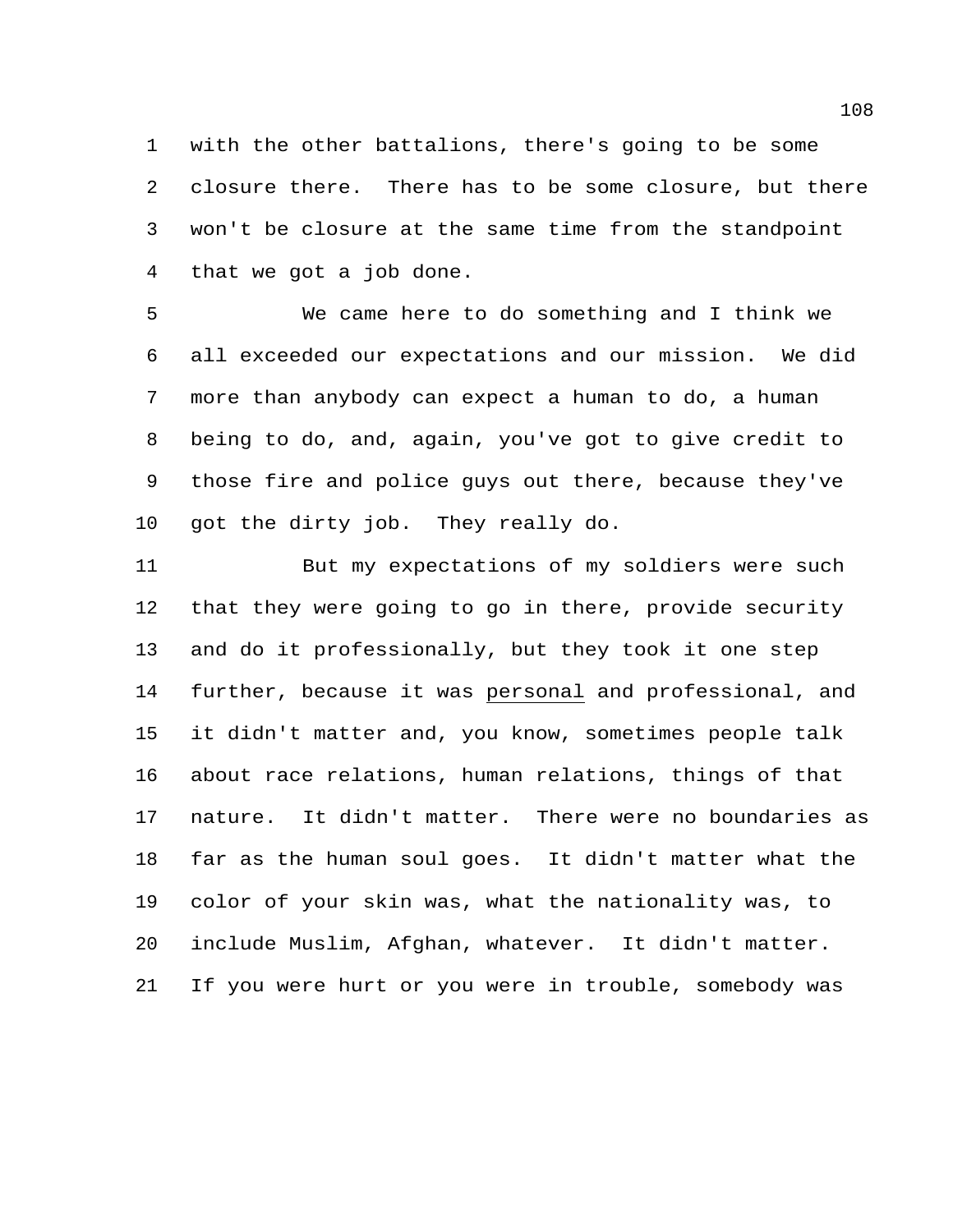with the other battalions, there's going to be some closure there. There has to be some closure, but there won't be closure at the same time from the standpoint that we got a job done.

We came here to do something and I think we all exceeded our expectations and our mission. We did more than anybody can expect a human to do, a human being to do, and, again, you've got to give credit to those fire and police guys out there, because they've got the dirty job. They really do.

But my expectations of my soldiers were such that they were going to go in there, provide security and do it professionally, but they took it one step further, because it was <u>personal</u> and professional, and it didn't matter and, you know, sometimes people talk about race relations, human relations, things of that nature. It didn't matter. There were no boundaries as far as the human soul goes. It didn't matter what the color of your skin was, what the nationality was, to include Muslim, Afghan, whatever. It didn't matter. If you were hurt or you were in trouble, somebody was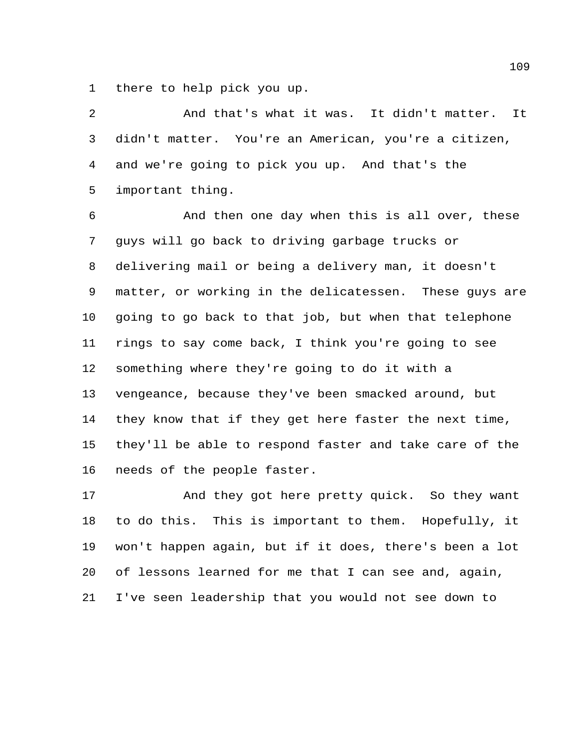there to help pick you up.

And that's what it was. It didn't matter. It didn't matter. You're an American, you're a citizen, and we're going to pick you up. And that's the important thing.

And then one day when this is all over, these guys will go back to driving garbage trucks or delivering mail or being a delivery man, it doesn't matter, or working in the delicatessen. These guys are going to go back to that job, but when that telephone rings to say come back, I think you're going to see something where they're going to do it with a vengeance, because they've been smacked around, but they know that if they get here faster the next time, they'll be able to respond faster and take care of the needs of the people faster.

And they got here pretty quick. So they want to do this. This is important to them. Hopefully, it won't happen again, but if it does, there's been a lot of lessons learned for me that I can see and, again, I've seen leadership that you would not see down to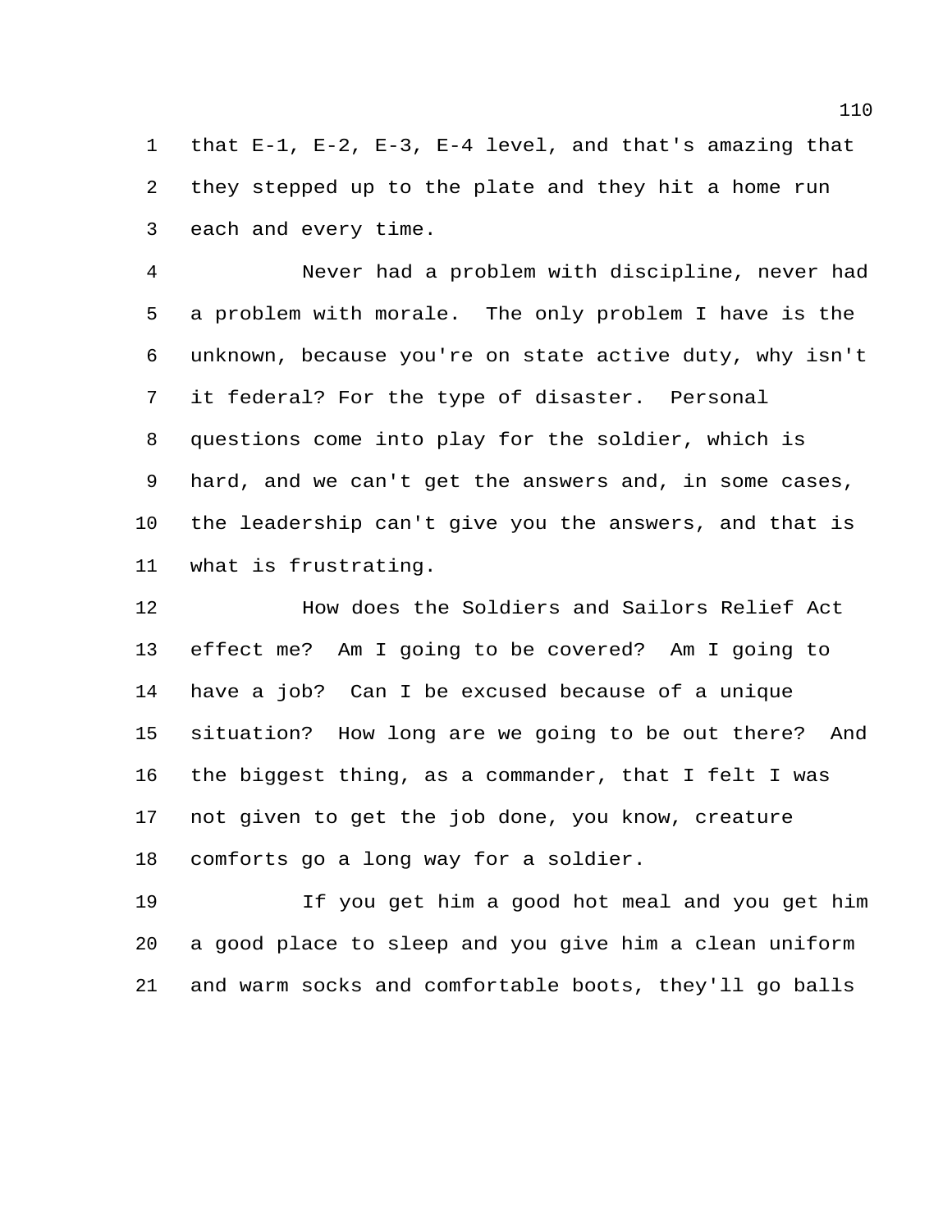that E-1, E-2, E-3, E-4 level, and that's amazing that they stepped up to the plate and they hit a home run each and every time.

Never had a problem with discipline, never had a problem with morale. The only problem I have is the unknown, because you're on state active duty, why isn't it federal? For the type of disaster. Personal questions come into play for the soldier, which is hard, and we can't get the answers and, in some cases, the leadership can't give you the answers, and that is what is frustrating.

How does the Soldiers and Sailors Relief Act effect me? Am I going to be covered? Am I going to have a job? Can I be excused because of a unique situation? How long are we going to be out there? And the biggest thing, as a commander, that I felt I was not given to get the job done, you know, creature comforts go a long way for a soldier.

If you get him a good hot meal and you get him a good place to sleep and you give him a clean uniform and warm socks and comfortable boots, they'll go balls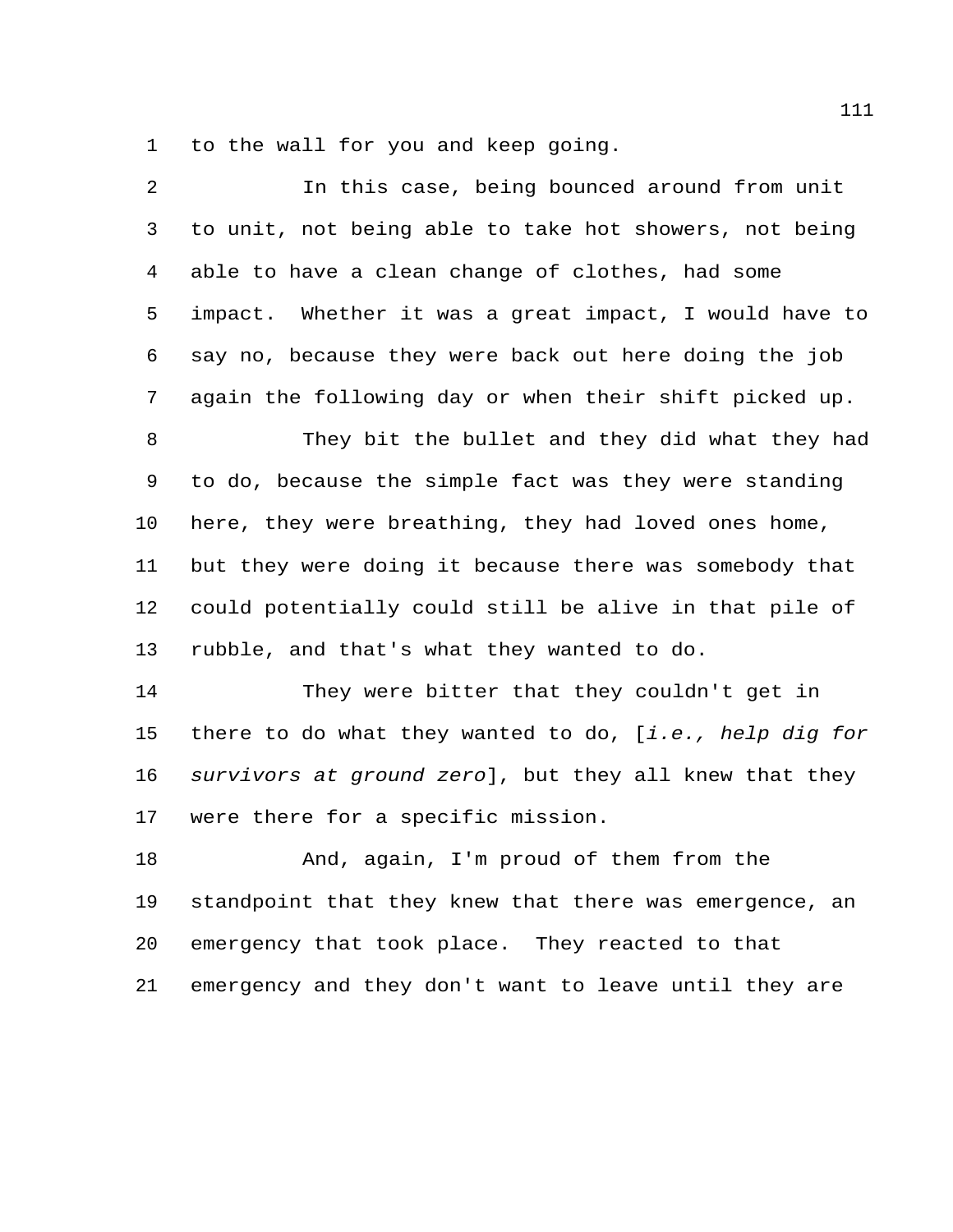to the wall for you and keep going.

In this case, being bounced around from unit to unit, not being able to take hot showers, not being able to have a clean change of clothes, had some impact. Whether it was a great impact, I would have to say no, because they were back out here doing the job again the following day or when their shift picked up.

They bit the bullet and they did what they had to do, because the simple fact was they were standing here, they were breathing, they had loved ones home, but they were doing it because there was somebody that could potentially could still be alive in that pile of rubble, and that's what they wanted to do.

They were bitter that they couldn't get in there to do what they wanted to do, [*i.e., help dig for survivors at ground zero*], but they all knew that they were there for a specific mission.

And, again, I'm proud of them from the standpoint that they knew that there was emergence, an emergency that took place. They reacted to that emergency and they don't want to leave until they are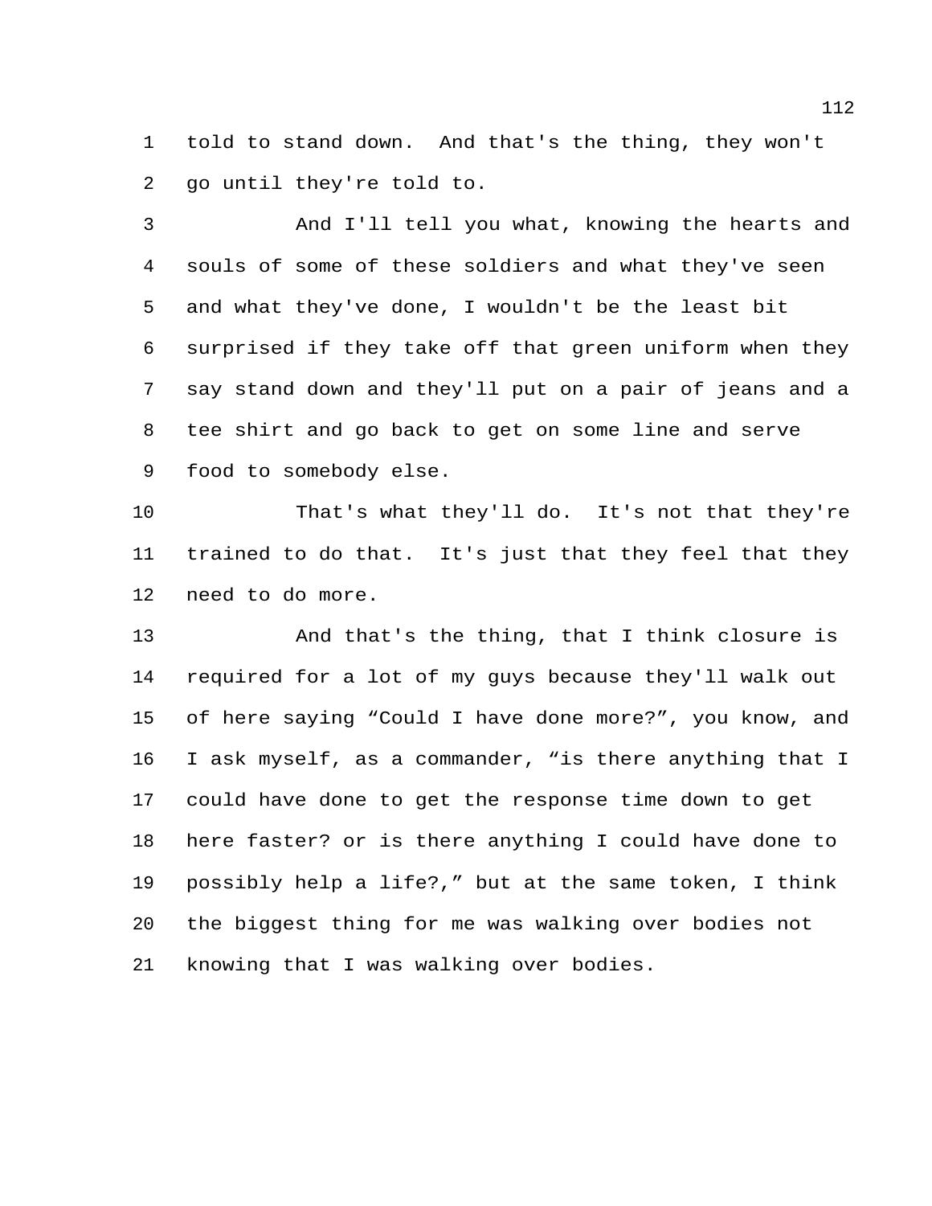told to stand down. And that's the thing, they won't go until they're told to.

And I'll tell you what, knowing the hearts and souls of some of these soldiers and what they've seen and what they've done, I wouldn't be the least bit surprised if they take off that green uniform when they say stand down and they'll put on a pair of jeans and a tee shirt and go back to get on some line and serve food to somebody else.

That's what they'll do. It's not that they're trained to do that. It's just that they feel that they need to do more.

And that's the thing, that I think closure is required for a lot of my guys because they'll walk out of here saying "Could I have done more?", you know, and I ask myself, as a commander, "is there anything that I could have done to get the response time down to get here faster? or is there anything I could have done to possibly help a life?," but at the same token, I think the biggest thing for me was walking over bodies not knowing that I was walking over bodies.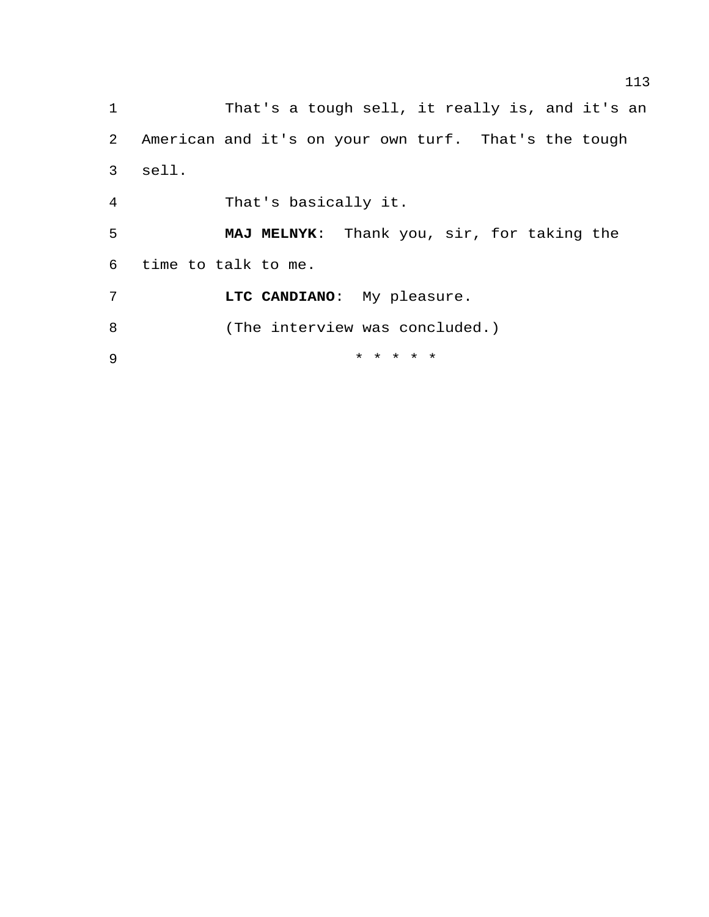That's a tough sell, it really is, and it's an American and it's on your own turf. That's the tough sell.

That's basically it.

**MAJ MELNYK**: Thank you, sir, for taking the time to talk to me.

**LTC CANDIANO**: My pleasure.

(The interview was concluded.)

* * * * *